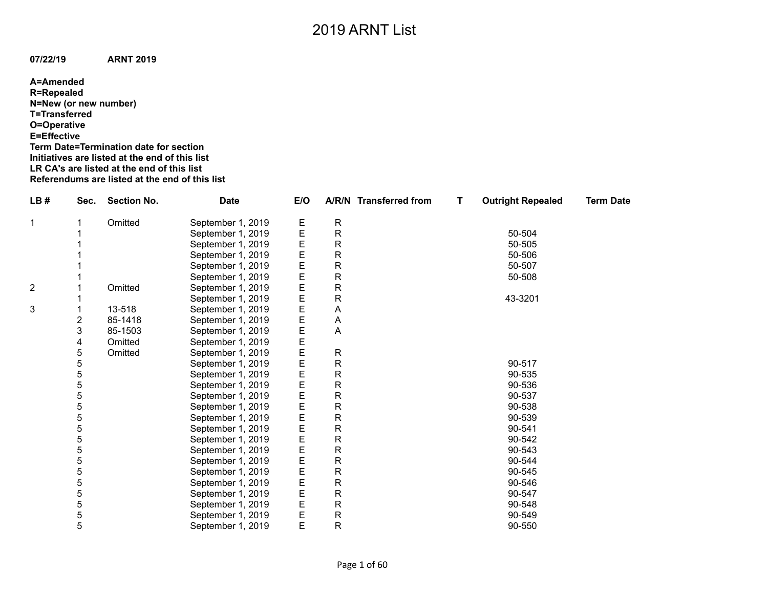# 2019 ARNT List

**07/22/19** **ARNT 2019**

**A=Amended**
**R=Repealed**
**N=New (or new number)**
**T=Transferred**
**O=Operative**
**E=Effective**
**Term Date=Termination date for section**
**Initiatives are listed at the end of this list**
**LR CA's are listed at the end of this list**
**Referendums are listed at the end of this list**

| LB # | Sec. | Section No. | Date | E/O | A/R/N | Transferred from | T | Outright Repealed | Term Date |
|---|---|---|---|---|---|---|---|---|---|
| 1 | 1 | Omitted | September 1, 2019 | E | R | | | | |
| | 1 | | September 1, 2019 | E | R | | | 50-504 | |
| | 1 | | September 1, 2019 | E | R | | | 50-505 | |
| | 1 | | September 1, 2019 | E | R | | | 50-506 | |
| | 1 | | September 1, 2019 | E | R | | | 50-507 | |
| | 1 | | September 1, 2019 | E | R | | | 50-508 | |
| 2 | 1 | Omitted | September 1, 2019 | E | R | | | | |
| | 1 | | September 1, 2019 | E | R | | | 43-3201 | |
| 3 | 1 | 13-518 | September 1, 2019 | E | A | | | | |
| | 2 | 85-1418 | September 1, 2019 | E | A | | | | |
| | 3 | 85-1503 | September 1, 2019 | E | A | | | | |
| | 4 | Omitted | September 1, 2019 | E | | | | | |
| | 5 | Omitted | September 1, 2019 | E | R | | | | |
| | 5 | | September 1, 2019 | E | R | | | 90-517 | |
| | 5 | | September 1, 2019 | E | R | | | 90-535 | |
| | 5 | | September 1, 2019 | E | R | | | 90-536 | |
| | 5 | | September 1, 2019 | E | R | | | 90-537 | |
| | 5 | | September 1, 2019 | E | R | | | 90-538 | |
| | 5 | | September 1, 2019 | E | R | | | 90-539 | |
| | 5 | | September 1, 2019 | E | R | | | 90-541 | |
| | 5 | | September 1, 2019 | E | R | | | 90-542 | |
| | 5 | | September 1, 2019 | E | R | | | 90-543 | |
| | 5 | | September 1, 2019 | E | R | | | 90-544 | |
| | 5 | | September 1, 2019 | E | R | | | 90-545 | |
| | 5 | | September 1, 2019 | E | R | | | 90-546 | |
| | 5 | | September 1, 2019 | E | R | | | 90-547 | |
| | 5 | | September 1, 2019 | E | R | | | 90-548 | |
| | 5 | | September 1, 2019 | E | R | | | 90-549 | |
| | 5 | | September 1, 2019 | E | R | | | 90-550 | |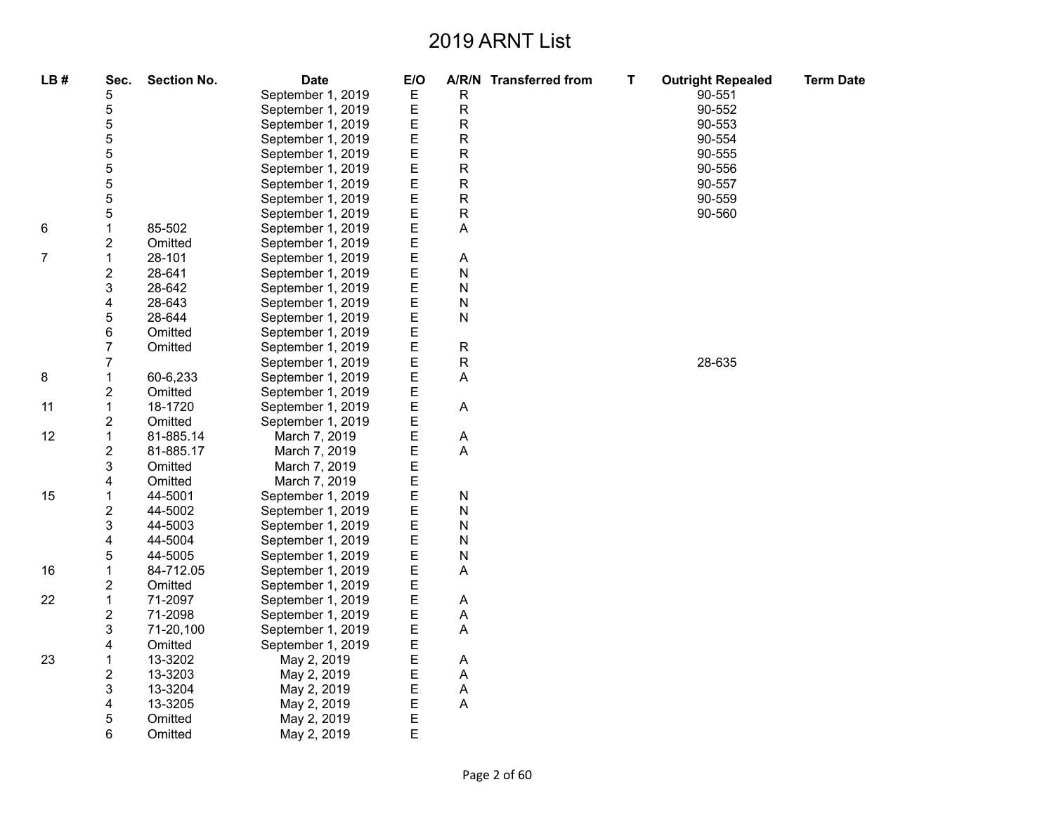# 2019 ARNT List

| LB # | Sec. | Section No. | Date | E/O | A/R/N | Transferred from | T | Outright Repealed | Term Date |
|---|---|---|---|---|---|---|---|---|---|
| | 5 | | September 1, 2019 | E | R | | | 90-551 | |
| | 5 | | September 1, 2019 | E | R | | | 90-552 | |
| | 5 | | September 1, 2019 | E | R | | | 90-553 | |
| | 5 | | September 1, 2019 | E | R | | | 90-554 | |
| | 5 | | September 1, 2019 | E | R | | | 90-555 | |
| | 5 | | September 1, 2019 | E | R | | | 90-556 | |
| | 5 | | September 1, 2019 | E | R | | | 90-557 | |
| | 5 | | September 1, 2019 | E | R | | | 90-559 | |
| | 5 | | September 1, 2019 | E | R | | | 90-560 | |
| 6 | 1 | 85-502 | September 1, 2019 | E | A | | | | |
| | 2 | Omitted | September 1, 2019 | E | | | | | |
| 7 | 1 | 28-101 | September 1, 2019 | E | A | | | | |
| | 2 | 28-641 | September 1, 2019 | E | N | | | | |
| | 3 | 28-642 | September 1, 2019 | E | N | | | | |
| | 4 | 28-643 | September 1, 2019 | E | N | | | | |
| | 5 | 28-644 | September 1, 2019 | E | N | | | | |
| | 6 | Omitted | September 1, 2019 | E | | | | | |
| | 7 | Omitted | September 1, 2019 | E | R | | | | |
| | 7 | | September 1, 2019 | E | R | | | 28-635 | |
| 8 | 1 | 60-6,233 | September 1, 2019 | E | A | | | | |
| | 2 | Omitted | September 1, 2019 | E | | | | | |
| 11 | 1 | 18-1720 | September 1, 2019 | E | A | | | | |
| | 2 | Omitted | September 1, 2019 | E | | | | | |
| 12 | 1 | 81-885.14 | March 7, 2019 | E | A | | | | |
| | 2 | 81-885.17 | March 7, 2019 | E | A | | | | |
| | 3 | Omitted | March 7, 2019 | E | | | | | |
| | 4 | Omitted | March 7, 2019 | E | | | | | |
| 15 | 1 | 44-5001 | September 1, 2019 | E | N | | | | |
| | 2 | 44-5002 | September 1, 2019 | E | N | | | | |
| | 3 | 44-5003 | September 1, 2019 | E | N | | | | |
| | 4 | 44-5004 | September 1, 2019 | E | N | | | | |
| | 5 | 44-5005 | September 1, 2019 | E | N | | | | |
| 16 | 1 | 84-712.05 | September 1, 2019 | E | A | | | | |
| | 2 | Omitted | September 1, 2019 | E | | | | | |
| 22 | 1 | 71-2097 | September 1, 2019 | E | A | | | | |
| | 2 | 71-2098 | September 1, 2019 | E | A | | | | |
| | 3 | 71-20,100 | September 1, 2019 | E | A | | | | |
| | 4 | Omitted | September 1, 2019 | E | | | | | |
| 23 | 1 | 13-3202 | May 2, 2019 | E | A | | | | |
| | 2 | 13-3203 | May 2, 2019 | E | A | | | | |
| | 3 | 13-3204 | May 2, 2019 | E | A | | | | |
| | 4 | 13-3205 | May 2, 2019 | E | A | | | | |
| | 5 | Omitted | May 2, 2019 | E | | | | | |
| | 6 | Omitted | May 2, 2019 | E | | | | | |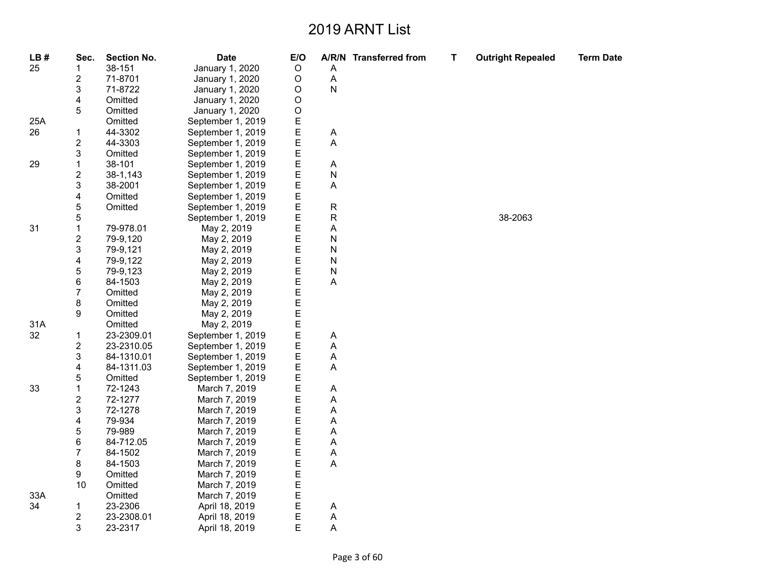# 2019 ARNT List

| LB # | Sec. | Section No. | Date | E/O | A/R/N | Transferred from | T | Outright Repealed | Term Date |
|---|---|---|---|---|---|---|---|---|---|
| 25 | 1 | 38-151 | January 1, 2020 | O | A | | | | |
| | 2 | 71-8701 | January 1, 2020 | O | A | | | | |
| | 3 | 71-8722 | January 1, 2020 | O | N | | | | |
| | 4 | Omitted | January 1, 2020 | O | | | | | |
| | 5 | Omitted | January 1, 2020 | O | | | | | |
| 25A | | Omitted | September 1, 2019 | E | | | | | |
| 26 | 1 | 44-3302 | September 1, 2019 | E | A | | | | |
| | 2 | 44-3303 | September 1, 2019 | E | A | | | | |
| | 3 | Omitted | September 1, 2019 | E | | | | | |
| 29 | 1 | 38-101 | September 1, 2019 | E | A | | | | |
| | 2 | 38-1,143 | September 1, 2019 | E | N | | | | |
| | 3 | 38-2001 | September 1, 2019 | E | A | | | | |
| | 4 | Omitted | September 1, 2019 | E | | | | | |
| | 5 | Omitted | September 1, 2019 | E | R | | | | |
| | 5 | | September 1, 2019 | E | R | | | 38-2063 | |
| 31 | 1 | 79-978.01 | May 2, 2019 | E | A | | | | |
| | 2 | 79-9,120 | May 2, 2019 | E | N | | | | |
| | 3 | 79-9,121 | May 2, 2019 | E | N | | | | |
| | 4 | 79-9,122 | May 2, 2019 | E | N | | | | |
| | 5 | 79-9,123 | May 2, 2019 | E | N | | | | |
| | 6 | 84-1503 | May 2, 2019 | E | A | | | | |
| | 7 | Omitted | May 2, 2019 | E | | | | | |
| | 8 | Omitted | May 2, 2019 | E | | | | | |
| | 9 | Omitted | May 2, 2019 | E | | | | | |
| 31A | | Omitted | May 2, 2019 | E | | | | | |
| 32 | 1 | 23-2309.01 | September 1, 2019 | E | A | | | | |
| | 2 | 23-2310.05 | September 1, 2019 | E | A | | | | |
| | 3 | 84-1310.01 | September 1, 2019 | E | A | | | | |
| | 4 | 84-1311.03 | September 1, 2019 | E | A | | | | |
| | 5 | Omitted | September 1, 2019 | E | | | | | |
| 33 | 1 | 72-1243 | March 7, 2019 | E | A | | | | |
| | 2 | 72-1277 | March 7, 2019 | E | A | | | | |
| | 3 | 72-1278 | March 7, 2019 | E | A | | | | |
| | 4 | 79-934 | March 7, 2019 | E | A | | | | |
| | 5 | 79-989 | March 7, 2019 | E | A | | | | |
| | 6 | 84-712.05 | March 7, 2019 | E | A | | | | |
| | 7 | 84-1502 | March 7, 2019 | E | A | | | | |
| | 8 | 84-1503 | March 7, 2019 | E | A | | | | |
| | 9 | Omitted | March 7, 2019 | E | | | | | |
| | 10 | Omitted | March 7, 2019 | E | | | | | |
| 33A | | Omitted | March 7, 2019 | E | | | | | |
| 34 | 1 | 23-2306 | April 18, 2019 | E | A | | | | |
| | 2 | 23-2308.01 | April 18, 2019 | E | A | | | | |
| | 3 | 23-2317 | April 18, 2019 | E | A | | | | |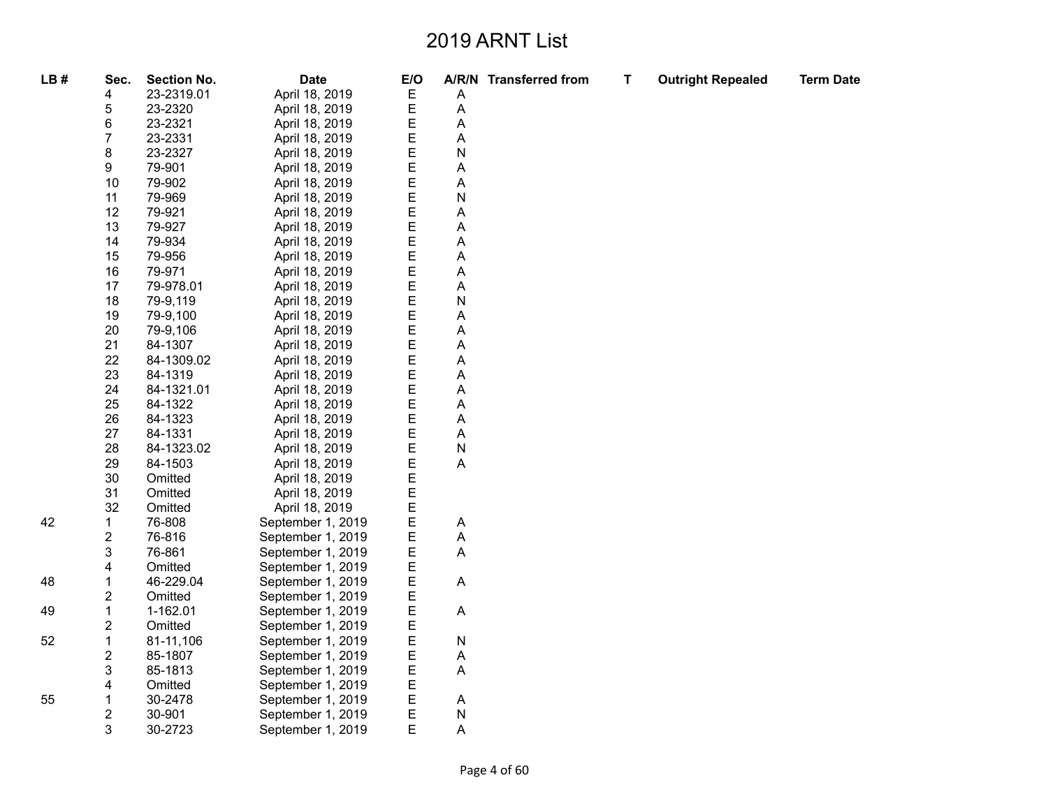# 2019 ARNT List

| LB # | Sec. | Section No. | Date | E/O | A/R/N | Transferred from | T | Outright Repealed | Term Date |
|---|---|---|---|---|---|---|---|---|---|
| | 4 | 23-2319.01 | April 18, 2019 | E | A | | | | |
| | 5 | 23-2320 | April 18, 2019 | E | A | | | | |
| | 6 | 23-2321 | April 18, 2019 | E | A | | | | |
| | 7 | 23-2331 | April 18, 2019 | E | A | | | | |
| | 8 | 23-2327 | April 18, 2019 | E | N | | | | |
| | 9 | 79-901 | April 18, 2019 | E | A | | | | |
| | 10 | 79-902 | April 18, 2019 | E | A | | | | |
| | 11 | 79-969 | April 18, 2019 | E | N | | | | |
| | 12 | 79-921 | April 18, 2019 | E | A | | | | |
| | 13 | 79-927 | April 18, 2019 | E | A | | | | |
| | 14 | 79-934 | April 18, 2019 | E | A | | | | |
| | 15 | 79-956 | April 18, 2019 | E | A | | | | |
| | 16 | 79-971 | April 18, 2019 | E | A | | | | |
| | 17 | 79-978.01 | April 18, 2019 | E | A | | | | |
| | 18 | 79-9,119 | April 18, 2019 | E | N | | | | |
| | 19 | 79-9,100 | April 18, 2019 | E | A | | | | |
| | 20 | 79-9,106 | April 18, 2019 | E | A | | | | |
| | 21 | 84-1307 | April 18, 2019 | E | A | | | | |
| | 22 | 84-1309.02 | April 18, 2019 | E | A | | | | |
| | 23 | 84-1319 | April 18, 2019 | E | A | | | | |
| | 24 | 84-1321.01 | April 18, 2019 | E | A | | | | |
| | 25 | 84-1322 | April 18, 2019 | E | A | | | | |
| | 26 | 84-1323 | April 18, 2019 | E | A | | | | |
| | 27 | 84-1331 | April 18, 2019 | E | A | | | | |
| | 28 | 84-1323.02 | April 18, 2019 | E | N | | | | |
| | 29 | 84-1503 | April 18, 2019 | E | A | | | | |
| | 30 | Omitted | April 18, 2019 | E | | | | | |
| | 31 | Omitted | April 18, 2019 | E | | | | | |
| | 32 | Omitted | April 18, 2019 | E | | | | | |
| 42 | 1 | 76-808 | September 1, 2019 | E | A | | | | |
| | 2 | 76-816 | September 1, 2019 | E | A | | | | |
| | 3 | 76-861 | September 1, 2019 | E | A | | | | |
| | 4 | Omitted | September 1, 2019 | E | | | | | |
| 48 | 1 | 46-229.04 | September 1, 2019 | E | A | | | | |
| | 2 | Omitted | September 1, 2019 | E | | | | | |
| 49 | 1 | 1-162.01 | September 1, 2019 | E | A | | | | |
| | 2 | Omitted | September 1, 2019 | E | | | | | |
| 52 | 1 | 81-11,106 | September 1, 2019 | E | N | | | | |
| | 2 | 85-1807 | September 1, 2019 | E | A | | | | |
| | 3 | 85-1813 | September 1, 2019 | E | A | | | | |
| | 4 | Omitted | September 1, 2019 | E | | | | | |
| 55 | 1 | 30-2478 | September 1, 2019 | E | A | | | | |
| | 2 | 30-901 | September 1, 2019 | E | N | | | | |
| | 3 | 30-2723 | September 1, 2019 | E | A | | | | |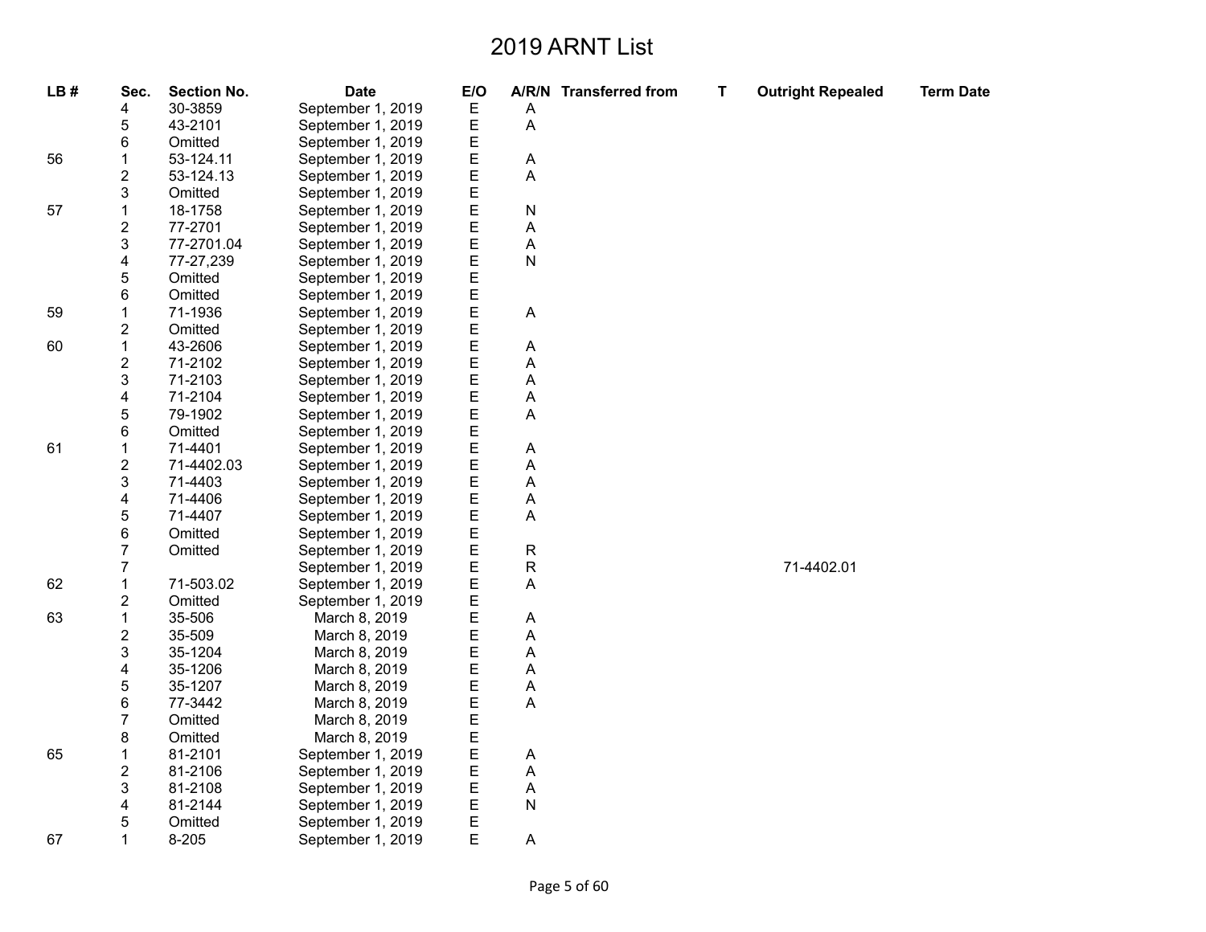# 2019 ARNT List

| LB # | Sec. | Section No. | Date | E/O | A/R/N | Transferred from | T | Outright Repealed | Term Date |
|---|---|---|---|---|---|---|---|---|---|
| | 4 | 30-3859 | September 1, 2019 | E | A | | | | |
| | 5 | 43-2101 | September 1, 2019 | E | A | | | | |
| | 6 | Omitted | September 1, 2019 | E | | | | | |
| 56 | 1 | 53-124.11 | September 1, 2019 | E | A | | | | |
| | 2 | 53-124.13 | September 1, 2019 | E | A | | | | |
| | 3 | Omitted | September 1, 2019 | E | | | | | |
| 57 | 1 | 18-1758 | September 1, 2019 | E | N | | | | |
| | 2 | 77-2701 | September 1, 2019 | E | A | | | | |
| | 3 | 77-2701.04 | September 1, 2019 | E | A | | | | |
| | 4 | 77-27,239 | September 1, 2019 | E | N | | | | |
| | 5 | Omitted | September 1, 2019 | E | | | | | |
| | 6 | Omitted | September 1, 2019 | E | | | | | |
| 59 | 1 | 71-1936 | September 1, 2019 | E | A | | | | |
| | 2 | Omitted | September 1, 2019 | E | | | | | |
| 60 | 1 | 43-2606 | September 1, 2019 | E | A | | | | |
| | 2 | 71-2102 | September 1, 2019 | E | A | | | | |
| | 3 | 71-2103 | September 1, 2019 | E | A | | | | |
| | 4 | 71-2104 | September 1, 2019 | E | A | | | | |
| | 5 | 79-1902 | September 1, 2019 | E | A | | | | |
| | 6 | Omitted | September 1, 2019 | E | | | | | |
| 61 | 1 | 71-4401 | September 1, 2019 | E | A | | | | |
| | 2 | 71-4402.03 | September 1, 2019 | E | A | | | | |
| | 3 | 71-4403 | September 1, 2019 | E | A | | | | |
| | 4 | 71-4406 | September 1, 2019 | E | A | | | | |
| | 5 | 71-4407 | September 1, 2019 | E | A | | | | |
| | 6 | Omitted | September 1, 2019 | E | | | | | |
| | 7 | Omitted | September 1, 2019 | E | R | | | | |
| | 7 | | September 1, 2019 | E | R | | | 71-4402.01 | |
| 62 | 1 | 71-503.02 | September 1, 2019 | E | A | | | | |
| | 2 | Omitted | September 1, 2019 | E | | | | | |
| 63 | 1 | 35-506 | March 8, 2019 | E | A | | | | |
| | 2 | 35-509 | March 8, 2019 | E | A | | | | |
| | 3 | 35-1204 | March 8, 2019 | E | A | | | | |
| | 4 | 35-1206 | March 8, 2019 | E | A | | | | |
| | 5 | 35-1207 | March 8, 2019 | E | A | | | | |
| | 6 | 77-3442 | March 8, 2019 | E | A | | | | |
| | 7 | Omitted | March 8, 2019 | E | | | | | |
| | 8 | Omitted | March 8, 2019 | E | | | | | |
| 65 | 1 | 81-2101 | September 1, 2019 | E | A | | | | |
| | 2 | 81-2106 | September 1, 2019 | E | A | | | | |
| | 3 | 81-2108 | September 1, 2019 | E | A | | | | |
| | 4 | 81-2144 | September 1, 2019 | E | N | | | | |
| | 5 | Omitted | September 1, 2019 | E | | | | | |
| 67 | 1 | 8-205 | September 1, 2019 | E | A | | | | |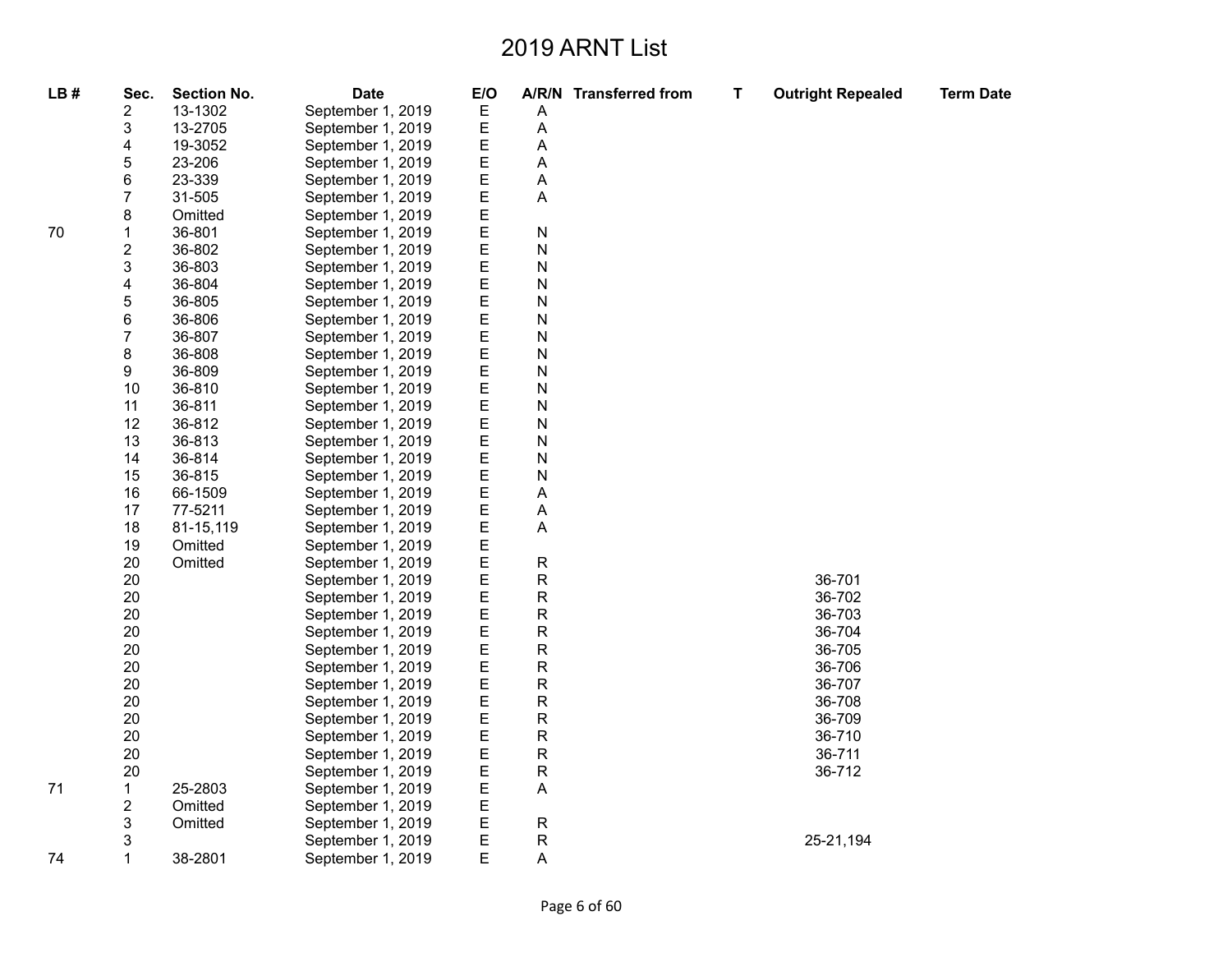# 2019 ARNT List

| LB # | Sec. | Section No. | Date | E/O | A/R/N | Transferred from | T | Outright Repealed | Term Date |
|---|---|---|---|---|---|---|---|---|---|
| | 2 | 13-1302 | September 1, 2019 | E | A | | | | |
| | 3 | 13-2705 | September 1, 2019 | E | A | | | | |
| | 4 | 19-3052 | September 1, 2019 | E | A | | | | |
| | 5 | 23-206 | September 1, 2019 | E | A | | | | |
| | 6 | 23-339 | September 1, 2019 | E | A | | | | |
| | 7 | 31-505 | September 1, 2019 | E | A | | | | |
| | 8 | Omitted | September 1, 2019 | E | | | | | |
| 70 | 1 | 36-801 | September 1, 2019 | E | N | | | | |
| | 2 | 36-802 | September 1, 2019 | E | N | | | | |
| | 3 | 36-803 | September 1, 2019 | E | N | | | | |
| | 4 | 36-804 | September 1, 2019 | E | N | | | | |
| | 5 | 36-805 | September 1, 2019 | E | N | | | | |
| | 6 | 36-806 | September 1, 2019 | E | N | | | | |
| | 7 | 36-807 | September 1, 2019 | E | N | | | | |
| | 8 | 36-808 | September 1, 2019 | E | N | | | | |
| | 9 | 36-809 | September 1, 2019 | E | N | | | | |
| | 10 | 36-810 | September 1, 2019 | E | N | | | | |
| | 11 | 36-811 | September 1, 2019 | E | N | | | | |
| | 12 | 36-812 | September 1, 2019 | E | N | | | | |
| | 13 | 36-813 | September 1, 2019 | E | N | | | | |
| | 14 | 36-814 | September 1, 2019 | E | N | | | | |
| | 15 | 36-815 | September 1, 2019 | E | N | | | | |
| | 16 | 66-1509 | September 1, 2019 | E | A | | | | |
| | 17 | 77-5211 | September 1, 2019 | E | A | | | | |
| | 18 | 81-15,119 | September 1, 2019 | E | A | | | | |
| | 19 | Omitted | September 1, 2019 | E | | | | | |
| | 20 | Omitted | September 1, 2019 | E | R | | | | |
| | 20 | | September 1, 2019 | E | R | | | 36-701 | |
| | 20 | | September 1, 2019 | E | R | | | 36-702 | |
| | 20 | | September 1, 2019 | E | R | | | 36-703 | |
| | 20 | | September 1, 2019 | E | R | | | 36-704 | |
| | 20 | | September 1, 2019 | E | R | | | 36-705 | |
| | 20 | | September 1, 2019 | E | R | | | 36-706 | |
| | 20 | | September 1, 2019 | E | R | | | 36-707 | |
| | 20 | | September 1, 2019 | E | R | | | 36-708 | |
| | 20 | | September 1, 2019 | E | R | | | 36-709 | |
| | 20 | | September 1, 2019 | E | R | | | 36-710 | |
| | 20 | | September 1, 2019 | E | R | | | 36-711 | |
| | 20 | | September 1, 2019 | E | R | | | 36-712 | |
| 71 | 1 | 25-2803 | September 1, 2019 | E | A | | | | |
| | 2 | Omitted | September 1, 2019 | E | | | | | |
| | 3 | Omitted | September 1, 2019 | E | R | | | | |
| | 3 | | September 1, 2019 | E | R | | | 25-21,194 | |
| 74 | 1 | 38-2801 | September 1, 2019 | E | A | | | | |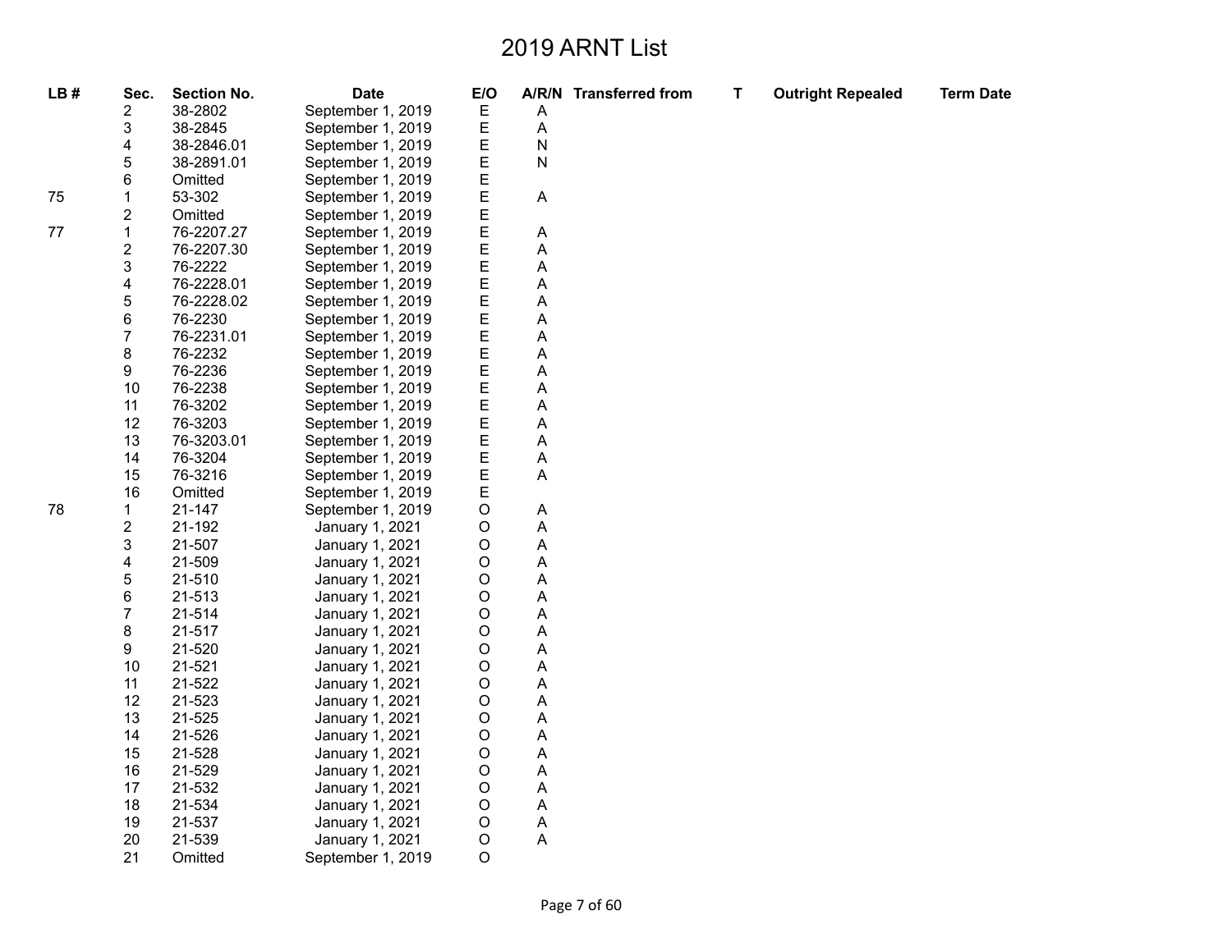# 2019 ARNT List

| LB # | Sec. | Section No. | Date | E/O | A/R/N | Transferred from | T | Outright Repealed | Term Date |
|---|---|---|---|---|---|---|---|---|---|
| | 2 | 38-2802 | September 1, 2019 | E | A | | | | |
| | 3 | 38-2845 | September 1, 2019 | E | A | | | | |
| | 4 | 38-2846.01 | September 1, 2019 | E | N | | | | |
| | 5 | 38-2891.01 | September 1, 2019 | E | N | | | | |
| | 6 | Omitted | September 1, 2019 | E | | | | | |
| 75 | 1 | 53-302 | September 1, 2019 | E | A | | | | |
| | 2 | Omitted | September 1, 2019 | E | | | | | |
| 77 | 1 | 76-2207.27 | September 1, 2019 | E | A | | | | |
| | 2 | 76-2207.30 | September 1, 2019 | E | A | | | | |
| | 3 | 76-2222 | September 1, 2019 | E | A | | | | |
| | 4 | 76-2228.01 | September 1, 2019 | E | A | | | | |
| | 5 | 76-2228.02 | September 1, 2019 | E | A | | | | |
| | 6 | 76-2230 | September 1, 2019 | E | A | | | | |
| | 7 | 76-2231.01 | September 1, 2019 | E | A | | | | |
| | 8 | 76-2232 | September 1, 2019 | E | A | | | | |
| | 9 | 76-2236 | September 1, 2019 | E | A | | | | |
| | 10 | 76-2238 | September 1, 2019 | E | A | | | | |
| | 11 | 76-3202 | September 1, 2019 | E | A | | | | |
| | 12 | 76-3203 | September 1, 2019 | E | A | | | | |
| | 13 | 76-3203.01 | September 1, 2019 | E | A | | | | |
| | 14 | 76-3204 | September 1, 2019 | E | A | | | | |
| | 15 | 76-3216 | September 1, 2019 | E | A | | | | |
| | 16 | Omitted | September 1, 2019 | E | | | | | |
| 78 | 1 | 21-147 | September 1, 2019 | O | A | | | | |
| | 2 | 21-192 | January 1, 2021 | O | A | | | | |
| | 3 | 21-507 | January 1, 2021 | O | A | | | | |
| | 4 | 21-509 | January 1, 2021 | O | A | | | | |
| | 5 | 21-510 | January 1, 2021 | O | A | | | | |
| | 6 | 21-513 | January 1, 2021 | O | A | | | | |
| | 7 | 21-514 | January 1, 2021 | O | A | | | | |
| | 8 | 21-517 | January 1, 2021 | O | A | | | | |
| | 9 | 21-520 | January 1, 2021 | O | A | | | | |
| | 10 | 21-521 | January 1, 2021 | O | A | | | | |
| | 11 | 21-522 | January 1, 2021 | O | A | | | | |
| | 12 | 21-523 | January 1, 2021 | O | A | | | | |
| | 13 | 21-525 | January 1, 2021 | O | A | | | | |
| | 14 | 21-526 | January 1, 2021 | O | A | | | | |
| | 15 | 21-528 | January 1, 2021 | O | A | | | | |
| | 16 | 21-529 | January 1, 2021 | O | A | | | | |
| | 17 | 21-532 | January 1, 2021 | O | A | | | | |
| | 18 | 21-534 | January 1, 2021 | O | A | | | | |
| | 19 | 21-537 | January 1, 2021 | O | A | | | | |
| | 20 | 21-539 | January 1, 2021 | O | A | | | | |
| | 21 | Omitted | September 1, 2019 | O | | | | | |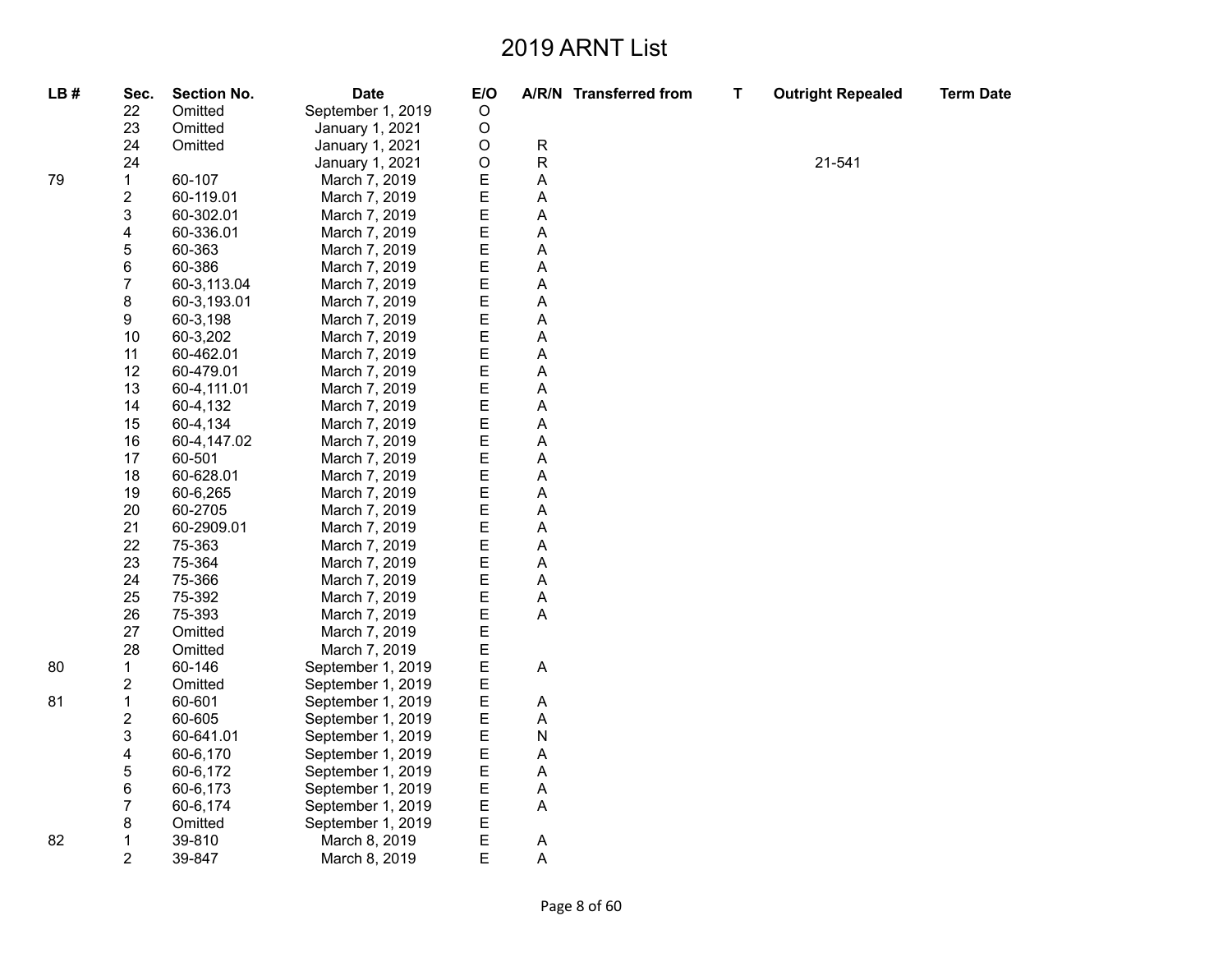# 2019 ARNT List

| LB # | Sec. | Section No. | Date | E/O | A/R/N | Transferred from | T | Outright Repealed | Term Date |
|---|---|---|---|---|---|---|---|---|---|
| | 22 | Omitted | September 1, 2019 | O | | | | | |
| | 23 | Omitted | January 1, 2021 | O | | | | | |
| | 24 | Omitted | January 1, 2021 | O | R | | | | |
| | 24 | | January 1, 2021 | O | R | | | 21-541 | |
| 79 | 1 | 60-107 | March 7, 2019 | E | A | | | | |
| | 2 | 60-119.01 | March 7, 2019 | E | A | | | | |
| | 3 | 60-302.01 | March 7, 2019 | E | A | | | | |
| | 4 | 60-336.01 | March 7, 2019 | E | A | | | | |
| | 5 | 60-363 | March 7, 2019 | E | A | | | | |
| | 6 | 60-386 | March 7, 2019 | E | A | | | | |
| | 7 | 60-3,113.04 | March 7, 2019 | E | A | | | | |
| | 8 | 60-3,193.01 | March 7, 2019 | E | A | | | | |
| | 9 | 60-3,198 | March 7, 2019 | E | A | | | | |
| | 10 | 60-3,202 | March 7, 2019 | E | A | | | | |
| | 11 | 60-462.01 | March 7, 2019 | E | A | | | | |
| | 12 | 60-479.01 | March 7, 2019 | E | A | | | | |
| | 13 | 60-4,111.01 | March 7, 2019 | E | A | | | | |
| | 14 | 60-4,132 | March 7, 2019 | E | A | | | | |
| | 15 | 60-4,134 | March 7, 2019 | E | A | | | | |
| | 16 | 60-4,147.02 | March 7, 2019 | E | A | | | | |
| | 17 | 60-501 | March 7, 2019 | E | A | | | | |
| | 18 | 60-628.01 | March 7, 2019 | E | A | | | | |
| | 19 | 60-6,265 | March 7, 2019 | E | A | | | | |
| | 20 | 60-2705 | March 7, 2019 | E | A | | | | |
| | 21 | 60-2909.01 | March 7, 2019 | E | A | | | | |
| | 22 | 75-363 | March 7, 2019 | E | A | | | | |
| | 23 | 75-364 | March 7, 2019 | E | A | | | | |
| | 24 | 75-366 | March 7, 2019 | E | A | | | | |
| | 25 | 75-392 | March 7, 2019 | E | A | | | | |
| | 26 | 75-393 | March 7, 2019 | E | A | | | | |
| | 27 | Omitted | March 7, 2019 | E | | | | | |
| | 28 | Omitted | March 7, 2019 | E | | | | | |
| 80 | 1 | 60-146 | September 1, 2019 | E | A | | | | |
| | 2 | Omitted | September 1, 2019 | E | | | | | |
| 81 | 1 | 60-601 | September 1, 2019 | E | A | | | | |
| | 2 | 60-605 | September 1, 2019 | E | A | | | | |
| | 3 | 60-641.01 | September 1, 2019 | E | N | | | | |
| | 4 | 60-6,170 | September 1, 2019 | E | A | | | | |
| | 5 | 60-6,172 | September 1, 2019 | E | A | | | | |
| | 6 | 60-6,173 | September 1, 2019 | E | A | | | | |
| | 7 | 60-6,174 | September 1, 2019 | E | A | | | | |
| | 8 | Omitted | September 1, 2019 | E | | | | | |
| 82 | 1 | 39-810 | March 8, 2019 | E | A | | | | |
| | 2 | 39-847 | March 8, 2019 | E | A | | | | |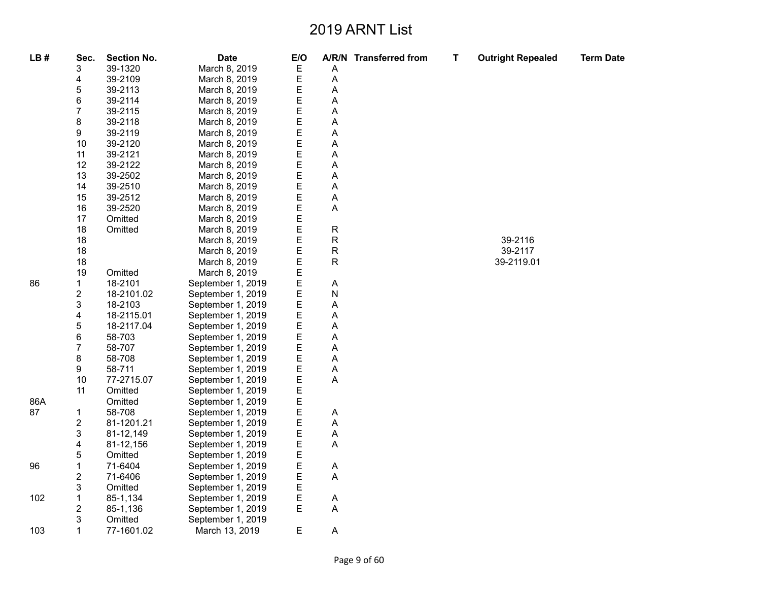# 2019 ARNT List

| LB # | Sec. | Section No. | Date | E/O | A/R/N | Transferred from | T | Outright Repealed | Term Date |
|---|---|---|---|---|---|---|---|---|---|
| | 3 | 39-1320 | March 8, 2019 | E | A | | | | |
| | 4 | 39-2109 | March 8, 2019 | E | A | | | | |
| | 5 | 39-2113 | March 8, 2019 | E | A | | | | |
| | 6 | 39-2114 | March 8, 2019 | E | A | | | | |
| | 7 | 39-2115 | March 8, 2019 | E | A | | | | |
| | 8 | 39-2118 | March 8, 2019 | E | A | | | | |
| | 9 | 39-2119 | March 8, 2019 | E | A | | | | |
| | 10 | 39-2120 | March 8, 2019 | E | A | | | | |
| | 11 | 39-2121 | March 8, 2019 | E | A | | | | |
| | 12 | 39-2122 | March 8, 2019 | E | A | | | | |
| | 13 | 39-2502 | March 8, 2019 | E | A | | | | |
| | 14 | 39-2510 | March 8, 2019 | E | A | | | | |
| | 15 | 39-2512 | March 8, 2019 | E | A | | | | |
| | 16 | 39-2520 | March 8, 2019 | E | A | | | | |
| | 17 | Omitted | March 8, 2019 | E | | | | | |
| | 18 | Omitted | March 8, 2019 | E | R | | | | |
| | 18 | | March 8, 2019 | E | R | | | 39-2116 | |
| | 18 | | March 8, 2019 | E | R | | | 39-2117 | |
| | 18 | | March 8, 2019 | E | R | | | 39-2119.01 | |
| | 19 | Omitted | March 8, 2019 | E | | | | | |
| 86 | 1 | 18-2101 | September 1, 2019 | E | A | | | | |
| | 2 | 18-2101.02 | September 1, 2019 | E | N | | | | |
| | 3 | 18-2103 | September 1, 2019 | E | A | | | | |
| | 4 | 18-2115.01 | September 1, 2019 | E | A | | | | |
| | 5 | 18-2117.04 | September 1, 2019 | E | A | | | | |
| | 6 | 58-703 | September 1, 2019 | E | A | | | | |
| | 7 | 58-707 | September 1, 2019 | E | A | | | | |
| | 8 | 58-708 | September 1, 2019 | E | A | | | | |
| | 9 | 58-711 | September 1, 2019 | E | A | | | | |
| | 10 | 77-2715.07 | September 1, 2019 | E | A | | | | |
| | 11 | Omitted | September 1, 2019 | E | | | | | |
| 86A | | Omitted | September 1, 2019 | E | | | | | |
| 87 | 1 | 58-708 | September 1, 2019 | E | A | | | | |
| | 2 | 81-1201.21 | September 1, 2019 | E | A | | | | |
| | 3 | 81-12,149 | September 1, 2019 | E | A | | | | |
| | 4 | 81-12,156 | September 1, 2019 | E | A | | | | |
| | 5 | Omitted | September 1, 2019 | E | | | | | |
| 96 | 1 | 71-6404 | September 1, 2019 | E | A | | | | |
| | 2 | 71-6406 | September 1, 2019 | E | A | | | | |
| | 3 | Omitted | September 1, 2019 | E | | | | | |
| 102 | 1 | 85-1,134 | September 1, 2019 | E | A | | | | |
| | 2 | 85-1,136 | September 1, 2019 | E | A | | | | |
| | 3 | Omitted | September 1, 2019 | | | | | | |
| 103 | 1 | 77-1601.02 | March 13, 2019 | E | A | | | | |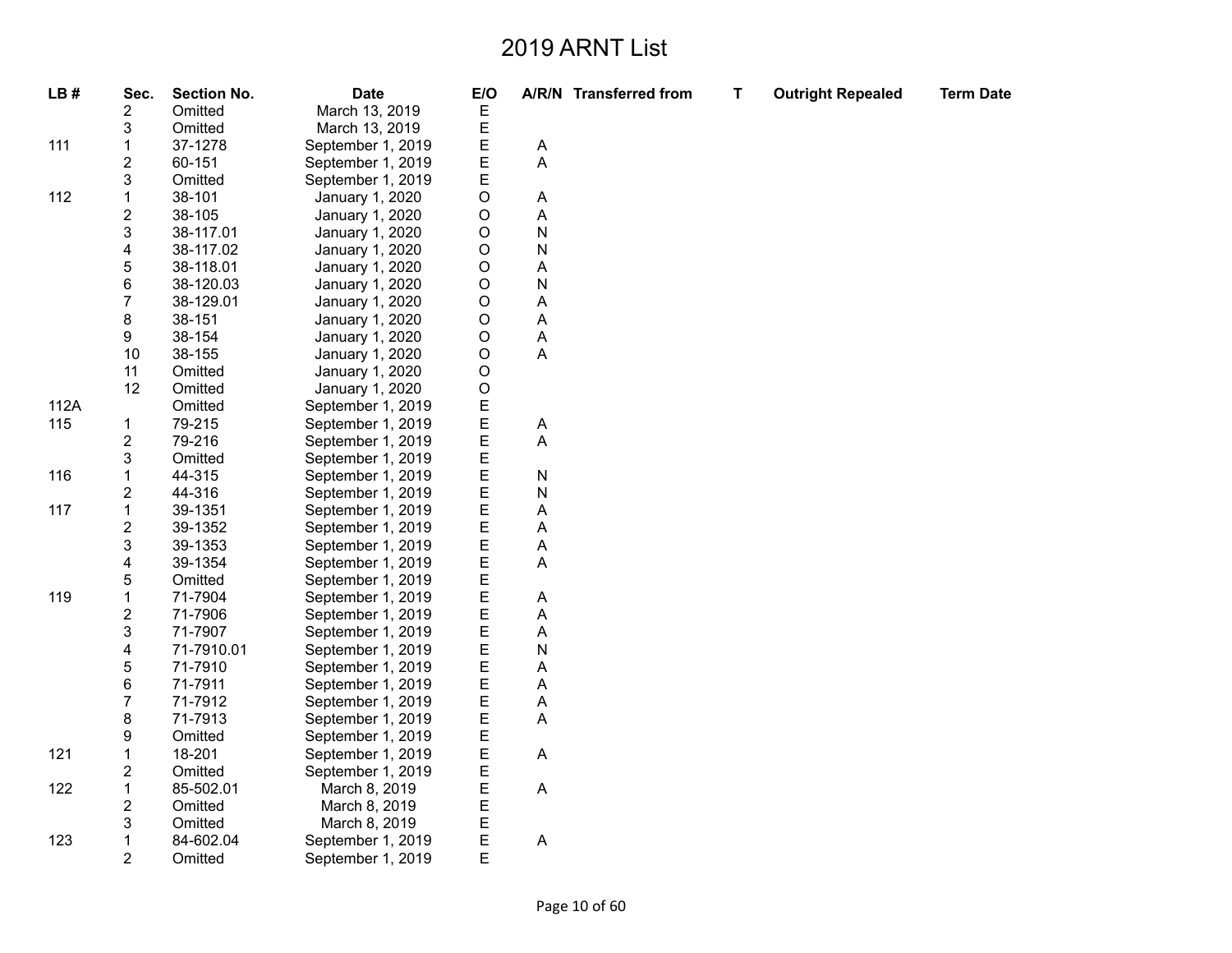# 2019 ARNT List

| LB # | Sec. | Section No. | Date | E/O | A/R/N | Transferred from | T | Outright Repealed | Term Date |
|---|---|---|---|---|---|---|---|---|---|
| | 2 | Omitted | March 13, 2019 | E | | | | | |
| | 3 | Omitted | March 13, 2019 | E | | | | | |
| 111 | 1 | 37-1278 | September 1, 2019 | E | A | | | | |
| | 2 | 60-151 | September 1, 2019 | E | A | | | | |
| | 3 | Omitted | September 1, 2019 | E | | | | | |
| 112 | 1 | 38-101 | January 1, 2020 | O | A | | | | |
| | 2 | 38-105 | January 1, 2020 | O | A | | | | |
| | 3 | 38-117.01 | January 1, 2020 | O | N | | | | |
| | 4 | 38-117.02 | January 1, 2020 | O | N | | | | |
| | 5 | 38-118.01 | January 1, 2020 | O | A | | | | |
| | 6 | 38-120.03 | January 1, 2020 | O | N | | | | |
| | 7 | 38-129.01 | January 1, 2020 | O | A | | | | |
| | 8 | 38-151 | January 1, 2020 | O | A | | | | |
| | 9 | 38-154 | January 1, 2020 | O | A | | | | |
| | 10 | 38-155 | January 1, 2020 | O | A | | | | |
| | 11 | Omitted | January 1, 2020 | O | | | | | |
| | 12 | Omitted | January 1, 2020 | O | | | | | |
| 112A | | Omitted | September 1, 2019 | E | | | | | |
| 115 | 1 | 79-215 | September 1, 2019 | E | A | | | | |
| | 2 | 79-216 | September 1, 2019 | E | A | | | | |
| | 3 | Omitted | September 1, 2019 | E | | | | | |
| 116 | 1 | 44-315 | September 1, 2019 | E | N | | | | |
| | 2 | 44-316 | September 1, 2019 | E | N | | | | |
| 117 | 1 | 39-1351 | September 1, 2019 | E | A | | | | |
| | 2 | 39-1352 | September 1, 2019 | E | A | | | | |
| | 3 | 39-1353 | September 1, 2019 | E | A | | | | |
| | 4 | 39-1354 | September 1, 2019 | E | A | | | | |
| | 5 | Omitted | September 1, 2019 | E | | | | | |
| 119 | 1 | 71-7904 | September 1, 2019 | E | A | | | | |
| | 2 | 71-7906 | September 1, 2019 | E | A | | | | |
| | 3 | 71-7907 | September 1, 2019 | E | A | | | | |
| | 4 | 71-7910.01 | September 1, 2019 | E | N | | | | |
| | 5 | 71-7910 | September 1, 2019 | E | A | | | | |
| | 6 | 71-7911 | September 1, 2019 | E | A | | | | |
| | 7 | 71-7912 | September 1, 2019 | E | A | | | | |
| | 8 | 71-7913 | September 1, 2019 | E | A | | | | |
| | 9 | Omitted | September 1, 2019 | E | | | | | |
| 121 | 1 | 18-201 | September 1, 2019 | E | A | | | | |
| | 2 | Omitted | September 1, 2019 | E | | | | | |
| 122 | 1 | 85-502.01 | March 8, 2019 | E | A | | | | |
| | 2 | Omitted | March 8, 2019 | E | | | | | |
| | 3 | Omitted | March 8, 2019 | E | | | | | |
| 123 | 1 | 84-602.04 | September 1, 2019 | E | A | | | | |
| | 2 | Omitted | September 1, 2019 | E | | | | | |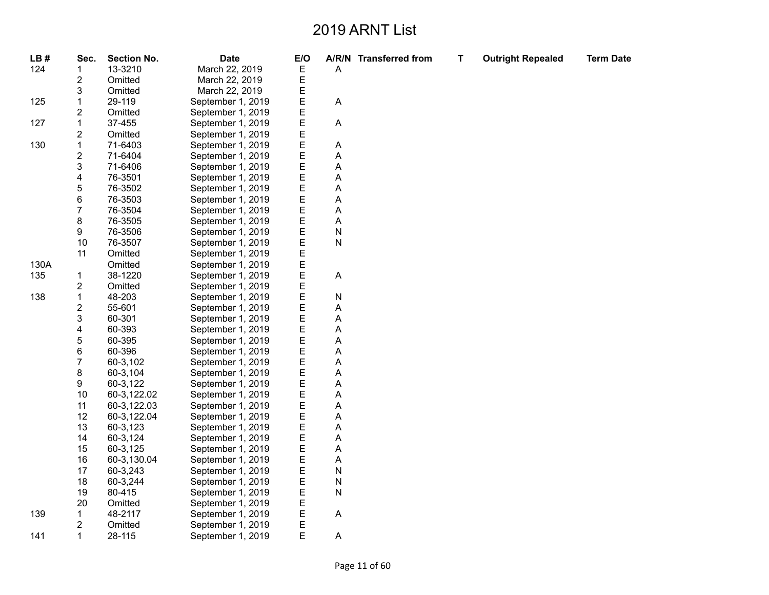# 2019 ARNT List

| LB # | Sec. | Section No. | Date | E/O | A/R/N | Transferred from | T | Outright Repealed | Term Date |
|---|---|---|---|---|---|---|---|---|---|
| 124 | 1 | 13-3210 | March 22, 2019 | E | A | | | | |
| | 2 | Omitted | March 22, 2019 | E | | | | | |
| | 3 | Omitted | March 22, 2019 | E | | | | | |
| 125 | 1 | 29-119 | September 1, 2019 | E | A | | | | |
| | 2 | Omitted | September 1, 2019 | E | | | | | |
| 127 | 1 | 37-455 | September 1, 2019 | E | A | | | | |
| | 2 | Omitted | September 1, 2019 | E | | | | | |
| 130 | 1 | 71-6403 | September 1, 2019 | E | A | | | | |
| | 2 | 71-6404 | September 1, 2019 | E | A | | | | |
| | 3 | 71-6406 | September 1, 2019 | E | A | | | | |
| | 4 | 76-3501 | September 1, 2019 | E | A | | | | |
| | 5 | 76-3502 | September 1, 2019 | E | A | | | | |
| | 6 | 76-3503 | September 1, 2019 | E | A | | | | |
| | 7 | 76-3504 | September 1, 2019 | E | A | | | | |
| | 8 | 76-3505 | September 1, 2019 | E | A | | | | |
| | 9 | 76-3506 | September 1, 2019 | E | N | | | | |
| | 10 | 76-3507 | September 1, 2019 | E | N | | | | |
| | 11 | Omitted | September 1, 2019 | E | | | | | |
| 130A | | Omitted | September 1, 2019 | E | | | | | |
| 135 | 1 | 38-1220 | September 1, 2019 | E | A | | | | |
| | 2 | Omitted | September 1, 2019 | E | | | | | |
| 138 | 1 | 48-203 | September 1, 2019 | E | N | | | | |
| | 2 | 55-601 | September 1, 2019 | E | A | | | | |
| | 3 | 60-301 | September 1, 2019 | E | A | | | | |
| | 4 | 60-393 | September 1, 2019 | E | A | | | | |
| | 5 | 60-395 | September 1, 2019 | E | A | | | | |
| | 6 | 60-396 | September 1, 2019 | E | A | | | | |
| | 7 | 60-3,102 | September 1, 2019 | E | A | | | | |
| | 8 | 60-3,104 | September 1, 2019 | E | A | | | | |
| | 9 | 60-3,122 | September 1, 2019 | E | A | | | | |
| | 10 | 60-3,122.02 | September 1, 2019 | E | A | | | | |
| | 11 | 60-3,122.03 | September 1, 2019 | E | A | | | | |
| | 12 | 60-3,122.04 | September 1, 2019 | E | A | | | | |
| | 13 | 60-3,123 | September 1, 2019 | E | A | | | | |
| | 14 | 60-3,124 | September 1, 2019 | E | A | | | | |
| | 15 | 60-3,125 | September 1, 2019 | E | A | | | | |
| | 16 | 60-3,130.04 | September 1, 2019 | E | A | | | | |
| | 17 | 60-3,243 | September 1, 2019 | E | N | | | | |
| | 18 | 60-3,244 | September 1, 2019 | E | N | | | | |
| | 19 | 80-415 | September 1, 2019 | E | N | | | | |
| | 20 | Omitted | September 1, 2019 | E | | | | | |
| 139 | 1 | 48-2117 | September 1, 2019 | E | A | | | | |
| | 2 | Omitted | September 1, 2019 | E | | | | | |
| 141 | 1 | 28-115 | September 1, 2019 | E | A | | | | |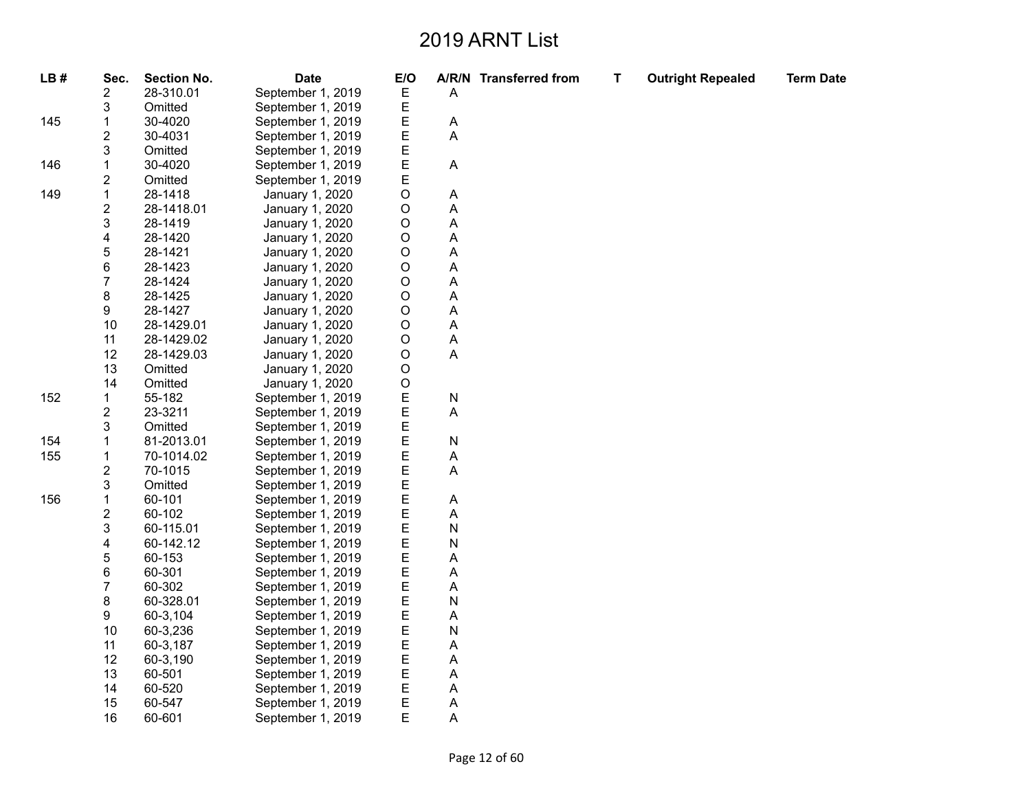# 2019 ARNT List

| LB # | Sec. | Section No. | Date | E/O | A/R/N | Transferred from | T | Outright Repealed | Term Date |
|---|---|---|---|---|---|---|---|---|---|
| | 2 | 28-310.01 | September 1, 2019 | E | A | | | | |
| | 3 | Omitted | September 1, 2019 | E | | | | | |
| 145 | 1 | 30-4020 | September 1, 2019 | E | A | | | | |
| | 2 | 30-4031 | September 1, 2019 | E | A | | | | |
| | 3 | Omitted | September 1, 2019 | E | | | | | |
| 146 | 1 | 30-4020 | September 1, 2019 | E | A | | | | |
| | 2 | Omitted | September 1, 2019 | E | | | | | |
| 149 | 1 | 28-1418 | January 1, 2020 | O | A | | | | |
| | 2 | 28-1418.01 | January 1, 2020 | O | A | | | | |
| | 3 | 28-1419 | January 1, 2020 | O | A | | | | |
| | 4 | 28-1420 | January 1, 2020 | O | A | | | | |
| | 5 | 28-1421 | January 1, 2020 | O | A | | | | |
| | 6 | 28-1423 | January 1, 2020 | O | A | | | | |
| | 7 | 28-1424 | January 1, 2020 | O | A | | | | |
| | 8 | 28-1425 | January 1, 2020 | O | A | | | | |
| | 9 | 28-1427 | January 1, 2020 | O | A | | | | |
| | 10 | 28-1429.01 | January 1, 2020 | O | A | | | | |
| | 11 | 28-1429.02 | January 1, 2020 | O | A | | | | |
| | 12 | 28-1429.03 | January 1, 2020 | O | A | | | | |
| | 13 | Omitted | January 1, 2020 | O | | | | | |
| | 14 | Omitted | January 1, 2020 | O | | | | | |
| 152 | 1 | 55-182 | September 1, 2019 | E | N | | | | |
| | 2 | 23-3211 | September 1, 2019 | E | A | | | | |
| | 3 | Omitted | September 1, 2019 | E | | | | | |
| 154 | 1 | 81-2013.01 | September 1, 2019 | E | N | | | | |
| 155 | 1 | 70-1014.02 | September 1, 2019 | E | A | | | | |
| | 2 | 70-1015 | September 1, 2019 | E | A | | | | |
| | 3 | Omitted | September 1, 2019 | E | | | | | |
| 156 | 1 | 60-101 | September 1, 2019 | E | A | | | | |
| | 2 | 60-102 | September 1, 2019 | E | A | | | | |
| | 3 | 60-115.01 | September 1, 2019 | E | N | | | | |
| | 4 | 60-142.12 | September 1, 2019 | E | N | | | | |
| | 5 | 60-153 | September 1, 2019 | E | A | | | | |
| | 6 | 60-301 | September 1, 2019 | E | A | | | | |
| | 7 | 60-302 | September 1, 2019 | E | A | | | | |
| | 8 | 60-328.01 | September 1, 2019 | E | N | | | | |
| | 9 | 60-3,104 | September 1, 2019 | E | A | | | | |
| | 10 | 60-3,236 | September 1, 2019 | E | N | | | | |
| | 11 | 60-3,187 | September 1, 2019 | E | A | | | | |
| | 12 | 60-3,190 | September 1, 2019 | E | A | | | | |
| | 13 | 60-501 | September 1, 2019 | E | A | | | | |
| | 14 | 60-520 | September 1, 2019 | E | A | | | | |
| | 15 | 60-547 | September 1, 2019 | E | A | | | | |
| | 16 | 60-601 | September 1, 2019 | E | A | | | | |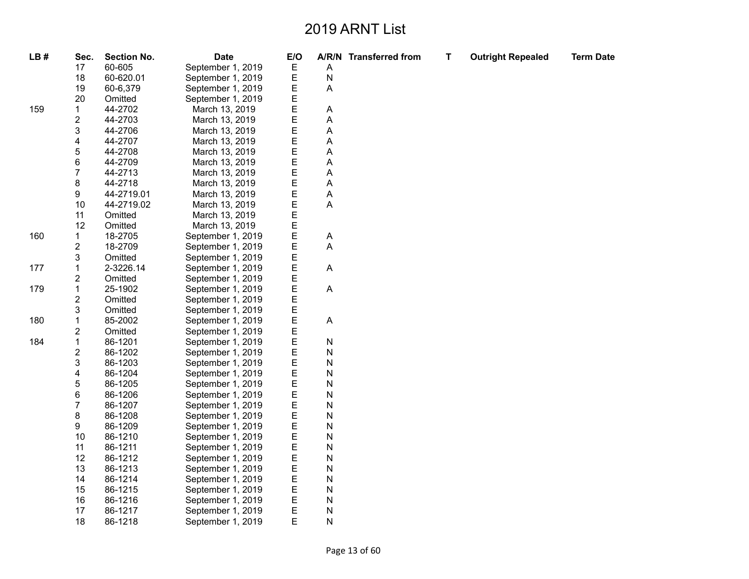# 2019 ARNT List

| LB # | Sec. | Section No. | Date | E/O | A/R/N | Transferred from | T | Outright Repealed | Term Date |
|---|---|---|---|---|---|---|---|---|---|
| | 17 | 60-605 | September 1, 2019 | E | A | | | | |
| | 18 | 60-620.01 | September 1, 2019 | E | N | | | | |
| | 19 | 60-6,379 | September 1, 2019 | E | A | | | | |
| | 20 | Omitted | September 1, 2019 | E | | | | | |
| 159 | 1 | 44-2702 | March 13, 2019 | E | A | | | | |
| | 2 | 44-2703 | March 13, 2019 | E | A | | | | |
| | 3 | 44-2706 | March 13, 2019 | E | A | | | | |
| | 4 | 44-2707 | March 13, 2019 | E | A | | | | |
| | 5 | 44-2708 | March 13, 2019 | E | A | | | | |
| | 6 | 44-2709 | March 13, 2019 | E | A | | | | |
| | 7 | 44-2713 | March 13, 2019 | E | A | | | | |
| | 8 | 44-2718 | March 13, 2019 | E | A | | | | |
| | 9 | 44-2719.01 | March 13, 2019 | E | A | | | | |
| | 10 | 44-2719.02 | March 13, 2019 | E | A | | | | |
| | 11 | Omitted | March 13, 2019 | E | | | | | |
| | 12 | Omitted | March 13, 2019 | E | | | | | |
| 160 | 1 | 18-2705 | September 1, 2019 | E | A | | | | |
| | 2 | 18-2709 | September 1, 2019 | E | A | | | | |
| | 3 | Omitted | September 1, 2019 | E | | | | | |
| 177 | 1 | 2-3226.14 | September 1, 2019 | E | A | | | | |
| | 2 | Omitted | September 1, 2019 | E | | | | | |
| 179 | 1 | 25-1902 | September 1, 2019 | E | A | | | | |
| | 2 | Omitted | September 1, 2019 | E | | | | | |
| | 3 | Omitted | September 1, 2019 | E | | | | | |
| 180 | 1 | 85-2002 | September 1, 2019 | E | A | | | | |
| | 2 | Omitted | September 1, 2019 | E | | | | | |
| 184 | 1 | 86-1201 | September 1, 2019 | E | N | | | | |
| | 2 | 86-1202 | September 1, 2019 | E | N | | | | |
| | 3 | 86-1203 | September 1, 2019 | E | N | | | | |
| | 4 | 86-1204 | September 1, 2019 | E | N | | | | |
| | 5 | 86-1205 | September 1, 2019 | E | N | | | | |
| | 6 | 86-1206 | September 1, 2019 | E | N | | | | |
| | 7 | 86-1207 | September 1, 2019 | E | N | | | | |
| | 8 | 86-1208 | September 1, 2019 | E | N | | | | |
| | 9 | 86-1209 | September 1, 2019 | E | N | | | | |
| | 10 | 86-1210 | September 1, 2019 | E | N | | | | |
| | 11 | 86-1211 | September 1, 2019 | E | N | | | | |
| | 12 | 86-1212 | September 1, 2019 | E | N | | | | |
| | 13 | 86-1213 | September 1, 2019 | E | N | | | | |
| | 14 | 86-1214 | September 1, 2019 | E | N | | | | |
| | 15 | 86-1215 | September 1, 2019 | E | N | | | | |
| | 16 | 86-1216 | September 1, 2019 | E | N | | | | |
| | 17 | 86-1217 | September 1, 2019 | E | N | | | | |
| | 18 | 86-1218 | September 1, 2019 | E | N | | | | |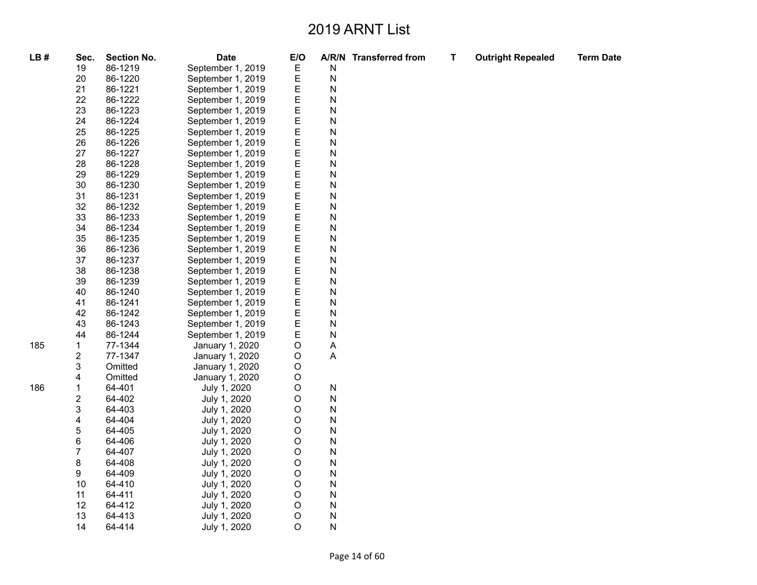# 2019 ARNT List

| LB # | Sec. | Section No. | Date | E/O | A/R/N | Transferred from | T | Outright Repealed | Term Date |
|---|---|---|---|---|---|---|---|---|---|
| | 19 | 86-1219 | September 1, 2019 | E | N | | | | |
| | 20 | 86-1220 | September 1, 2019 | E | N | | | | |
| | 21 | 86-1221 | September 1, 2019 | E | N | | | | |
| | 22 | 86-1222 | September 1, 2019 | E | N | | | | |
| | 23 | 86-1223 | September 1, 2019 | E | N | | | | |
| | 24 | 86-1224 | September 1, 2019 | E | N | | | | |
| | 25 | 86-1225 | September 1, 2019 | E | N | | | | |
| | 26 | 86-1226 | September 1, 2019 | E | N | | | | |
| | 27 | 86-1227 | September 1, 2019 | E | N | | | | |
| | 28 | 86-1228 | September 1, 2019 | E | N | | | | |
| | 29 | 86-1229 | September 1, 2019 | E | N | | | | |
| | 30 | 86-1230 | September 1, 2019 | E | N | | | | |
| | 31 | 86-1231 | September 1, 2019 | E | N | | | | |
| | 32 | 86-1232 | September 1, 2019 | E | N | | | | |
| | 33 | 86-1233 | September 1, 2019 | E | N | | | | |
| | 34 | 86-1234 | September 1, 2019 | E | N | | | | |
| | 35 | 86-1235 | September 1, 2019 | E | N | | | | |
| | 36 | 86-1236 | September 1, 2019 | E | N | | | | |
| | 37 | 86-1237 | September 1, 2019 | E | N | | | | |
| | 38 | 86-1238 | September 1, 2019 | E | N | | | | |
| | 39 | 86-1239 | September 1, 2019 | E | N | | | | |
| | 40 | 86-1240 | September 1, 2019 | E | N | | | | |
| | 41 | 86-1241 | September 1, 2019 | E | N | | | | |
| | 42 | 86-1242 | September 1, 2019 | E | N | | | | |
| | 43 | 86-1243 | September 1, 2019 | E | N | | | | |
| | 44 | 86-1244 | September 1, 2019 | E | N | | | | |
| 185 | 1 | 77-1344 | January 1, 2020 | O | A | | | | |
| | 2 | 77-1347 | January 1, 2020 | O | A | | | | |
| | 3 | Omitted | January 1, 2020 | O | | | | | |
| | 4 | Omitted | January 1, 2020 | O | | | | | |
| 186 | 1 | 64-401 | July 1, 2020 | O | N | | | | |
| | 2 | 64-402 | July 1, 2020 | O | N | | | | |
| | 3 | 64-403 | July 1, 2020 | O | N | | | | |
| | 4 | 64-404 | July 1, 2020 | O | N | | | | |
| | 5 | 64-405 | July 1, 2020 | O | N | | | | |
| | 6 | 64-406 | July 1, 2020 | O | N | | | | |
| | 7 | 64-407 | July 1, 2020 | O | N | | | | |
| | 8 | 64-408 | July 1, 2020 | O | N | | | | |
| | 9 | 64-409 | July 1, 2020 | O | N | | | | |
| | 10 | 64-410 | July 1, 2020 | O | N | | | | |
| | 11 | 64-411 | July 1, 2020 | O | N | | | | |
| | 12 | 64-412 | July 1, 2020 | O | N | | | | |
| | 13 | 64-413 | July 1, 2020 | O | N | | | | |
| | 14 | 64-414 | July 1, 2020 | O | N | | | | |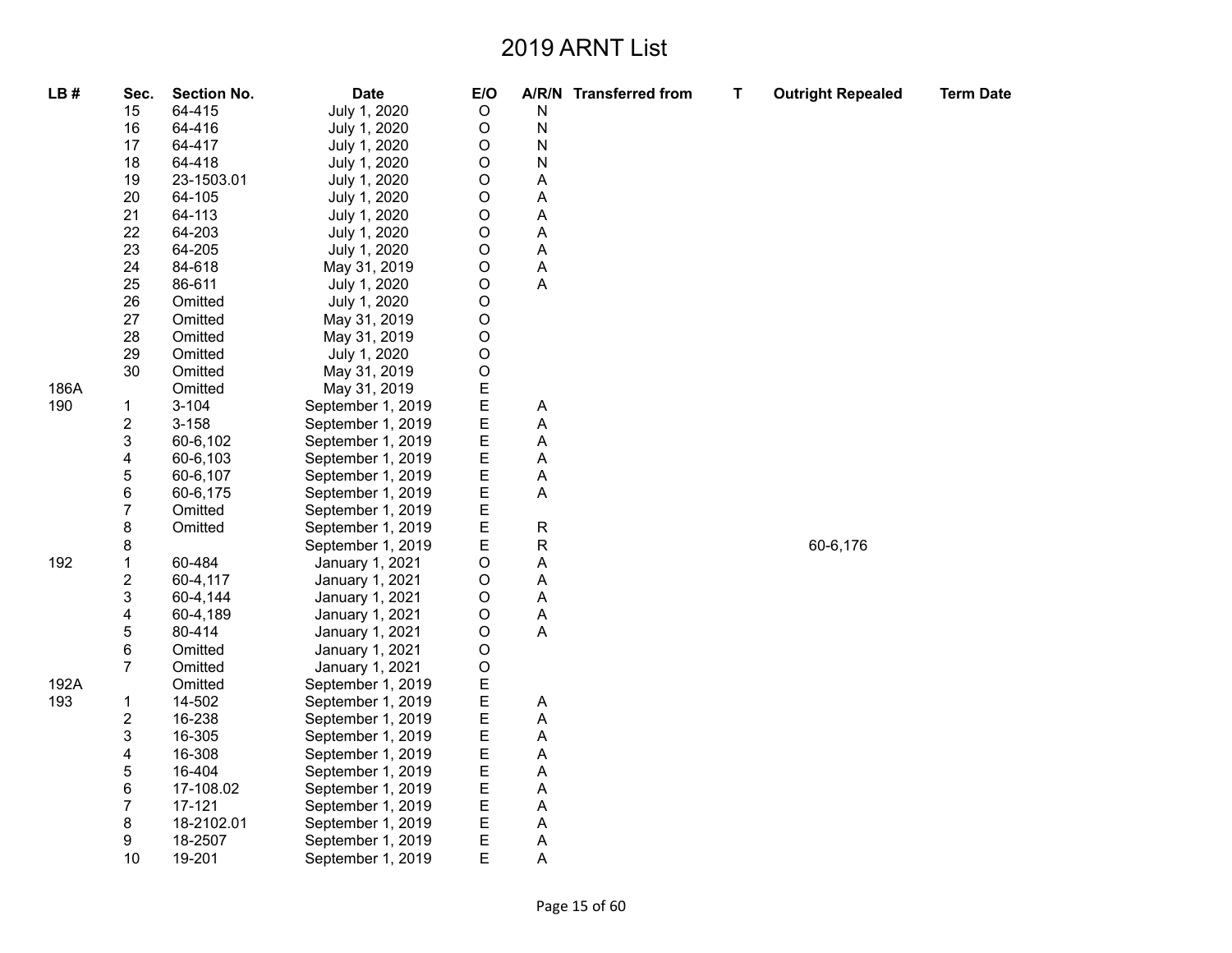# 2019 ARNT List

| LB # | Sec. | Section No. | Date | E/O | A/R/N | Transferred from | T | Outright Repealed | Term Date |
|---|---|---|---|---|---|---|---|---|---|
| | 15 | 64-415 | July 1, 2020 | O | N | | | | |
| | 16 | 64-416 | July 1, 2020 | O | N | | | | |
| | 17 | 64-417 | July 1, 2020 | O | N | | | | |
| | 18 | 64-418 | July 1, 2020 | O | N | | | | |
| | 19 | 23-1503.01 | July 1, 2020 | O | A | | | | |
| | 20 | 64-105 | July 1, 2020 | O | A | | | | |
| | 21 | 64-113 | July 1, 2020 | O | A | | | | |
| | 22 | 64-203 | July 1, 2020 | O | A | | | | |
| | 23 | 64-205 | July 1, 2020 | O | A | | | | |
| | 24 | 84-618 | May 31, 2019 | O | A | | | | |
| | 25 | 86-611 | July 1, 2020 | O | A | | | | |
| | 26 | Omitted | July 1, 2020 | O | | | | | |
| | 27 | Omitted | May 31, 2019 | O | | | | | |
| | 28 | Omitted | May 31, 2019 | O | | | | | |
| | 29 | Omitted | July 1, 2020 | O | | | | | |
| | 30 | Omitted | May 31, 2019 | O | | | | | |
| 186A | | Omitted | May 31, 2019 | E | | | | | |
| 190 | 1 | 3-104 | September 1, 2019 | E | A | | | | |
| | 2 | 3-158 | September 1, 2019 | E | A | | | | |
| | 3 | 60-6,102 | September 1, 2019 | E | A | | | | |
| | 4 | 60-6,103 | September 1, 2019 | E | A | | | | |
| | 5 | 60-6,107 | September 1, 2019 | E | A | | | | |
| | 6 | 60-6,175 | September 1, 2019 | E | A | | | | |
| | 7 | Omitted | September 1, 2019 | E | | | | | |
| | 8 | Omitted | September 1, 2019 | E | R | | | | |
| | 8 | | September 1, 2019 | E | R | | | 60-6,176 | |
| 192 | 1 | 60-484 | January 1, 2021 | O | A | | | | |
| | 2 | 60-4,117 | January 1, 2021 | O | A | | | | |
| | 3 | 60-4,144 | January 1, 2021 | O | A | | | | |
| | 4 | 60-4,189 | January 1, 2021 | O | A | | | | |
| | 5 | 80-414 | January 1, 2021 | O | A | | | | |
| | 6 | Omitted | January 1, 2021 | O | | | | | |
| | 7 | Omitted | January 1, 2021 | O | | | | | |
| 192A | | Omitted | September 1, 2019 | E | | | | | |
| 193 | 1 | 14-502 | September 1, 2019 | E | A | | | | |
| | 2 | 16-238 | September 1, 2019 | E | A | | | | |
| | 3 | 16-305 | September 1, 2019 | E | A | | | | |
| | 4 | 16-308 | September 1, 2019 | E | A | | | | |
| | 5 | 16-404 | September 1, 2019 | E | A | | | | |
| | 6 | 17-108.02 | September 1, 2019 | E | A | | | | |
| | 7 | 17-121 | September 1, 2019 | E | A | | | | |
| | 8 | 18-2102.01 | September 1, 2019 | E | A | | | | |
| | 9 | 18-2507 | September 1, 2019 | E | A | | | | |
| | 10 | 19-201 | September 1, 2019 | E | A | | | | |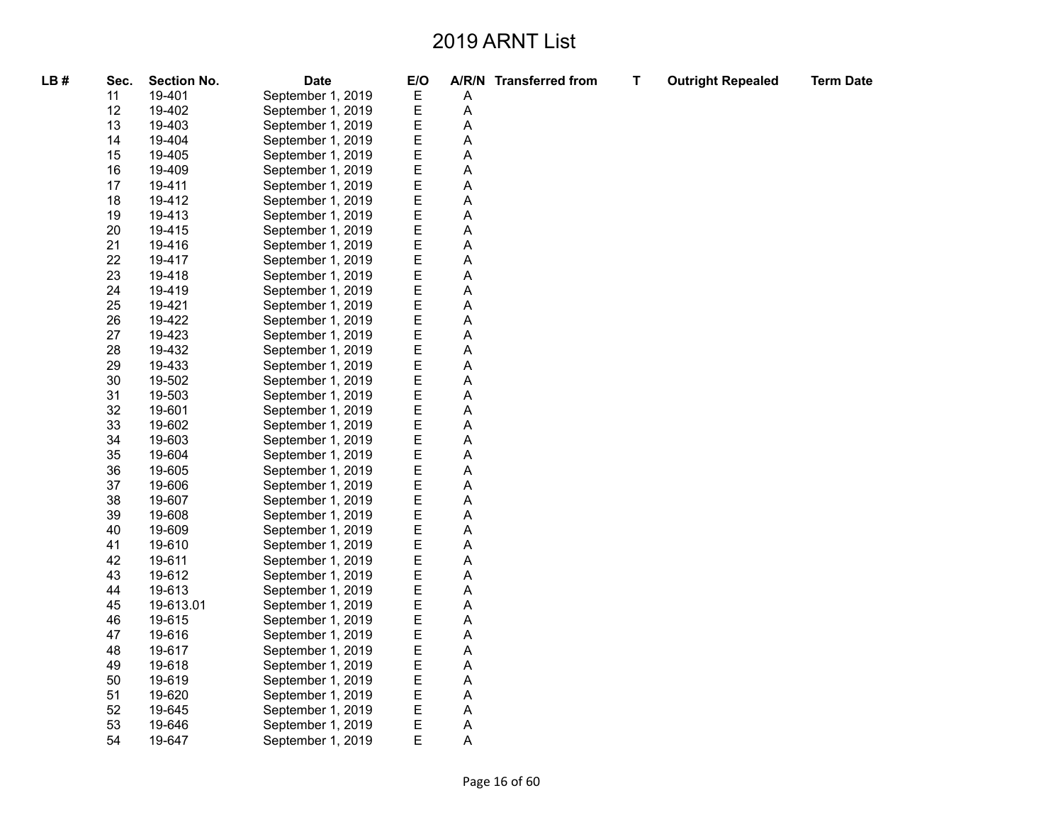# 2019 ARNT List

| LB # | Sec. | Section No. | Date | E/O | A/R/N | Transferred from | T | Outright Repealed | Term Date |
|---|---|---|---|---|---|---|---|---|---|
| | 11 | 19-401 | September 1, 2019 | E | A | | | | |
| | 12 | 19-402 | September 1, 2019 | E | A | | | | |
| | 13 | 19-403 | September 1, 2019 | E | A | | | | |
| | 14 | 19-404 | September 1, 2019 | E | A | | | | |
| | 15 | 19-405 | September 1, 2019 | E | A | | | | |
| | 16 | 19-409 | September 1, 2019 | E | A | | | | |
| | 17 | 19-411 | September 1, 2019 | E | A | | | | |
| | 18 | 19-412 | September 1, 2019 | E | A | | | | |
| | 19 | 19-413 | September 1, 2019 | E | A | | | | |
| | 20 | 19-415 | September 1, 2019 | E | A | | | | |
| | 21 | 19-416 | September 1, 2019 | E | A | | | | |
| | 22 | 19-417 | September 1, 2019 | E | A | | | | |
| | 23 | 19-418 | September 1, 2019 | E | A | | | | |
| | 24 | 19-419 | September 1, 2019 | E | A | | | | |
| | 25 | 19-421 | September 1, 2019 | E | A | | | | |
| | 26 | 19-422 | September 1, 2019 | E | A | | | | |
| | 27 | 19-423 | September 1, 2019 | E | A | | | | |
| | 28 | 19-432 | September 1, 2019 | E | A | | | | |
| | 29 | 19-433 | September 1, 2019 | E | A | | | | |
| | 30 | 19-502 | September 1, 2019 | E | A | | | | |
| | 31 | 19-503 | September 1, 2019 | E | A | | | | |
| | 32 | 19-601 | September 1, 2019 | E | A | | | | |
| | 33 | 19-602 | September 1, 2019 | E | A | | | | |
| | 34 | 19-603 | September 1, 2019 | E | A | | | | |
| | 35 | 19-604 | September 1, 2019 | E | A | | | | |
| | 36 | 19-605 | September 1, 2019 | E | A | | | | |
| | 37 | 19-606 | September 1, 2019 | E | A | | | | |
| | 38 | 19-607 | September 1, 2019 | E | A | | | | |
| | 39 | 19-608 | September 1, 2019 | E | A | | | | |
| | 40 | 19-609 | September 1, 2019 | E | A | | | | |
| | 41 | 19-610 | September 1, 2019 | E | A | | | | |
| | 42 | 19-611 | September 1, 2019 | E | A | | | | |
| | 43 | 19-612 | September 1, 2019 | E | A | | | | |
| | 44 | 19-613 | September 1, 2019 | E | A | | | | |
| | 45 | 19-613.01 | September 1, 2019 | E | A | | | | |
| | 46 | 19-615 | September 1, 2019 | E | A | | | | |
| | 47 | 19-616 | September 1, 2019 | E | A | | | | |
| | 48 | 19-617 | September 1, 2019 | E | A | | | | |
| | 49 | 19-618 | September 1, 2019 | E | A | | | | |
| | 50 | 19-619 | September 1, 2019 | E | A | | | | |
| | 51 | 19-620 | September 1, 2019 | E | A | | | | |
| | 52 | 19-645 | September 1, 2019 | E | A | | | | |
| | 53 | 19-646 | September 1, 2019 | E | A | | | | |
| | 54 | 19-647 | September 1, 2019 | E | A | | | | |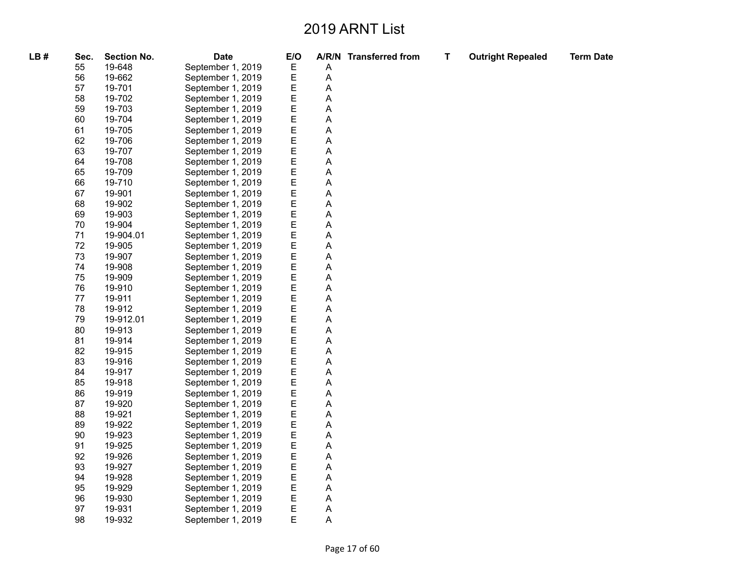# 2019 ARNT List

| LB # | Sec. | Section No. | Date | E/O | A/R/N | Transferred from | T | Outright Repealed | Term Date |
|---|---|---|---|---|---|---|---|---|---|
| | 55 | 19-648 | September 1, 2019 | E | A | | | | |
| | 56 | 19-662 | September 1, 2019 | E | A | | | | |
| | 57 | 19-701 | September 1, 2019 | E | A | | | | |
| | 58 | 19-702 | September 1, 2019 | E | A | | | | |
| | 59 | 19-703 | September 1, 2019 | E | A | | | | |
| | 60 | 19-704 | September 1, 2019 | E | A | | | | |
| | 61 | 19-705 | September 1, 2019 | E | A | | | | |
| | 62 | 19-706 | September 1, 2019 | E | A | | | | |
| | 63 | 19-707 | September 1, 2019 | E | A | | | | |
| | 64 | 19-708 | September 1, 2019 | E | A | | | | |
| | 65 | 19-709 | September 1, 2019 | E | A | | | | |
| | 66 | 19-710 | September 1, 2019 | E | A | | | | |
| | 67 | 19-901 | September 1, 2019 | E | A | | | | |
| | 68 | 19-902 | September 1, 2019 | E | A | | | | |
| | 69 | 19-903 | September 1, 2019 | E | A | | | | |
| | 70 | 19-904 | September 1, 2019 | E | A | | | | |
| | 71 | 19-904.01 | September 1, 2019 | E | A | | | | |
| | 72 | 19-905 | September 1, 2019 | E | A | | | | |
| | 73 | 19-907 | September 1, 2019 | E | A | | | | |
| | 74 | 19-908 | September 1, 2019 | E | A | | | | |
| | 75 | 19-909 | September 1, 2019 | E | A | | | | |
| | 76 | 19-910 | September 1, 2019 | E | A | | | | |
| | 77 | 19-911 | September 1, 2019 | E | A | | | | |
| | 78 | 19-912 | September 1, 2019 | E | A | | | | |
| | 79 | 19-912.01 | September 1, 2019 | E | A | | | | |
| | 80 | 19-913 | September 1, 2019 | E | A | | | | |
| | 81 | 19-914 | September 1, 2019 | E | A | | | | |
| | 82 | 19-915 | September 1, 2019 | E | A | | | | |
| | 83 | 19-916 | September 1, 2019 | E | A | | | | |
| | 84 | 19-917 | September 1, 2019 | E | A | | | | |
| | 85 | 19-918 | September 1, 2019 | E | A | | | | |
| | 86 | 19-919 | September 1, 2019 | E | A | | | | |
| | 87 | 19-920 | September 1, 2019 | E | A | | | | |
| | 88 | 19-921 | September 1, 2019 | E | A | | | | |
| | 89 | 19-922 | September 1, 2019 | E | A | | | | |
| | 90 | 19-923 | September 1, 2019 | E | A | | | | |
| | 91 | 19-925 | September 1, 2019 | E | A | | | | |
| | 92 | 19-926 | September 1, 2019 | E | A | | | | |
| | 93 | 19-927 | September 1, 2019 | E | A | | | | |
| | 94 | 19-928 | September 1, 2019 | E | A | | | | |
| | 95 | 19-929 | September 1, 2019 | E | A | | | | |
| | 96 | 19-930 | September 1, 2019 | E | A | | | | |
| | 97 | 19-931 | September 1, 2019 | E | A | | | | |
| | 98 | 19-932 | September 1, 2019 | E | A | | | | |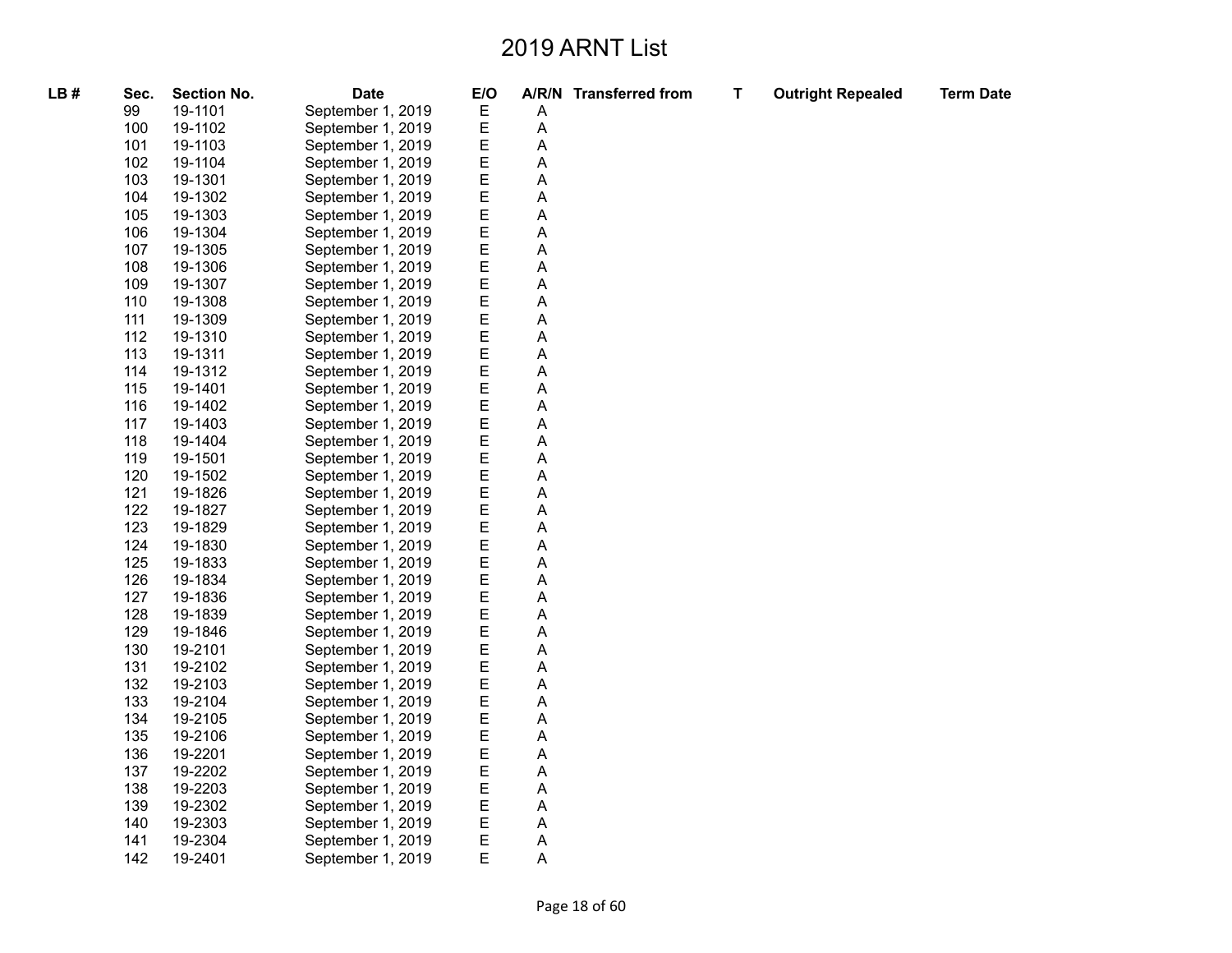# 2019 ARNT List

| LB # | Sec. | Section No. | Date | E/O | A/R/N | Transferred from | T | Outright Repealed | Term Date |
|---|---|---|---|---|---|---|---|---|---|
| | 99 | 19-1101 | September 1, 2019 | E | A | | | | |
| | 100 | 19-1102 | September 1, 2019 | E | A | | | | |
| | 101 | 19-1103 | September 1, 2019 | E | A | | | | |
| | 102 | 19-1104 | September 1, 2019 | E | A | | | | |
| | 103 | 19-1301 | September 1, 2019 | E | A | | | | |
| | 104 | 19-1302 | September 1, 2019 | E | A | | | | |
| | 105 | 19-1303 | September 1, 2019 | E | A | | | | |
| | 106 | 19-1304 | September 1, 2019 | E | A | | | | |
| | 107 | 19-1305 | September 1, 2019 | E | A | | | | |
| | 108 | 19-1306 | September 1, 2019 | E | A | | | | |
| | 109 | 19-1307 | September 1, 2019 | E | A | | | | |
| | 110 | 19-1308 | September 1, 2019 | E | A | | | | |
| | 111 | 19-1309 | September 1, 2019 | E | A | | | | |
| | 112 | 19-1310 | September 1, 2019 | E | A | | | | |
| | 113 | 19-1311 | September 1, 2019 | E | A | | | | |
| | 114 | 19-1312 | September 1, 2019 | E | A | | | | |
| | 115 | 19-1401 | September 1, 2019 | E | A | | | | |
| | 116 | 19-1402 | September 1, 2019 | E | A | | | | |
| | 117 | 19-1403 | September 1, 2019 | E | A | | | | |
| | 118 | 19-1404 | September 1, 2019 | E | A | | | | |
| | 119 | 19-1501 | September 1, 2019 | E | A | | | | |
| | 120 | 19-1502 | September 1, 2019 | E | A | | | | |
| | 121 | 19-1826 | September 1, 2019 | E | A | | | | |
| | 122 | 19-1827 | September 1, 2019 | E | A | | | | |
| | 123 | 19-1829 | September 1, 2019 | E | A | | | | |
| | 124 | 19-1830 | September 1, 2019 | E | A | | | | |
| | 125 | 19-1833 | September 1, 2019 | E | A | | | | |
| | 126 | 19-1834 | September 1, 2019 | E | A | | | | |
| | 127 | 19-1836 | September 1, 2019 | E | A | | | | |
| | 128 | 19-1839 | September 1, 2019 | E | A | | | | |
| | 129 | 19-1846 | September 1, 2019 | E | A | | | | |
| | 130 | 19-2101 | September 1, 2019 | E | A | | | | |
| | 131 | 19-2102 | September 1, 2019 | E | A | | | | |
| | 132 | 19-2103 | September 1, 2019 | E | A | | | | |
| | 133 | 19-2104 | September 1, 2019 | E | A | | | | |
| | 134 | 19-2105 | September 1, 2019 | E | A | | | | |
| | 135 | 19-2106 | September 1, 2019 | E | A | | | | |
| | 136 | 19-2201 | September 1, 2019 | E | A | | | | |
| | 137 | 19-2202 | September 1, 2019 | E | A | | | | |
| | 138 | 19-2203 | September 1, 2019 | E | A | | | | |
| | 139 | 19-2302 | September 1, 2019 | E | A | | | | |
| | 140 | 19-2303 | September 1, 2019 | E | A | | | | |
| | 141 | 19-2304 | September 1, 2019 | E | A | | | | |
| | 142 | 19-2401 | September 1, 2019 | E | A | | | | |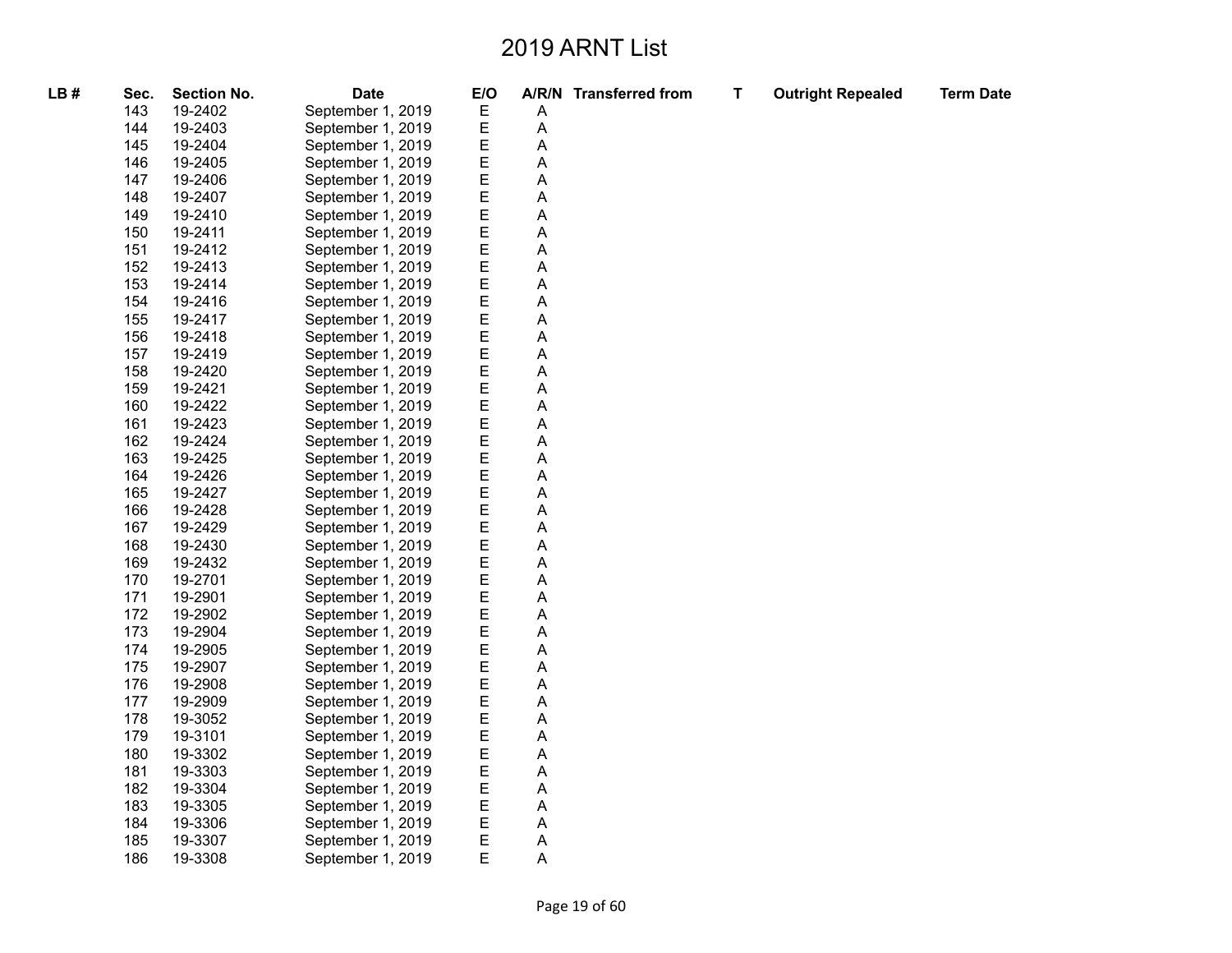# 2019 ARNT List

| LB # | Sec. | Section No. | Date | E/O | A/R/N | Transferred from | T | Outright Repealed | Term Date |
|---|---|---|---|---|---|---|---|---|---|
| | 143 | 19-2402 | September 1, 2019 | E | A | | | | |
| | 144 | 19-2403 | September 1, 2019 | E | A | | | | |
| | 145 | 19-2404 | September 1, 2019 | E | A | | | | |
| | 146 | 19-2405 | September 1, 2019 | E | A | | | | |
| | 147 | 19-2406 | September 1, 2019 | E | A | | | | |
| | 148 | 19-2407 | September 1, 2019 | E | A | | | | |
| | 149 | 19-2410 | September 1, 2019 | E | A | | | | |
| | 150 | 19-2411 | September 1, 2019 | E | A | | | | |
| | 151 | 19-2412 | September 1, 2019 | E | A | | | | |
| | 152 | 19-2413 | September 1, 2019 | E | A | | | | |
| | 153 | 19-2414 | September 1, 2019 | E | A | | | | |
| | 154 | 19-2416 | September 1, 2019 | E | A | | | | |
| | 155 | 19-2417 | September 1, 2019 | E | A | | | | |
| | 156 | 19-2418 | September 1, 2019 | E | A | | | | |
| | 157 | 19-2419 | September 1, 2019 | E | A | | | | |
| | 158 | 19-2420 | September 1, 2019 | E | A | | | | |
| | 159 | 19-2421 | September 1, 2019 | E | A | | | | |
| | 160 | 19-2422 | September 1, 2019 | E | A | | | | |
| | 161 | 19-2423 | September 1, 2019 | E | A | | | | |
| | 162 | 19-2424 | September 1, 2019 | E | A | | | | |
| | 163 | 19-2425 | September 1, 2019 | E | A | | | | |
| | 164 | 19-2426 | September 1, 2019 | E | A | | | | |
| | 165 | 19-2427 | September 1, 2019 | E | A | | | | |
| | 166 | 19-2428 | September 1, 2019 | E | A | | | | |
| | 167 | 19-2429 | September 1, 2019 | E | A | | | | |
| | 168 | 19-2430 | September 1, 2019 | E | A | | | | |
| | 169 | 19-2432 | September 1, 2019 | E | A | | | | |
| | 170 | 19-2701 | September 1, 2019 | E | A | | | | |
| | 171 | 19-2901 | September 1, 2019 | E | A | | | | |
| | 172 | 19-2902 | September 1, 2019 | E | A | | | | |
| | 173 | 19-2904 | September 1, 2019 | E | A | | | | |
| | 174 | 19-2905 | September 1, 2019 | E | A | | | | |
| | 175 | 19-2907 | September 1, 2019 | E | A | | | | |
| | 176 | 19-2908 | September 1, 2019 | E | A | | | | |
| | 177 | 19-2909 | September 1, 2019 | E | A | | | | |
| | 178 | 19-3052 | September 1, 2019 | E | A | | | | |
| | 179 | 19-3101 | September 1, 2019 | E | A | | | | |
| | 180 | 19-3302 | September 1, 2019 | E | A | | | | |
| | 181 | 19-3303 | September 1, 2019 | E | A | | | | |
| | 182 | 19-3304 | September 1, 2019 | E | A | | | | |
| | 183 | 19-3305 | September 1, 2019 | E | A | | | | |
| | 184 | 19-3306 | September 1, 2019 | E | A | | | | |
| | 185 | 19-3307 | September 1, 2019 | E | A | | | | |
| | 186 | 19-3308 | September 1, 2019 | E | A | | | | |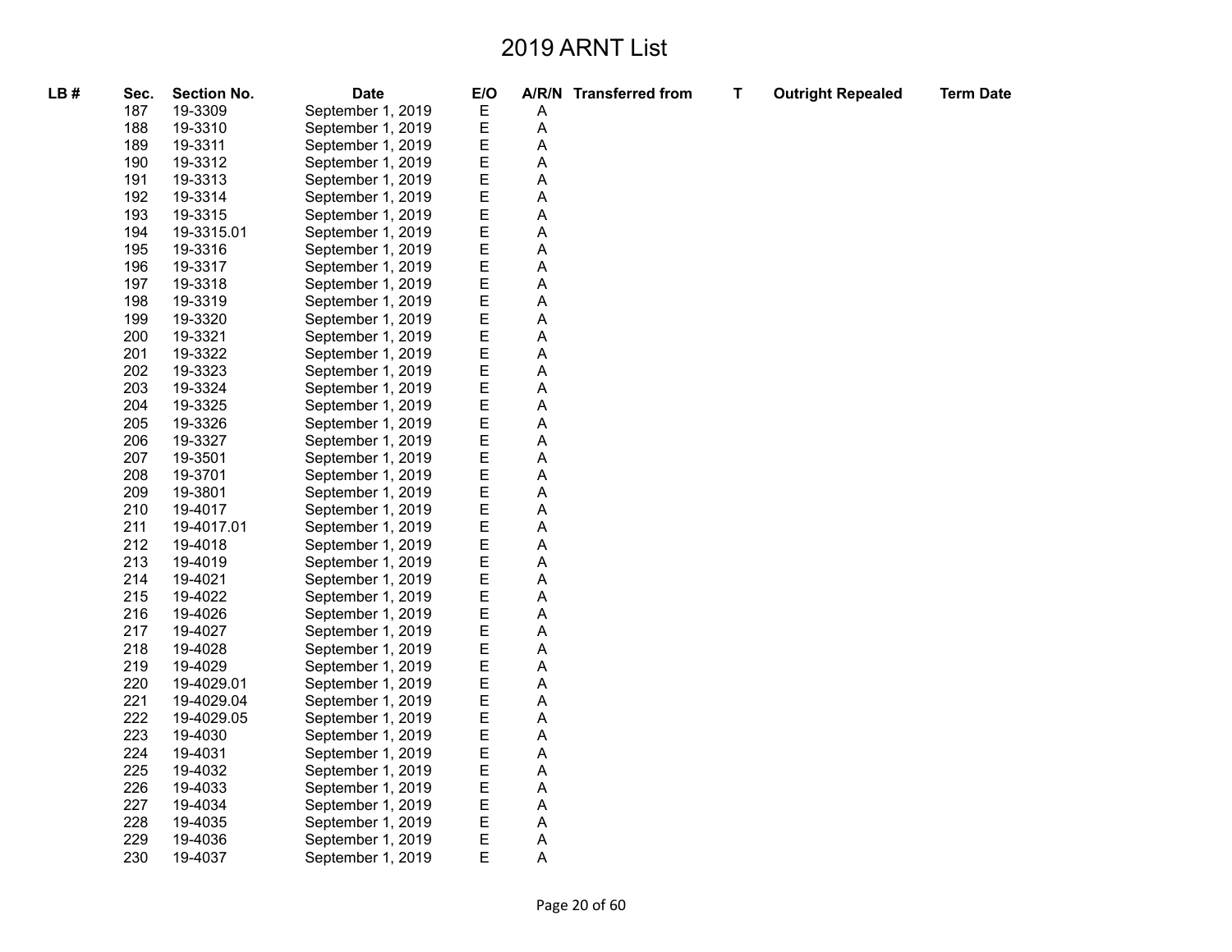# 2019 ARNT List

| LB # | Sec. | Section No. | Date | E/O | A/R/N | Transferred from | T | Outright Repealed | Term Date |
|---|---|---|---|---|---|---|---|---|---|
| | 187 | 19-3309 | September 1, 2019 | E | A | | | | |
| | 188 | 19-3310 | September 1, 2019 | E | A | | | | |
| | 189 | 19-3311 | September 1, 2019 | E | A | | | | |
| | 190 | 19-3312 | September 1, 2019 | E | A | | | | |
| | 191 | 19-3313 | September 1, 2019 | E | A | | | | |
| | 192 | 19-3314 | September 1, 2019 | E | A | | | | |
| | 193 | 19-3315 | September 1, 2019 | E | A | | | | |
| | 194 | 19-3315.01 | September 1, 2019 | E | A | | | | |
| | 195 | 19-3316 | September 1, 2019 | E | A | | | | |
| | 196 | 19-3317 | September 1, 2019 | E | A | | | | |
| | 197 | 19-3318 | September 1, 2019 | E | A | | | | |
| | 198 | 19-3319 | September 1, 2019 | E | A | | | | |
| | 199 | 19-3320 | September 1, 2019 | E | A | | | | |
| | 200 | 19-3321 | September 1, 2019 | E | A | | | | |
| | 201 | 19-3322 | September 1, 2019 | E | A | | | | |
| | 202 | 19-3323 | September 1, 2019 | E | A | | | | |
| | 203 | 19-3324 | September 1, 2019 | E | A | | | | |
| | 204 | 19-3325 | September 1, 2019 | E | A | | | | |
| | 205 | 19-3326 | September 1, 2019 | E | A | | | | |
| | 206 | 19-3327 | September 1, 2019 | E | A | | | | |
| | 207 | 19-3501 | September 1, 2019 | E | A | | | | |
| | 208 | 19-3701 | September 1, 2019 | E | A | | | | |
| | 209 | 19-3801 | September 1, 2019 | E | A | | | | |
| | 210 | 19-4017 | September 1, 2019 | E | A | | | | |
| | 211 | 19-4017.01 | September 1, 2019 | E | A | | | | |
| | 212 | 19-4018 | September 1, 2019 | E | A | | | | |
| | 213 | 19-4019 | September 1, 2019 | E | A | | | | |
| | 214 | 19-4021 | September 1, 2019 | E | A | | | | |
| | 215 | 19-4022 | September 1, 2019 | E | A | | | | |
| | 216 | 19-4026 | September 1, 2019 | E | A | | | | |
| | 217 | 19-4027 | September 1, 2019 | E | A | | | | |
| | 218 | 19-4028 | September 1, 2019 | E | A | | | | |
| | 219 | 19-4029 | September 1, 2019 | E | A | | | | |
| | 220 | 19-4029.01 | September 1, 2019 | E | A | | | | |
| | 221 | 19-4029.04 | September 1, 2019 | E | A | | | | |
| | 222 | 19-4029.05 | September 1, 2019 | E | A | | | | |
| | 223 | 19-4030 | September 1, 2019 | E | A | | | | |
| | 224 | 19-4031 | September 1, 2019 | E | A | | | | |
| | 225 | 19-4032 | September 1, 2019 | E | A | | | | |
| | 226 | 19-4033 | September 1, 2019 | E | A | | | | |
| | 227 | 19-4034 | September 1, 2019 | E | A | | | | |
| | 228 | 19-4035 | September 1, 2019 | E | A | | | | |
| | 229 | 19-4036 | September 1, 2019 | E | A | | | | |
| | 230 | 19-4037 | September 1, 2019 | E | A | | | | |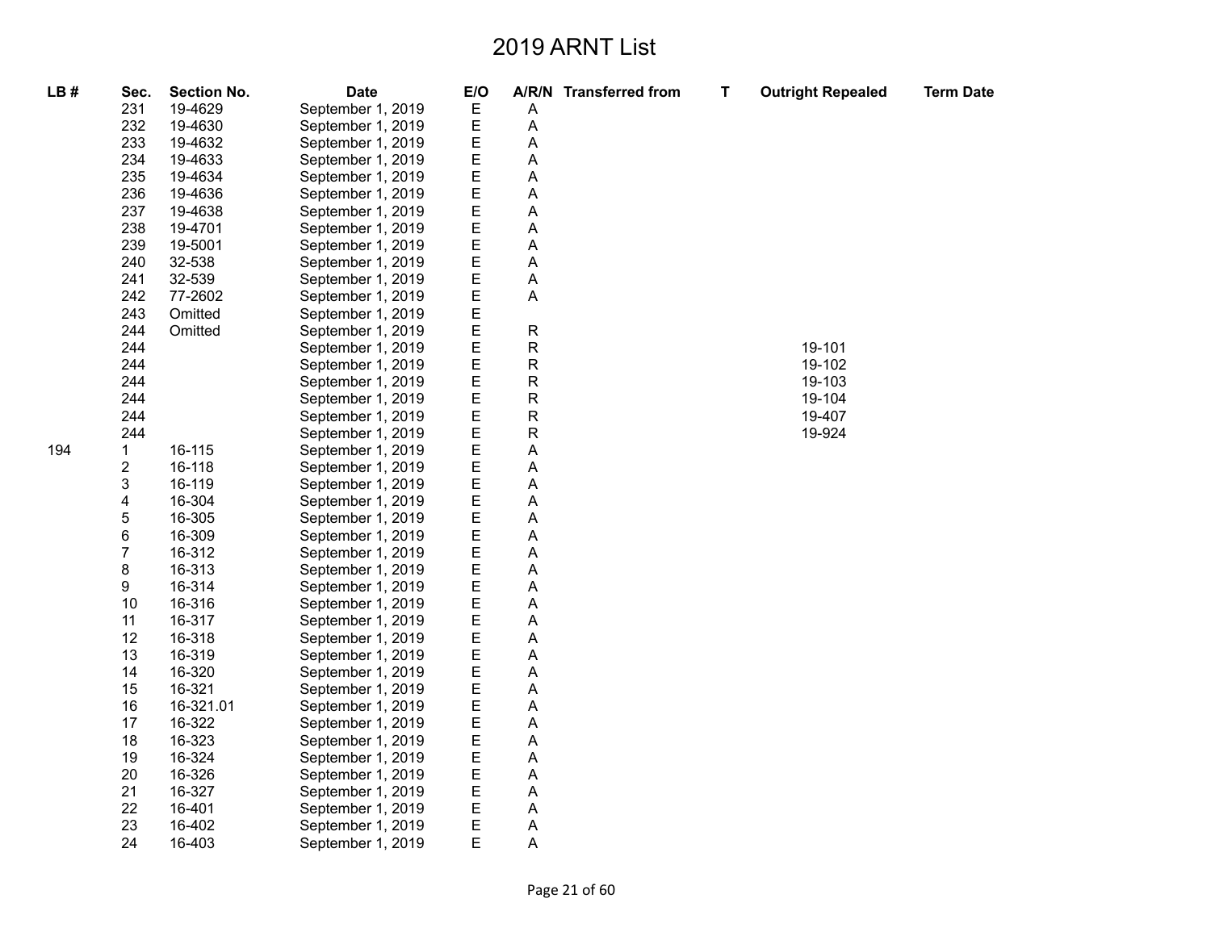# 2019 ARNT List

| LB # | Sec. | Section No. | Date | E/O | A/R/N | Transferred from | T | Outright Repealed | Term Date |
|---|---|---|---|---|---|---|---|---|---|
| | 231 | 19-4629 | September 1, 2019 | E | A | | | | |
| | 232 | 19-4630 | September 1, 2019 | E | A | | | | |
| | 233 | 19-4632 | September 1, 2019 | E | A | | | | |
| | 234 | 19-4633 | September 1, 2019 | E | A | | | | |
| | 235 | 19-4634 | September 1, 2019 | E | A | | | | |
| | 236 | 19-4636 | September 1, 2019 | E | A | | | | |
| | 237 | 19-4638 | September 1, 2019 | E | A | | | | |
| | 238 | 19-4701 | September 1, 2019 | E | A | | | | |
| | 239 | 19-5001 | September 1, 2019 | E | A | | | | |
| | 240 | 32-538 | September 1, 2019 | E | A | | | | |
| | 241 | 32-539 | September 1, 2019 | E | A | | | | |
| | 242 | 77-2602 | September 1, 2019 | E | A | | | | |
| | 243 | Omitted | September 1, 2019 | E | | | | | |
| | 244 | Omitted | September 1, 2019 | E | R | | | | |
| | 244 | | September 1, 2019 | E | R | | | 19-101 | |
| | 244 | | September 1, 2019 | E | R | | | 19-102 | |
| | 244 | | September 1, 2019 | E | R | | | 19-103 | |
| | 244 | | September 1, 2019 | E | R | | | 19-104 | |
| | 244 | | September 1, 2019 | E | R | | | 19-407 | |
| | 244 | | September 1, 2019 | E | R | | | 19-924 | |
| 194 | 1 | 16-115 | September 1, 2019 | E | A | | | | |
| | 2 | 16-118 | September 1, 2019 | E | A | | | | |
| | 3 | 16-119 | September 1, 2019 | E | A | | | | |
| | 4 | 16-304 | September 1, 2019 | E | A | | | | |
| | 5 | 16-305 | September 1, 2019 | E | A | | | | |
| | 6 | 16-309 | September 1, 2019 | E | A | | | | |
| | 7 | 16-312 | September 1, 2019 | E | A | | | | |
| | 8 | 16-313 | September 1, 2019 | E | A | | | | |
| | 9 | 16-314 | September 1, 2019 | E | A | | | | |
| | 10 | 16-316 | September 1, 2019 | E | A | | | | |
| | 11 | 16-317 | September 1, 2019 | E | A | | | | |
| | 12 | 16-318 | September 1, 2019 | E | A | | | | |
| | 13 | 16-319 | September 1, 2019 | E | A | | | | |
| | 14 | 16-320 | September 1, 2019 | E | A | | | | |
| | 15 | 16-321 | September 1, 2019 | E | A | | | | |
| | 16 | 16-321.01 | September 1, 2019 | E | A | | | | |
| | 17 | 16-322 | September 1, 2019 | E | A | | | | |
| | 18 | 16-323 | September 1, 2019 | E | A | | | | |
| | 19 | 16-324 | September 1, 2019 | E | A | | | | |
| | 20 | 16-326 | September 1, 2019 | E | A | | | | |
| | 21 | 16-327 | September 1, 2019 | E | A | | | | |
| | 22 | 16-401 | September 1, 2019 | E | A | | | | |
| | 23 | 16-402 | September 1, 2019 | E | A | | | | |
| | 24 | 16-403 | September 1, 2019 | E | A | | | | |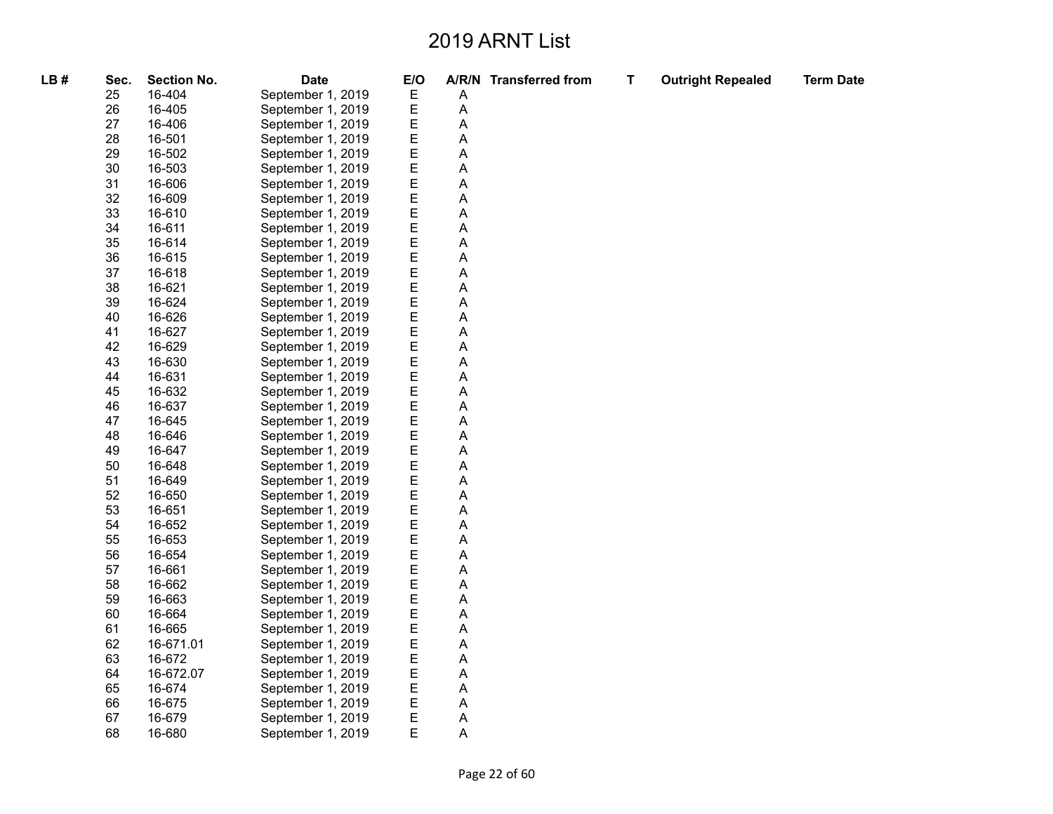# 2019 ARNT List

| LB # | Sec. | Section No. | Date | E/O | A/R/N | Transferred from | T | Outright Repealed | Term Date |
|---|---|---|---|---|---|---|---|---|---|
| | 25 | 16-404 | September 1, 2019 | E | A | | | | |
| | 26 | 16-405 | September 1, 2019 | E | A | | | | |
| | 27 | 16-406 | September 1, 2019 | E | A | | | | |
| | 28 | 16-501 | September 1, 2019 | E | A | | | | |
| | 29 | 16-502 | September 1, 2019 | E | A | | | | |
| | 30 | 16-503 | September 1, 2019 | E | A | | | | |
| | 31 | 16-606 | September 1, 2019 | E | A | | | | |
| | 32 | 16-609 | September 1, 2019 | E | A | | | | |
| | 33 | 16-610 | September 1, 2019 | E | A | | | | |
| | 34 | 16-611 | September 1, 2019 | E | A | | | | |
| | 35 | 16-614 | September 1, 2019 | E | A | | | | |
| | 36 | 16-615 | September 1, 2019 | E | A | | | | |
| | 37 | 16-618 | September 1, 2019 | E | A | | | | |
| | 38 | 16-621 | September 1, 2019 | E | A | | | | |
| | 39 | 16-624 | September 1, 2019 | E | A | | | | |
| | 40 | 16-626 | September 1, 2019 | E | A | | | | |
| | 41 | 16-627 | September 1, 2019 | E | A | | | | |
| | 42 | 16-629 | September 1, 2019 | E | A | | | | |
| | 43 | 16-630 | September 1, 2019 | E | A | | | | |
| | 44 | 16-631 | September 1, 2019 | E | A | | | | |
| | 45 | 16-632 | September 1, 2019 | E | A | | | | |
| | 46 | 16-637 | September 1, 2019 | E | A | | | | |
| | 47 | 16-645 | September 1, 2019 | E | A | | | | |
| | 48 | 16-646 | September 1, 2019 | E | A | | | | |
| | 49 | 16-647 | September 1, 2019 | E | A | | | | |
| | 50 | 16-648 | September 1, 2019 | E | A | | | | |
| | 51 | 16-649 | September 1, 2019 | E | A | | | | |
| | 52 | 16-650 | September 1, 2019 | E | A | | | | |
| | 53 | 16-651 | September 1, 2019 | E | A | | | | |
| | 54 | 16-652 | September 1, 2019 | E | A | | | | |
| | 55 | 16-653 | September 1, 2019 | E | A | | | | |
| | 56 | 16-654 | September 1, 2019 | E | A | | | | |
| | 57 | 16-661 | September 1, 2019 | E | A | | | | |
| | 58 | 16-662 | September 1, 2019 | E | A | | | | |
| | 59 | 16-663 | September 1, 2019 | E | A | | | | |
| | 60 | 16-664 | September 1, 2019 | E | A | | | | |
| | 61 | 16-665 | September 1, 2019 | E | A | | | | |
| | 62 | 16-671.01 | September 1, 2019 | E | A | | | | |
| | 63 | 16-672 | September 1, 2019 | E | A | | | | |
| | 64 | 16-672.07 | September 1, 2019 | E | A | | | | |
| | 65 | 16-674 | September 1, 2019 | E | A | | | | |
| | 66 | 16-675 | September 1, 2019 | E | A | | | | |
| | 67 | 16-679 | September 1, 2019 | E | A | | | | |
| | 68 | 16-680 | September 1, 2019 | E | A | | | | |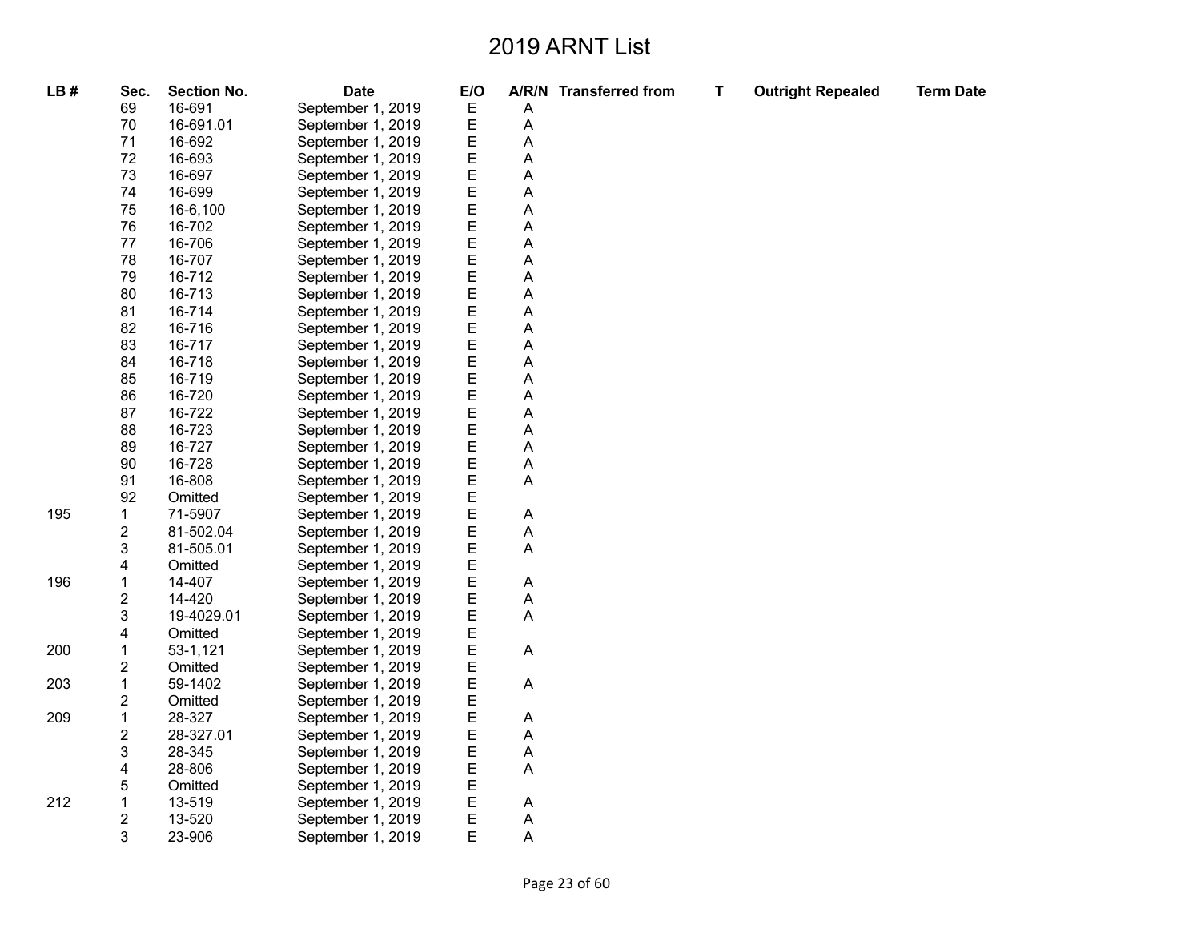# 2019 ARNT List

| LB # | Sec. | Section No. | Date | E/O | A/R/N | Transferred from | T | Outright Repealed | Term Date |
|---|---|---|---|---|---|---|---|---|---|
| | 69 | 16-691 | September 1, 2019 | E | A | | | | |
| | 70 | 16-691.01 | September 1, 2019 | E | A | | | | |
| | 71 | 16-692 | September 1, 2019 | E | A | | | | |
| | 72 | 16-693 | September 1, 2019 | E | A | | | | |
| | 73 | 16-697 | September 1, 2019 | E | A | | | | |
| | 74 | 16-699 | September 1, 2019 | E | A | | | | |
| | 75 | 16-6,100 | September 1, 2019 | E | A | | | | |
| | 76 | 16-702 | September 1, 2019 | E | A | | | | |
| | 77 | 16-706 | September 1, 2019 | E | A | | | | |
| | 78 | 16-707 | September 1, 2019 | E | A | | | | |
| | 79 | 16-712 | September 1, 2019 | E | A | | | | |
| | 80 | 16-713 | September 1, 2019 | E | A | | | | |
| | 81 | 16-714 | September 1, 2019 | E | A | | | | |
| | 82 | 16-716 | September 1, 2019 | E | A | | | | |
| | 83 | 16-717 | September 1, 2019 | E | A | | | | |
| | 84 | 16-718 | September 1, 2019 | E | A | | | | |
| | 85 | 16-719 | September 1, 2019 | E | A | | | | |
| | 86 | 16-720 | September 1, 2019 | E | A | | | | |
| | 87 | 16-722 | September 1, 2019 | E | A | | | | |
| | 88 | 16-723 | September 1, 2019 | E | A | | | | |
| | 89 | 16-727 | September 1, 2019 | E | A | | | | |
| | 90 | 16-728 | September 1, 2019 | E | A | | | | |
| | 91 | 16-808 | September 1, 2019 | E | A | | | | |
| | 92 | Omitted | September 1, 2019 | E | | | | | |
| 195 | 1 | 71-5907 | September 1, 2019 | E | A | | | | |
| | 2 | 81-502.04 | September 1, 2019 | E | A | | | | |
| | 3 | 81-505.01 | September 1, 2019 | E | A | | | | |
| | 4 | Omitted | September 1, 2019 | E | | | | | |
| 196 | 1 | 14-407 | September 1, 2019 | E | A | | | | |
| | 2 | 14-420 | September 1, 2019 | E | A | | | | |
| | 3 | 19-4029.01 | September 1, 2019 | E | A | | | | |
| | 4 | Omitted | September 1, 2019 | E | | | | | |
| 200 | 1 | 53-1,121 | September 1, 2019 | E | A | | | | |
| | 2 | Omitted | September 1, 2019 | E | | | | | |
| 203 | 1 | 59-1402 | September 1, 2019 | E | A | | | | |
| | 2 | Omitted | September 1, 2019 | E | | | | | |
| 209 | 1 | 28-327 | September 1, 2019 | E | A | | | | |
| | 2 | 28-327.01 | September 1, 2019 | E | A | | | | |
| | 3 | 28-345 | September 1, 2019 | E | A | | | | |
| | 4 | 28-806 | September 1, 2019 | E | A | | | | |
| | 5 | Omitted | September 1, 2019 | E | | | | | |
| 212 | 1 | 13-519 | September 1, 2019 | E | A | | | | |
| | 2 | 13-520 | September 1, 2019 | E | A | | | | |
| | 3 | 23-906 | September 1, 2019 | E | A | | | | |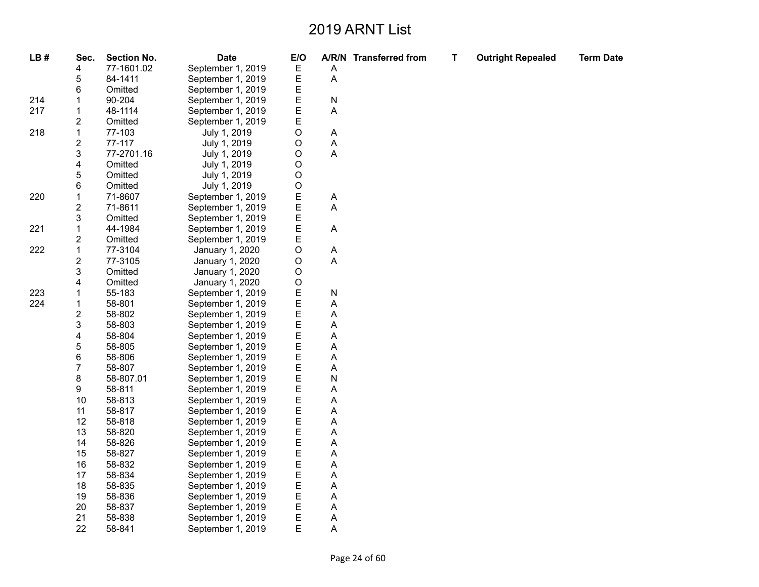# 2019 ARNT List

| LB # | Sec. | Section No. | Date | E/O | A/R/N | Transferred from | T | Outright Repealed | Term Date |
|---|---|---|---|---|---|---|---|---|---|
| | 4 | 77-1601.02 | September 1, 2019 | E | A | | | | |
| | 5 | 84-1411 | September 1, 2019 | E | A | | | | |
| | 6 | Omitted | September 1, 2019 | E | | | | | |
| 214 | 1 | 90-204 | September 1, 2019 | E | N | | | | |
| 217 | 1 | 48-1114 | September 1, 2019 | E | A | | | | |
| | 2 | Omitted | September 1, 2019 | E | | | | | |
| 218 | 1 | 77-103 | July 1, 2019 | O | A | | | | |
| | 2 | 77-117 | July 1, 2019 | O | A | | | | |
| | 3 | 77-2701.16 | July 1, 2019 | O | A | | | | |
| | 4 | Omitted | July 1, 2019 | O | | | | | |
| | 5 | Omitted | July 1, 2019 | O | | | | | |
| | 6 | Omitted | July 1, 2019 | O | | | | | |
| 220 | 1 | 71-8607 | September 1, 2019 | E | A | | | | |
| | 2 | 71-8611 | September 1, 2019 | E | A | | | | |
| | 3 | Omitted | September 1, 2019 | E | | | | | |
| 221 | 1 | 44-1984 | September 1, 2019 | E | A | | | | |
| | 2 | Omitted | September 1, 2019 | E | | | | | |
| 222 | 1 | 77-3104 | January 1, 2020 | O | A | | | | |
| | 2 | 77-3105 | January 1, 2020 | O | A | | | | |
| | 3 | Omitted | January 1, 2020 | O | | | | | |
| | 4 | Omitted | January 1, 2020 | O | | | | | |
| 223 | 1 | 55-183 | September 1, 2019 | E | N | | | | |
| 224 | 1 | 58-801 | September 1, 2019 | E | A | | | | |
| | 2 | 58-802 | September 1, 2019 | E | A | | | | |
| | 3 | 58-803 | September 1, 2019 | E | A | | | | |
| | 4 | 58-804 | September 1, 2019 | E | A | | | | |
| | 5 | 58-805 | September 1, 2019 | E | A | | | | |
| | 6 | 58-806 | September 1, 2019 | E | A | | | | |
| | 7 | 58-807 | September 1, 2019 | E | A | | | | |
| | 8 | 58-807.01 | September 1, 2019 | E | N | | | | |
| | 9 | 58-811 | September 1, 2019 | E | A | | | | |
| | 10 | 58-813 | September 1, 2019 | E | A | | | | |
| | 11 | 58-817 | September 1, 2019 | E | A | | | | |
| | 12 | 58-818 | September 1, 2019 | E | A | | | | |
| | 13 | 58-820 | September 1, 2019 | E | A | | | | |
| | 14 | 58-826 | September 1, 2019 | E | A | | | | |
| | 15 | 58-827 | September 1, 2019 | E | A | | | | |
| | 16 | 58-832 | September 1, 2019 | E | A | | | | |
| | 17 | 58-834 | September 1, 2019 | E | A | | | | |
| | 18 | 58-835 | September 1, 2019 | E | A | | | | |
| | 19 | 58-836 | September 1, 2019 | E | A | | | | |
| | 20 | 58-837 | September 1, 2019 | E | A | | | | |
| | 21 | 58-838 | September 1, 2019 | E | A | | | | |
| | 22 | 58-841 | September 1, 2019 | E | A | | | | |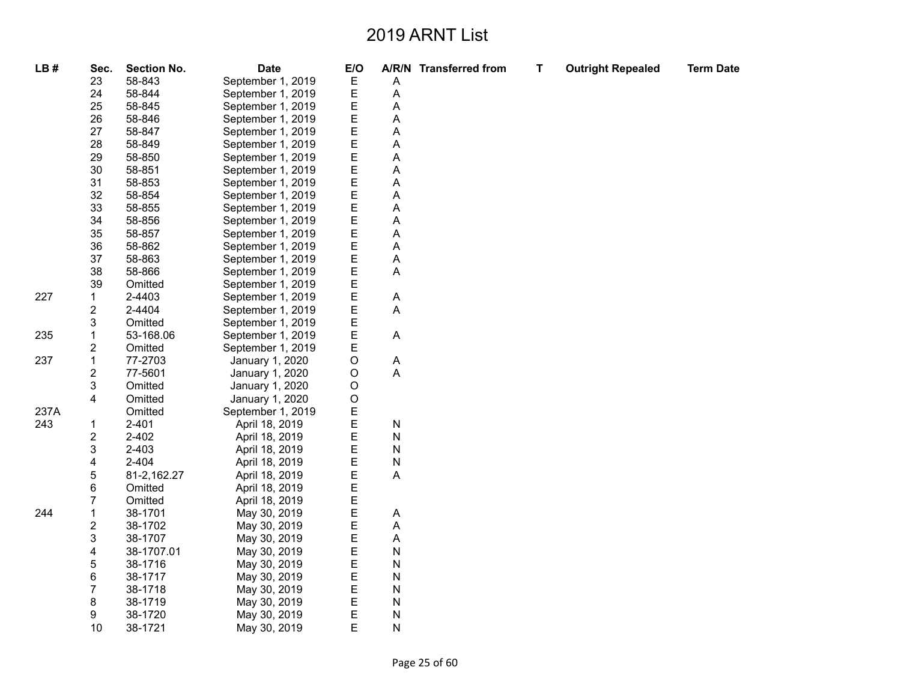# 2019 ARNT List

| LB # | Sec. | Section No. | Date | E/O | A/R/N | Transferred from | T | Outright Repealed | Term Date |
|---|---|---|---|---|---|---|---|---|---|
| | 23 | 58-843 | September 1, 2019 | E | A | | | | |
| | 24 | 58-844 | September 1, 2019 | E | A | | | | |
| | 25 | 58-845 | September 1, 2019 | E | A | | | | |
| | 26 | 58-846 | September 1, 2019 | E | A | | | | |
| | 27 | 58-847 | September 1, 2019 | E | A | | | | |
| | 28 | 58-849 | September 1, 2019 | E | A | | | | |
| | 29 | 58-850 | September 1, 2019 | E | A | | | | |
| | 30 | 58-851 | September 1, 2019 | E | A | | | | |
| | 31 | 58-853 | September 1, 2019 | E | A | | | | |
| | 32 | 58-854 | September 1, 2019 | E | A | | | | |
| | 33 | 58-855 | September 1, 2019 | E | A | | | | |
| | 34 | 58-856 | September 1, 2019 | E | A | | | | |
| | 35 | 58-857 | September 1, 2019 | E | A | | | | |
| | 36 | 58-862 | September 1, 2019 | E | A | | | | |
| | 37 | 58-863 | September 1, 2019 | E | A | | | | |
| | 38 | 58-866 | September 1, 2019 | E | A | | | | |
| | 39 | Omitted | September 1, 2019 | E | | | | | |
| 227 | 1 | 2-4403 | September 1, 2019 | E | A | | | | |
| | 2 | 2-4404 | September 1, 2019 | E | A | | | | |
| | 3 | Omitted | September 1, 2019 | E | | | | | |
| 235 | 1 | 53-168.06 | September 1, 2019 | E | A | | | | |
| | 2 | Omitted | September 1, 2019 | E | | | | | |
| 237 | 1 | 77-2703 | January 1, 2020 | O | A | | | | |
| | 2 | 77-5601 | January 1, 2020 | O | A | | | | |
| | 3 | Omitted | January 1, 2020 | O | | | | | |
| | 4 | Omitted | January 1, 2020 | O | | | | | |
| 237A | | Omitted | September 1, 2019 | E | | | | | |
| 243 | 1 | 2-401 | April 18, 2019 | E | N | | | | |
| | 2 | 2-402 | April 18, 2019 | E | N | | | | |
| | 3 | 2-403 | April 18, 2019 | E | N | | | | |
| | 4 | 2-404 | April 18, 2019 | E | N | | | | |
| | 5 | 81-2,162.27 | April 18, 2019 | E | A | | | | |
| | 6 | Omitted | April 18, 2019 | E | | | | | |
| | 7 | Omitted | April 18, 2019 | E | | | | | |
| 244 | 1 | 38-1701 | May 30, 2019 | E | A | | | | |
| | 2 | 38-1702 | May 30, 2019 | E | A | | | | |
| | 3 | 38-1707 | May 30, 2019 | E | A | | | | |
| | 4 | 38-1707.01 | May 30, 2019 | E | N | | | | |
| | 5 | 38-1716 | May 30, 2019 | E | N | | | | |
| | 6 | 38-1717 | May 30, 2019 | E | N | | | | |
| | 7 | 38-1718 | May 30, 2019 | E | N | | | | |
| | 8 | 38-1719 | May 30, 2019 | E | N | | | | |
| | 9 | 38-1720 | May 30, 2019 | E | N | | | | |
| | 10 | 38-1721 | May 30, 2019 | E | N | | | | |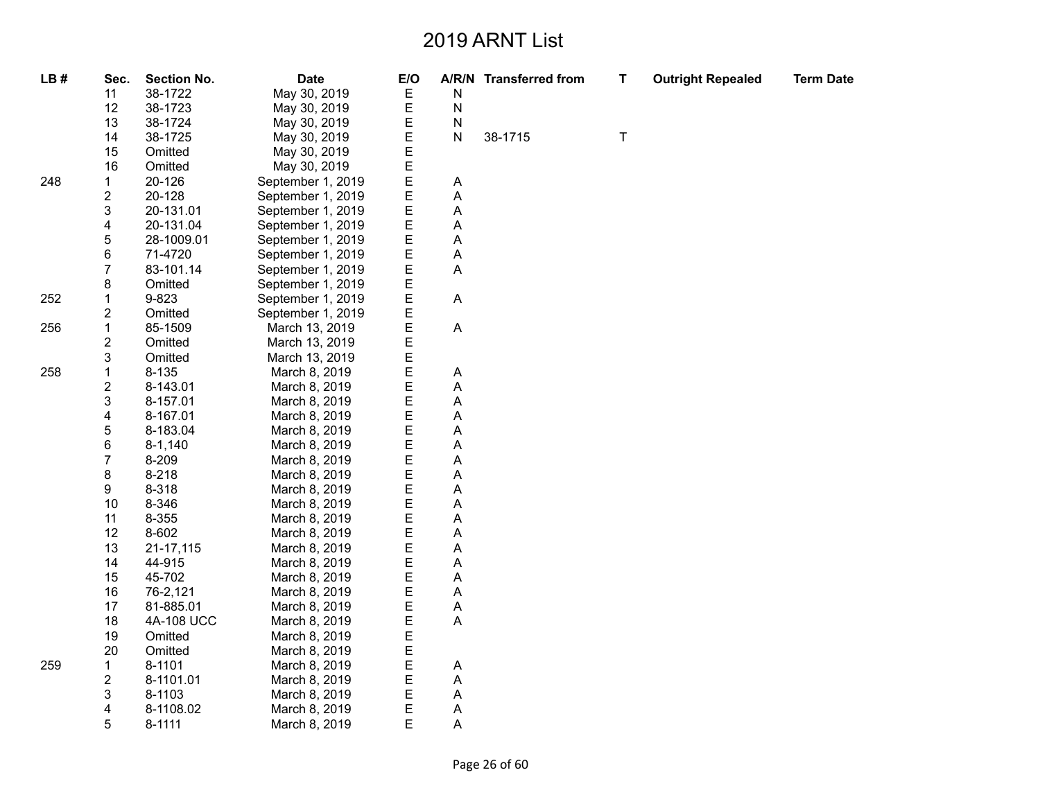# 2019 ARNT List

| LB # | Sec. | Section No. | Date | E/O | A/R/N | Transferred from | T | Outright Repealed | Term Date |
|---|---|---|---|---|---|---|---|---|---|
| | 11 | 38-1722 | May 30, 2019 | E | N | | | | |
| | 12 | 38-1723 | May 30, 2019 | E | N | | | | |
| | 13 | 38-1724 | May 30, 2019 | E | N | | | | |
| | 14 | 38-1725 | May 30, 2019 | E | N | 38-1715 | T | | |
| | 15 | Omitted | May 30, 2019 | E | | | | | |
| | 16 | Omitted | May 30, 2019 | E | | | | | |
| 248 | 1 | 20-126 | September 1, 2019 | E | A | | | | |
| | 2 | 20-128 | September 1, 2019 | E | A | | | | |
| | 3 | 20-131.01 | September 1, 2019 | E | A | | | | |
| | 4 | 20-131.04 | September 1, 2019 | E | A | | | | |
| | 5 | 28-1009.01 | September 1, 2019 | E | A | | | | |
| | 6 | 71-4720 | September 1, 2019 | E | A | | | | |
| | 7 | 83-101.14 | September 1, 2019 | E | A | | | | |
| | 8 | Omitted | September 1, 2019 | E | | | | | |
| 252 | 1 | 9-823 | September 1, 2019 | E | A | | | | |
| | 2 | Omitted | September 1, 2019 | E | | | | | |
| 256 | 1 | 85-1509 | March 13, 2019 | E | A | | | | |
| | 2 | Omitted | March 13, 2019 | E | | | | | |
| | 3 | Omitted | March 13, 2019 | E | | | | | |
| 258 | 1 | 8-135 | March 8, 2019 | E | A | | | | |
| | 2 | 8-143.01 | March 8, 2019 | E | A | | | | |
| | 3 | 8-157.01 | March 8, 2019 | E | A | | | | |
| | 4 | 8-167.01 | March 8, 2019 | E | A | | | | |
| | 5 | 8-183.04 | March 8, 2019 | E | A | | | | |
| | 6 | 8-1,140 | March 8, 2019 | E | A | | | | |
| | 7 | 8-209 | March 8, 2019 | E | A | | | | |
| | 8 | 8-218 | March 8, 2019 | E | A | | | | |
| | 9 | 8-318 | March 8, 2019 | E | A | | | | |
| | 10 | 8-346 | March 8, 2019 | E | A | | | | |
| | 11 | 8-355 | March 8, 2019 | E | A | | | | |
| | 12 | 8-602 | March 8, 2019 | E | A | | | | |
| | 13 | 21-17,115 | March 8, 2019 | E | A | | | | |
| | 14 | 44-915 | March 8, 2019 | E | A | | | | |
| | 15 | 45-702 | March 8, 2019 | E | A | | | | |
| | 16 | 76-2,121 | March 8, 2019 | E | A | | | | |
| | 17 | 81-885.01 | March 8, 2019 | E | A | | | | |
| | 18 | 4A-108 UCC | March 8, 2019 | E | A | | | | |
| | 19 | Omitted | March 8, 2019 | E | | | | | |
| | 20 | Omitted | March 8, 2019 | E | | | | | |
| 259 | 1 | 8-1101 | March 8, 2019 | E | A | | | | |
| | 2 | 8-1101.01 | March 8, 2019 | E | A | | | | |
| | 3 | 8-1103 | March 8, 2019 | E | A | | | | |
| | 4 | 8-1108.02 | March 8, 2019 | E | A | | | | |
| | 5 | 8-1111 | March 8, 2019 | E | A | | | | |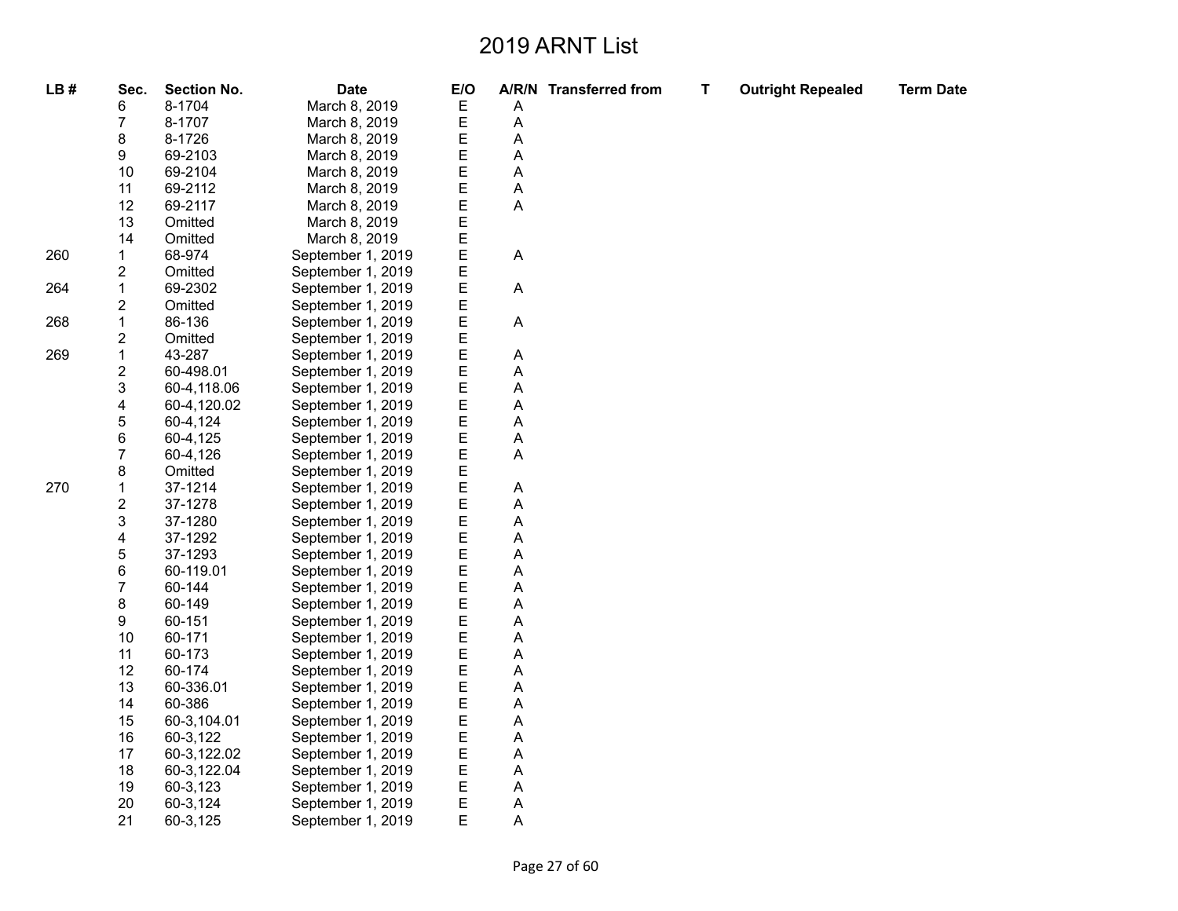# 2019 ARNT List

| LB # | Sec. | Section No. | Date | E/O | A/R/N | Transferred from | T | Outright Repealed | Term Date |
|---|---|---|---|---|---|---|---|---|---|
| | 6 | 8-1704 | March 8, 2019 | E | A | | | | |
| | 7 | 8-1707 | March 8, 2019 | E | A | | | | |
| | 8 | 8-1726 | March 8, 2019 | E | A | | | | |
| | 9 | 69-2103 | March 8, 2019 | E | A | | | | |
| | 10 | 69-2104 | March 8, 2019 | E | A | | | | |
| | 11 | 69-2112 | March 8, 2019 | E | A | | | | |
| | 12 | 69-2117 | March 8, 2019 | E | A | | | | |
| | 13 | Omitted | March 8, 2019 | E | | | | | |
| | 14 | Omitted | March 8, 2019 | E | | | | | |
| 260 | 1 | 68-974 | September 1, 2019 | E | A | | | | |
| | 2 | Omitted | September 1, 2019 | E | | | | | |
| 264 | 1 | 69-2302 | September 1, 2019 | E | A | | | | |
| | 2 | Omitted | September 1, 2019 | E | | | | | |
| 268 | 1 | 86-136 | September 1, 2019 | E | A | | | | |
| | 2 | Omitted | September 1, 2019 | E | | | | | |
| 269 | 1 | 43-287 | September 1, 2019 | E | A | | | | |
| | 2 | 60-498.01 | September 1, 2019 | E | A | | | | |
| | 3 | 60-4,118.06 | September 1, 2019 | E | A | | | | |
| | 4 | 60-4,120.02 | September 1, 2019 | E | A | | | | |
| | 5 | 60-4,124 | September 1, 2019 | E | A | | | | |
| | 6 | 60-4,125 | September 1, 2019 | E | A | | | | |
| | 7 | 60-4,126 | September 1, 2019 | E | A | | | | |
| | 8 | Omitted | September 1, 2019 | E | | | | | |
| 270 | 1 | 37-1214 | September 1, 2019 | E | A | | | | |
| | 2 | 37-1278 | September 1, 2019 | E | A | | | | |
| | 3 | 37-1280 | September 1, 2019 | E | A | | | | |
| | 4 | 37-1292 | September 1, 2019 | E | A | | | | |
| | 5 | 37-1293 | September 1, 2019 | E | A | | | | |
| | 6 | 60-119.01 | September 1, 2019 | E | A | | | | |
| | 7 | 60-144 | September 1, 2019 | E | A | | | | |
| | 8 | 60-149 | September 1, 2019 | E | A | | | | |
| | 9 | 60-151 | September 1, 2019 | E | A | | | | |
| | 10 | 60-171 | September 1, 2019 | E | A | | | | |
| | 11 | 60-173 | September 1, 2019 | E | A | | | | |
| | 12 | 60-174 | September 1, 2019 | E | A | | | | |
| | 13 | 60-336.01 | September 1, 2019 | E | A | | | | |
| | 14 | 60-386 | September 1, 2019 | E | A | | | | |
| | 15 | 60-3,104.01 | September 1, 2019 | E | A | | | | |
| | 16 | 60-3,122 | September 1, 2019 | E | A | | | | |
| | 17 | 60-3,122.02 | September 1, 2019 | E | A | | | | |
| | 18 | 60-3,122.04 | September 1, 2019 | E | A | | | | |
| | 19 | 60-3,123 | September 1, 2019 | E | A | | | | |
| | 20 | 60-3,124 | September 1, 2019 | E | A | | | | |
| | 21 | 60-3,125 | September 1, 2019 | E | A | | | | |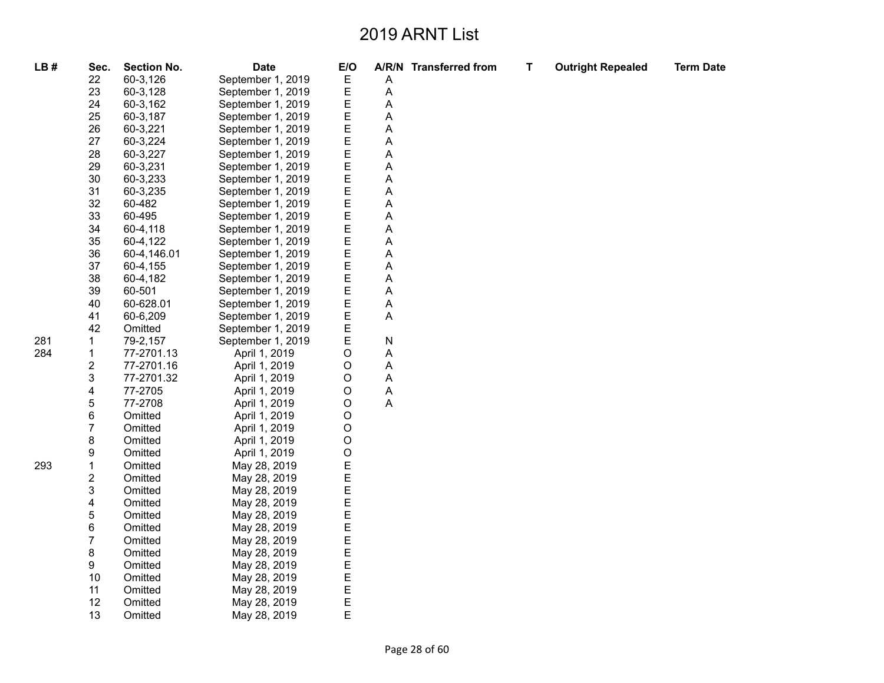# 2019 ARNT List

| LB # | Sec. | Section No. | Date | E/O | A/R/N | Transferred from | T | Outright Repealed | Term Date |
|---|---|---|---|---|---|---|---|---|---|
| | 22 | 60-3,126 | September 1, 2019 | E | A | | | | |
| | 23 | 60-3,128 | September 1, 2019 | E | A | | | | |
| | 24 | 60-3,162 | September 1, 2019 | E | A | | | | |
| | 25 | 60-3,187 | September 1, 2019 | E | A | | | | |
| | 26 | 60-3,221 | September 1, 2019 | E | A | | | | |
| | 27 | 60-3,224 | September 1, 2019 | E | A | | | | |
| | 28 | 60-3,227 | September 1, 2019 | E | A | | | | |
| | 29 | 60-3,231 | September 1, 2019 | E | A | | | | |
| | 30 | 60-3,233 | September 1, 2019 | E | A | | | | |
| | 31 | 60-3,235 | September 1, 2019 | E | A | | | | |
| | 32 | 60-482 | September 1, 2019 | E | A | | | | |
| | 33 | 60-495 | September 1, 2019 | E | A | | | | |
| | 34 | 60-4,118 | September 1, 2019 | E | A | | | | |
| | 35 | 60-4,122 | September 1, 2019 | E | A | | | | |
| | 36 | 60-4,146.01 | September 1, 2019 | E | A | | | | |
| | 37 | 60-4,155 | September 1, 2019 | E | A | | | | |
| | 38 | 60-4,182 | September 1, 2019 | E | A | | | | |
| | 39 | 60-501 | September 1, 2019 | E | A | | | | |
| | 40 | 60-628.01 | September 1, 2019 | E | A | | | | |
| | 41 | 60-6,209 | September 1, 2019 | E | A | | | | |
| | 42 | Omitted | September 1, 2019 | E | | | | | |
| 281 | 1 | 79-2,157 | September 1, 2019 | E | N | | | | |
| 284 | 1 | 77-2701.13 | April 1, 2019 | O | A | | | | |
| | 2 | 77-2701.16 | April 1, 2019 | O | A | | | | |
| | 3 | 77-2701.32 | April 1, 2019 | O | A | | | | |
| | 4 | 77-2705 | April 1, 2019 | O | A | | | | |
| | 5 | 77-2708 | April 1, 2019 | O | A | | | | |
| | 6 | Omitted | April 1, 2019 | O | | | | | |
| | 7 | Omitted | April 1, 2019 | O | | | | | |
| | 8 | Omitted | April 1, 2019 | O | | | | | |
| | 9 | Omitted | April 1, 2019 | O | | | | | |
| 293 | 1 | Omitted | May 28, 2019 | E | | | | | |
| | 2 | Omitted | May 28, 2019 | E | | | | | |
| | 3 | Omitted | May 28, 2019 | E | | | | | |
| | 4 | Omitted | May 28, 2019 | E | | | | | |
| | 5 | Omitted | May 28, 2019 | E | | | | | |
| | 6 | Omitted | May 28, 2019 | E | | | | | |
| | 7 | Omitted | May 28, 2019 | E | | | | | |
| | 8 | Omitted | May 28, 2019 | E | | | | | |
| | 9 | Omitted | May 28, 2019 | E | | | | | |
| | 10 | Omitted | May 28, 2019 | E | | | | | |
| | 11 | Omitted | May 28, 2019 | E | | | | | |
| | 12 | Omitted | May 28, 2019 | E | | | | | |
| | 13 | Omitted | May 28, 2019 | E | | | | | |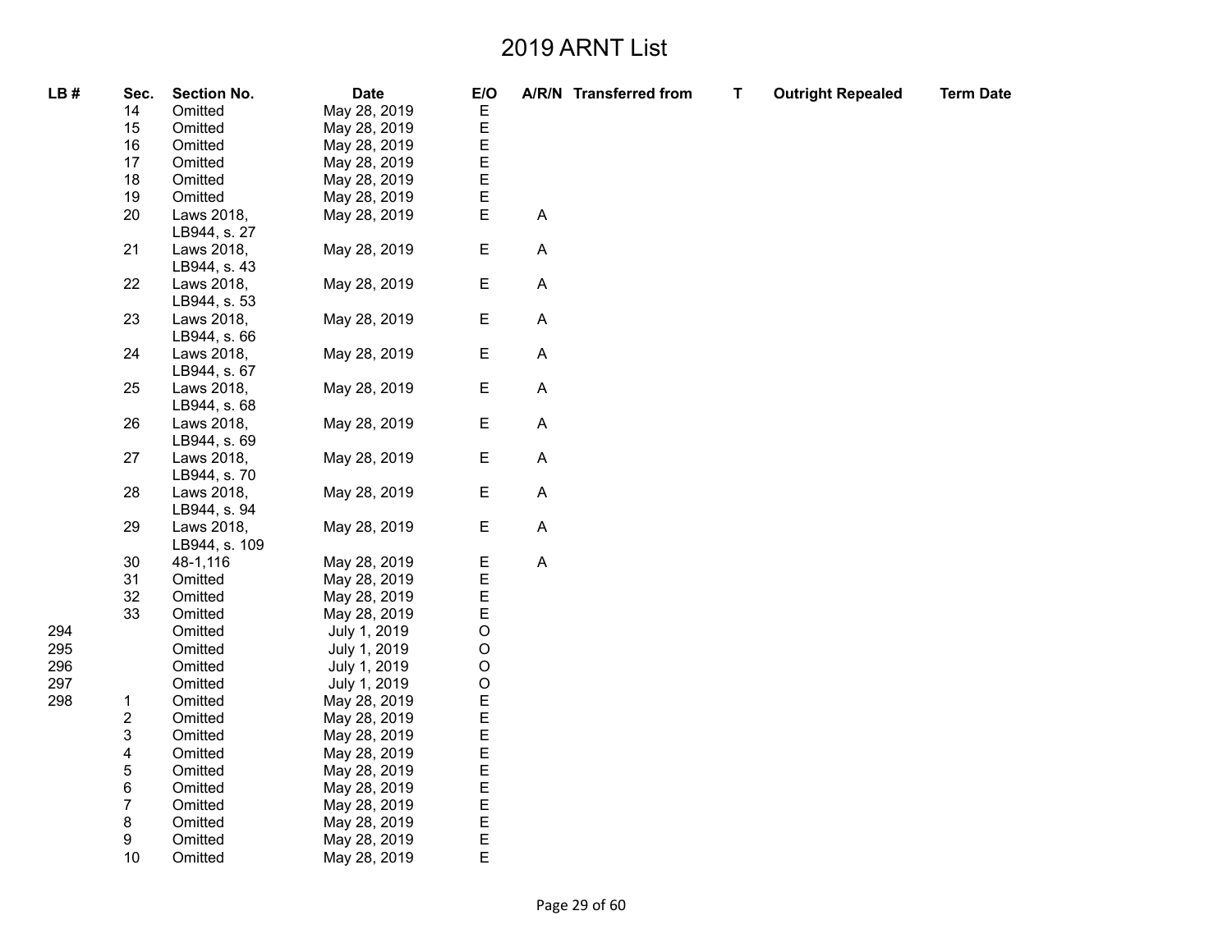# 2019 ARNT List

| LB # | Sec. | Section No. | Date | E/O | A/R/N | Transferred from | T | Outright Repealed | Term Date |
|---|---|---|---|---|---|---|---|---|---|
| | 14 | Omitted | May 28, 2019 | E | | | | | |
| | 15 | Omitted | May 28, 2019 | E | | | | | |
| | 16 | Omitted | May 28, 2019 | E | | | | | |
| | 17 | Omitted | May 28, 2019 | E | | | | | |
| | 18 | Omitted | May 28, 2019 | E | | | | | |
| | 19 | Omitted | May 28, 2019 | E | | | | | |
| | 20 | Laws 2018, LB944, s. 27 | May 28, 2019 | E | A | | | | |
| | 21 | Laws 2018, LB944, s. 43 | May 28, 2019 | E | A | | | | |
| | 22 | Laws 2018, LB944, s. 53 | May 28, 2019 | E | A | | | | |
| | 23 | Laws 2018, LB944, s. 66 | May 28, 2019 | E | A | | | | |
| | 24 | Laws 2018, LB944, s. 67 | May 28, 2019 | E | A | | | | |
| | 25 | Laws 2018, LB944, s. 68 | May 28, 2019 | E | A | | | | |
| | 26 | Laws 2018, LB944, s. 69 | May 28, 2019 | E | A | | | | |
| | 27 | Laws 2018, LB944, s. 70 | May 28, 2019 | E | A | | | | |
| | 28 | Laws 2018, LB944, s. 94 | May 28, 2019 | E | A | | | | |
| | 29 | Laws 2018, LB944, s. 109 | May 28, 2019 | E | A | | | | |
| | 30 | 48-1,116 | May 28, 2019 | E | A | | | | |
| | 31 | Omitted | May 28, 2019 | E | | | | | |
| | 32 | Omitted | May 28, 2019 | E | | | | | |
| | 33 | Omitted | May 28, 2019 | E | | | | | |
| 294 | | Omitted | July 1, 2019 | O | | | | | |
| 295 | | Omitted | July 1, 2019 | O | | | | | |
| 296 | | Omitted | July 1, 2019 | O | | | | | |
| 297 | | Omitted | July 1, 2019 | O | | | | | |
| 298 | 1 | Omitted | May 28, 2019 | E | | | | | |
| | 2 | Omitted | May 28, 2019 | E | | | | | |
| | 3 | Omitted | May 28, 2019 | E | | | | | |
| | 4 | Omitted | May 28, 2019 | E | | | | | |
| | 5 | Omitted | May 28, 2019 | E | | | | | |
| | 6 | Omitted | May 28, 2019 | E | | | | | |
| | 7 | Omitted | May 28, 2019 | E | | | | | |
| | 8 | Omitted | May 28, 2019 | E | | | | | |
| | 9 | Omitted | May 28, 2019 | E | | | | | |
| | 10 | Omitted | May 28, 2019 | E | | | | | |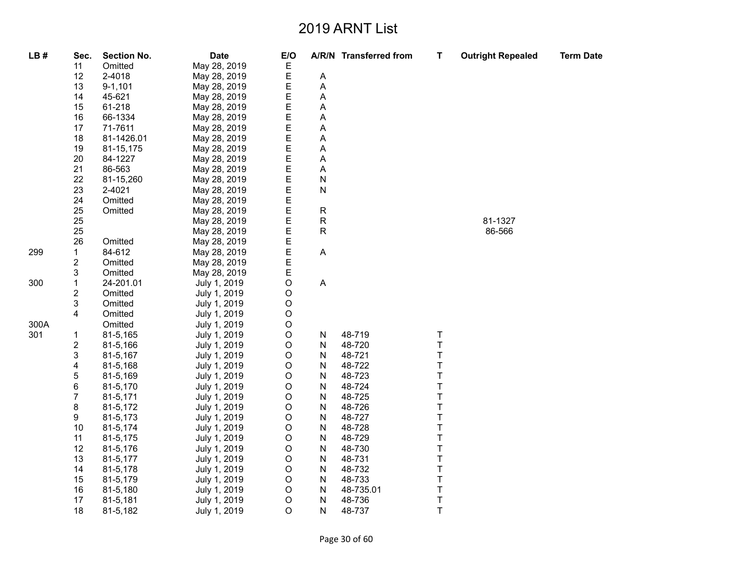# 2019 ARNT List

| LB # | Sec. | Section No. | Date | E/O | A/R/N | Transferred from | T | Outright Repealed | Term Date |
|---|---|---|---|---|---|---|---|---|---|
| | 11 | Omitted | May 28, 2019 | E | | | | | |
| | 12 | 2-4018 | May 28, 2019 | E | A | | | | |
| | 13 | 9-1,101 | May 28, 2019 | E | A | | | | |
| | 14 | 45-621 | May 28, 2019 | E | A | | | | |
| | 15 | 61-218 | May 28, 2019 | E | A | | | | |
| | 16 | 66-1334 | May 28, 2019 | E | A | | | | |
| | 17 | 71-7611 | May 28, 2019 | E | A | | | | |
| | 18 | 81-1426.01 | May 28, 2019 | E | A | | | | |
| | 19 | 81-15,175 | May 28, 2019 | E | A | | | | |
| | 20 | 84-1227 | May 28, 2019 | E | A | | | | |
| | 21 | 86-563 | May 28, 2019 | E | A | | | | |
| | 22 | 81-15,260 | May 28, 2019 | E | N | | | | |
| | 23 | 2-4021 | May 28, 2019 | E | N | | | | |
| | 24 | Omitted | May 28, 2019 | E | | | | | |
| | 25 | Omitted | May 28, 2019 | E | R | | | | |
| | 25 | | May 28, 2019 | E | R | | | 81-1327 | |
| | 25 | | May 28, 2019 | E | R | | | 86-566 | |
| | 26 | Omitted | May 28, 2019 | E | | | | | |
| 299 | 1 | 84-612 | May 28, 2019 | E | A | | | | |
| | 2 | Omitted | May 28, 2019 | E | | | | | |
| | 3 | Omitted | May 28, 2019 | E | | | | | |
| 300 | 1 | 24-201.01 | July 1, 2019 | O | A | | | | |
| | 2 | Omitted | July 1, 2019 | O | | | | | |
| | 3 | Omitted | July 1, 2019 | O | | | | | |
| | 4 | Omitted | July 1, 2019 | O | | | | | |
| 300A | | Omitted | July 1, 2019 | O | | | | | |
| 301 | 1 | 81-5,165 | July 1, 2019 | O | N | 48-719 | T | | |
| | 2 | 81-5,166 | July 1, 2019 | O | N | 48-720 | T | | |
| | 3 | 81-5,167 | July 1, 2019 | O | N | 48-721 | T | | |
| | 4 | 81-5,168 | July 1, 2019 | O | N | 48-722 | T | | |
| | 5 | 81-5,169 | July 1, 2019 | O | N | 48-723 | T | | |
| | 6 | 81-5,170 | July 1, 2019 | O | N | 48-724 | T | | |
| | 7 | 81-5,171 | July 1, 2019 | O | N | 48-725 | T | | |
| | 8 | 81-5,172 | July 1, 2019 | O | N | 48-726 | T | | |
| | 9 | 81-5,173 | July 1, 2019 | O | N | 48-727 | T | | |
| | 10 | 81-5,174 | July 1, 2019 | O | N | 48-728 | T | | |
| | 11 | 81-5,175 | July 1, 2019 | O | N | 48-729 | T | | |
| | 12 | 81-5,176 | July 1, 2019 | O | N | 48-730 | T | | |
| | 13 | 81-5,177 | July 1, 2019 | O | N | 48-731 | T | | |
| | 14 | 81-5,178 | July 1, 2019 | O | N | 48-732 | T | | |
| | 15 | 81-5,179 | July 1, 2019 | O | N | 48-733 | T | | |
| | 16 | 81-5,180 | July 1, 2019 | O | N | 48-735.01 | T | | |
| | 17 | 81-5,181 | July 1, 2019 | O | N | 48-736 | T | | |
| | 18 | 81-5,182 | July 1, 2019 | O | N | 48-737 | T | | |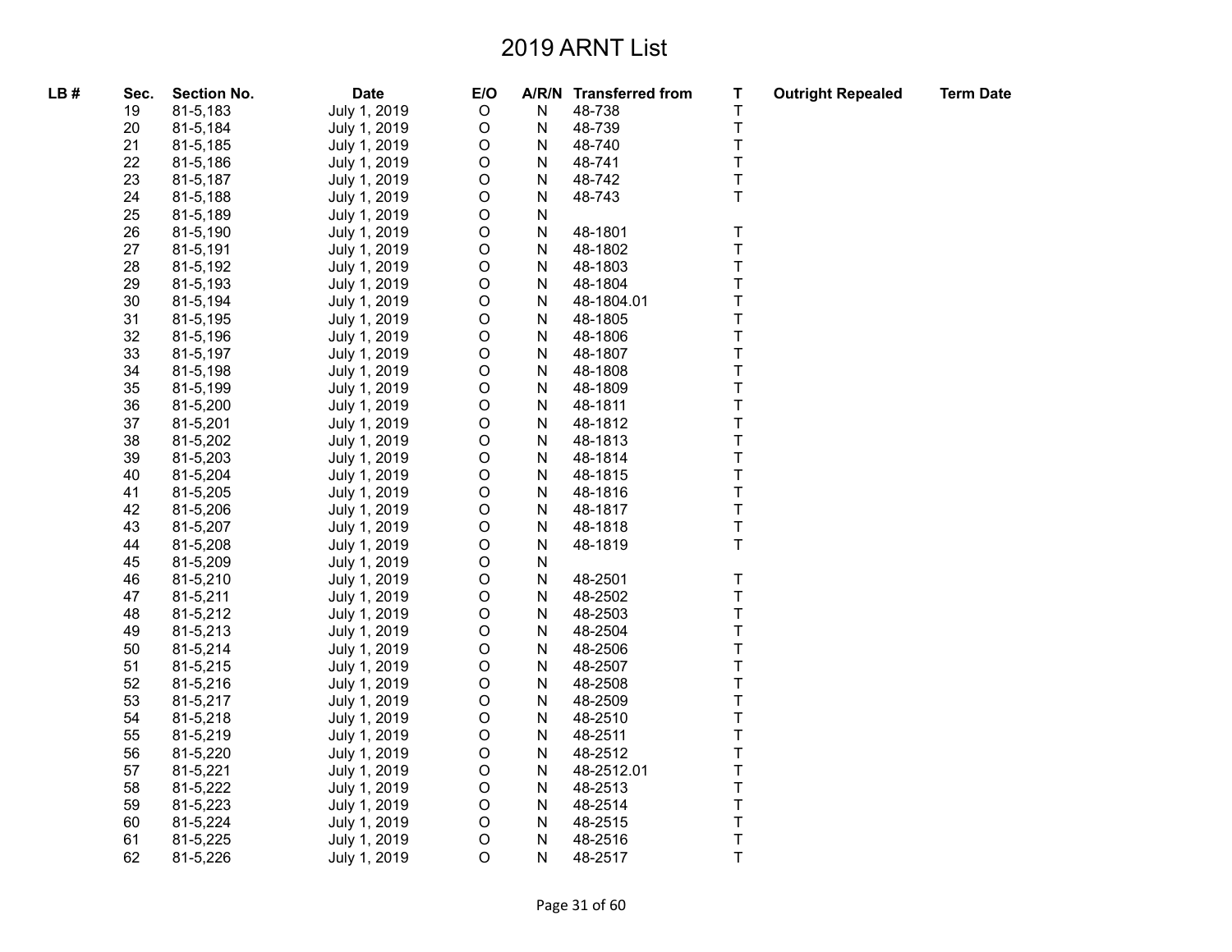# 2019 ARNT List

| LB # | Sec. | Section No. | Date | E/O | A/R/N | Transferred from | T | Outright Repealed | Term Date |
|---|---|---|---|---|---|---|---|---|---|
| | 19 | 81-5,183 | July 1, 2019 | O | N | 48-738 | T | | |
| | 20 | 81-5,184 | July 1, 2019 | O | N | 48-739 | T | | |
| | 21 | 81-5,185 | July 1, 2019 | O | N | 48-740 | T | | |
| | 22 | 81-5,186 | July 1, 2019 | O | N | 48-741 | T | | |
| | 23 | 81-5,187 | July 1, 2019 | O | N | 48-742 | T | | |
| | 24 | 81-5,188 | July 1, 2019 | O | N | 48-743 | T | | |
| | 25 | 81-5,189 | July 1, 2019 | O | N | | | | |
| | 26 | 81-5,190 | July 1, 2019 | O | N | 48-1801 | T | | |
| | 27 | 81-5,191 | July 1, 2019 | O | N | 48-1802 | T | | |
| | 28 | 81-5,192 | July 1, 2019 | O | N | 48-1803 | T | | |
| | 29 | 81-5,193 | July 1, 2019 | O | N | 48-1804 | T | | |
| | 30 | 81-5,194 | July 1, 2019 | O | N | 48-1804.01 | T | | |
| | 31 | 81-5,195 | July 1, 2019 | O | N | 48-1805 | T | | |
| | 32 | 81-5,196 | July 1, 2019 | O | N | 48-1806 | T | | |
| | 33 | 81-5,197 | July 1, 2019 | O | N | 48-1807 | T | | |
| | 34 | 81-5,198 | July 1, 2019 | O | N | 48-1808 | T | | |
| | 35 | 81-5,199 | July 1, 2019 | O | N | 48-1809 | T | | |
| | 36 | 81-5,200 | July 1, 2019 | O | N | 48-1811 | T | | |
| | 37 | 81-5,201 | July 1, 2019 | O | N | 48-1812 | T | | |
| | 38 | 81-5,202 | July 1, 2019 | O | N | 48-1813 | T | | |
| | 39 | 81-5,203 | July 1, 2019 | O | N | 48-1814 | T | | |
| | 40 | 81-5,204 | July 1, 2019 | O | N | 48-1815 | T | | |
| | 41 | 81-5,205 | July 1, 2019 | O | N | 48-1816 | T | | |
| | 42 | 81-5,206 | July 1, 2019 | O | N | 48-1817 | T | | |
| | 43 | 81-5,207 | July 1, 2019 | O | N | 48-1818 | T | | |
| | 44 | 81-5,208 | July 1, 2019 | O | N | 48-1819 | T | | |
| | 45 | 81-5,209 | July 1, 2019 | O | N | | | | |
| | 46 | 81-5,210 | July 1, 2019 | O | N | 48-2501 | T | | |
| | 47 | 81-5,211 | July 1, 2019 | O | N | 48-2502 | T | | |
| | 48 | 81-5,212 | July 1, 2019 | O | N | 48-2503 | T | | |
| | 49 | 81-5,213 | July 1, 2019 | O | N | 48-2504 | T | | |
| | 50 | 81-5,214 | July 1, 2019 | O | N | 48-2506 | T | | |
| | 51 | 81-5,215 | July 1, 2019 | O | N | 48-2507 | T | | |
| | 52 | 81-5,216 | July 1, 2019 | O | N | 48-2508 | T | | |
| | 53 | 81-5,217 | July 1, 2019 | O | N | 48-2509 | T | | |
| | 54 | 81-5,218 | July 1, 2019 | O | N | 48-2510 | T | | |
| | 55 | 81-5,219 | July 1, 2019 | O | N | 48-2511 | T | | |
| | 56 | 81-5,220 | July 1, 2019 | O | N | 48-2512 | T | | |
| | 57 | 81-5,221 | July 1, 2019 | O | N | 48-2512.01 | T | | |
| | 58 | 81-5,222 | July 1, 2019 | O | N | 48-2513 | T | | |
| | 59 | 81-5,223 | July 1, 2019 | O | N | 48-2514 | T | | |
| | 60 | 81-5,224 | July 1, 2019 | O | N | 48-2515 | T | | |
| | 61 | 81-5,225 | July 1, 2019 | O | N | 48-2516 | T | | |
| | 62 | 81-5,226 | July 1, 2019 | O | N | 48-2517 | T | | |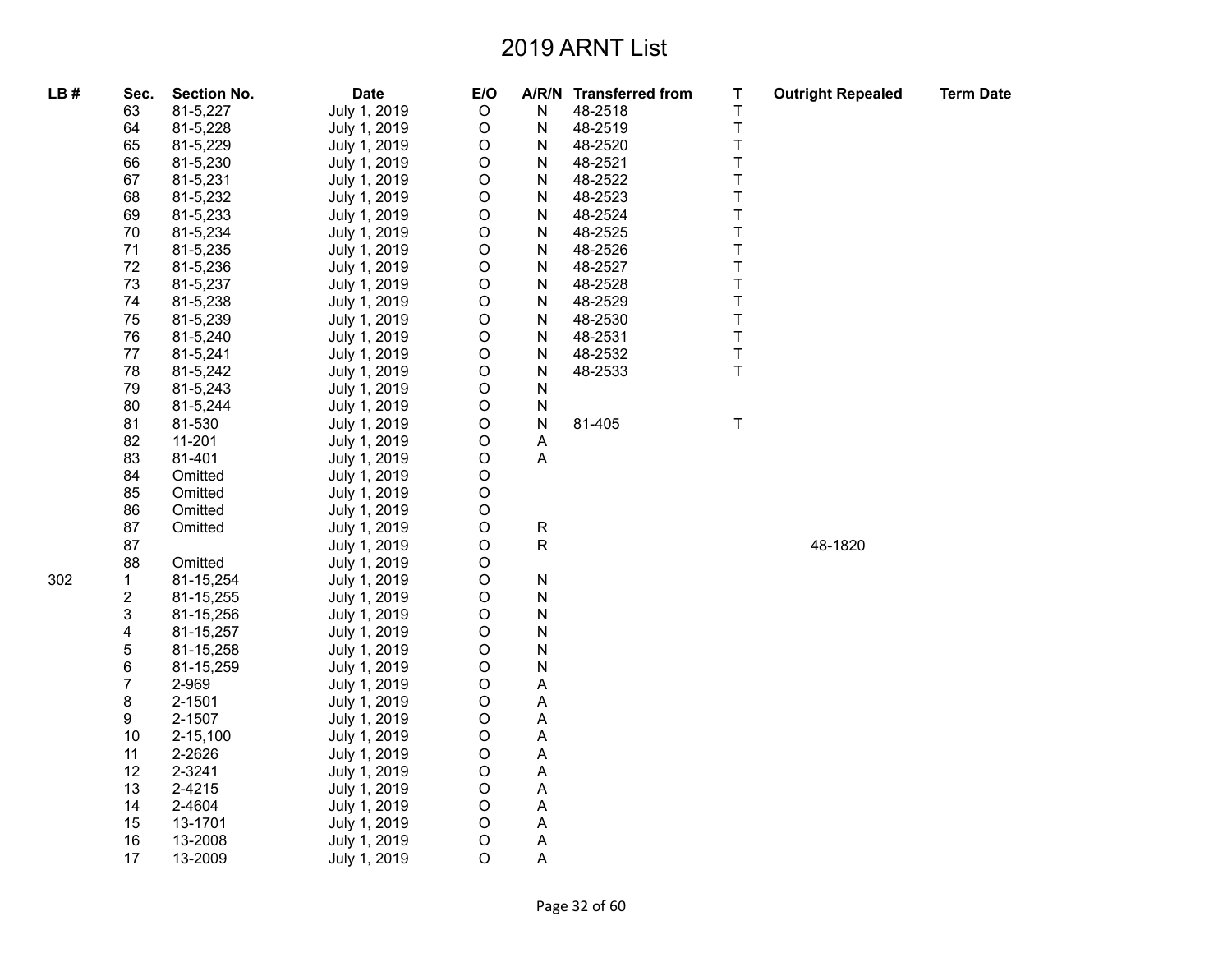# 2019 ARNT List

| LB # | Sec. | Section No. | Date | E/O | A/R/N | Transferred from | T | Outright Repealed | Term Date |
|---|---|---|---|---|---|---|---|---|---|
| | 63 | 81-5,227 | July 1, 2019 | O | N | 48-2518 | T | | |
| | 64 | 81-5,228 | July 1, 2019 | O | N | 48-2519 | T | | |
| | 65 | 81-5,229 | July 1, 2019 | O | N | 48-2520 | T | | |
| | 66 | 81-5,230 | July 1, 2019 | O | N | 48-2521 | T | | |
| | 67 | 81-5,231 | July 1, 2019 | O | N | 48-2522 | T | | |
| | 68 | 81-5,232 | July 1, 2019 | O | N | 48-2523 | T | | |
| | 69 | 81-5,233 | July 1, 2019 | O | N | 48-2524 | T | | |
| | 70 | 81-5,234 | July 1, 2019 | O | N | 48-2525 | T | | |
| | 71 | 81-5,235 | July 1, 2019 | O | N | 48-2526 | T | | |
| | 72 | 81-5,236 | July 1, 2019 | O | N | 48-2527 | T | | |
| | 73 | 81-5,237 | July 1, 2019 | O | N | 48-2528 | T | | |
| | 74 | 81-5,238 | July 1, 2019 | O | N | 48-2529 | T | | |
| | 75 | 81-5,239 | July 1, 2019 | O | N | 48-2530 | T | | |
| | 76 | 81-5,240 | July 1, 2019 | O | N | 48-2531 | T | | |
| | 77 | 81-5,241 | July 1, 2019 | O | N | 48-2532 | T | | |
| | 78 | 81-5,242 | July 1, 2019 | O | N | 48-2533 | T | | |
| | 79 | 81-5,243 | July 1, 2019 | O | N | | | | |
| | 80 | 81-5,244 | July 1, 2019 | O | N | | | | |
| | 81 | 81-530 | July 1, 2019 | O | N | 81-405 | T | | |
| | 82 | 11-201 | July 1, 2019 | O | A | | | | |
| | 83 | 81-401 | July 1, 2019 | O | A | | | | |
| | 84 | Omitted | July 1, 2019 | O | | | | | |
| | 85 | Omitted | July 1, 2019 | O | | | | | |
| | 86 | Omitted | July 1, 2019 | O | | | | | |
| | 87 | Omitted | July 1, 2019 | O | R | | | | |
| | 87 | | July 1, 2019 | O | R | | | 48-1820 | |
| | 88 | Omitted | July 1, 2019 | O | | | | | |
| 302 | 1 | 81-15,254 | July 1, 2019 | O | N | | | | |
| | 2 | 81-15,255 | July 1, 2019 | O | N | | | | |
| | 3 | 81-15,256 | July 1, 2019 | O | N | | | | |
| | 4 | 81-15,257 | July 1, 2019 | O | N | | | | |
| | 5 | 81-15,258 | July 1, 2019 | O | N | | | | |
| | 6 | 81-15,259 | July 1, 2019 | O | N | | | | |
| | 7 | 2-969 | July 1, 2019 | O | A | | | | |
| | 8 | 2-1501 | July 1, 2019 | O | A | | | | |
| | 9 | 2-1507 | July 1, 2019 | O | A | | | | |
| | 10 | 2-15,100 | July 1, 2019 | O | A | | | | |
| | 11 | 2-2626 | July 1, 2019 | O | A | | | | |
| | 12 | 2-3241 | July 1, 2019 | O | A | | | | |
| | 13 | 2-4215 | July 1, 2019 | O | A | | | | |
| | 14 | 2-4604 | July 1, 2019 | O | A | | | | |
| | 15 | 13-1701 | July 1, 2019 | O | A | | | | |
| | 16 | 13-2008 | July 1, 2019 | O | A | | | | |
| | 17 | 13-2009 | July 1, 2019 | O | A | | | | |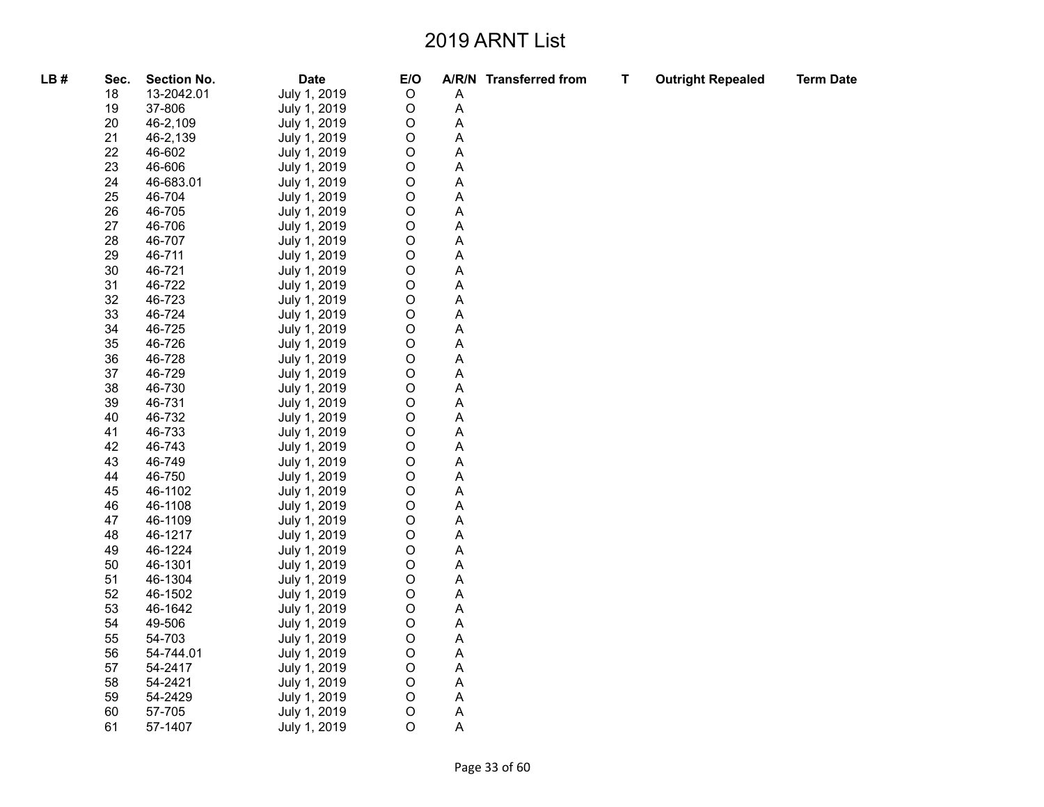# 2019 ARNT List

| LB # | Sec. | Section No. | Date | E/O | A/R/N | Transferred from | T | Outright Repealed | Term Date |
|---|---|---|---|---|---|---|---|---|---|
| | 18 | 13-2042.01 | July 1, 2019 | O | A | | | | |
| | 19 | 37-806 | July 1, 2019 | O | A | | | | |
| | 20 | 46-2,109 | July 1, 2019 | O | A | | | | |
| | 21 | 46-2,139 | July 1, 2019 | O | A | | | | |
| | 22 | 46-602 | July 1, 2019 | O | A | | | | |
| | 23 | 46-606 | July 1, 2019 | O | A | | | | |
| | 24 | 46-683.01 | July 1, 2019 | O | A | | | | |
| | 25 | 46-704 | July 1, 2019 | O | A | | | | |
| | 26 | 46-705 | July 1, 2019 | O | A | | | | |
| | 27 | 46-706 | July 1, 2019 | O | A | | | | |
| | 28 | 46-707 | July 1, 2019 | O | A | | | | |
| | 29 | 46-711 | July 1, 2019 | O | A | | | | |
| | 30 | 46-721 | July 1, 2019 | O | A | | | | |
| | 31 | 46-722 | July 1, 2019 | O | A | | | | |
| | 32 | 46-723 | July 1, 2019 | O | A | | | | |
| | 33 | 46-724 | July 1, 2019 | O | A | | | | |
| | 34 | 46-725 | July 1, 2019 | O | A | | | | |
| | 35 | 46-726 | July 1, 2019 | O | A | | | | |
| | 36 | 46-728 | July 1, 2019 | O | A | | | | |
| | 37 | 46-729 | July 1, 2019 | O | A | | | | |
| | 38 | 46-730 | July 1, 2019 | O | A | | | | |
| | 39 | 46-731 | July 1, 2019 | O | A | | | | |
| | 40 | 46-732 | July 1, 2019 | O | A | | | | |
| | 41 | 46-733 | July 1, 2019 | O | A | | | | |
| | 42 | 46-743 | July 1, 2019 | O | A | | | | |
| | 43 | 46-749 | July 1, 2019 | O | A | | | | |
| | 44 | 46-750 | July 1, 2019 | O | A | | | | |
| | 45 | 46-1102 | July 1, 2019 | O | A | | | | |
| | 46 | 46-1108 | July 1, 2019 | O | A | | | | |
| | 47 | 46-1109 | July 1, 2019 | O | A | | | | |
| | 48 | 46-1217 | July 1, 2019 | O | A | | | | |
| | 49 | 46-1224 | July 1, 2019 | O | A | | | | |
| | 50 | 46-1301 | July 1, 2019 | O | A | | | | |
| | 51 | 46-1304 | July 1, 2019 | O | A | | | | |
| | 52 | 46-1502 | July 1, 2019 | O | A | | | | |
| | 53 | 46-1642 | July 1, 2019 | O | A | | | | |
| | 54 | 49-506 | July 1, 2019 | O | A | | | | |
| | 55 | 54-703 | July 1, 2019 | O | A | | | | |
| | 56 | 54-744.01 | July 1, 2019 | O | A | | | | |
| | 57 | 54-2417 | July 1, 2019 | O | A | | | | |
| | 58 | 54-2421 | July 1, 2019 | O | A | | | | |
| | 59 | 54-2429 | July 1, 2019 | O | A | | | | |
| | 60 | 57-705 | July 1, 2019 | O | A | | | | |
| | 61 | 57-1407 | July 1, 2019 | O | A | | | | |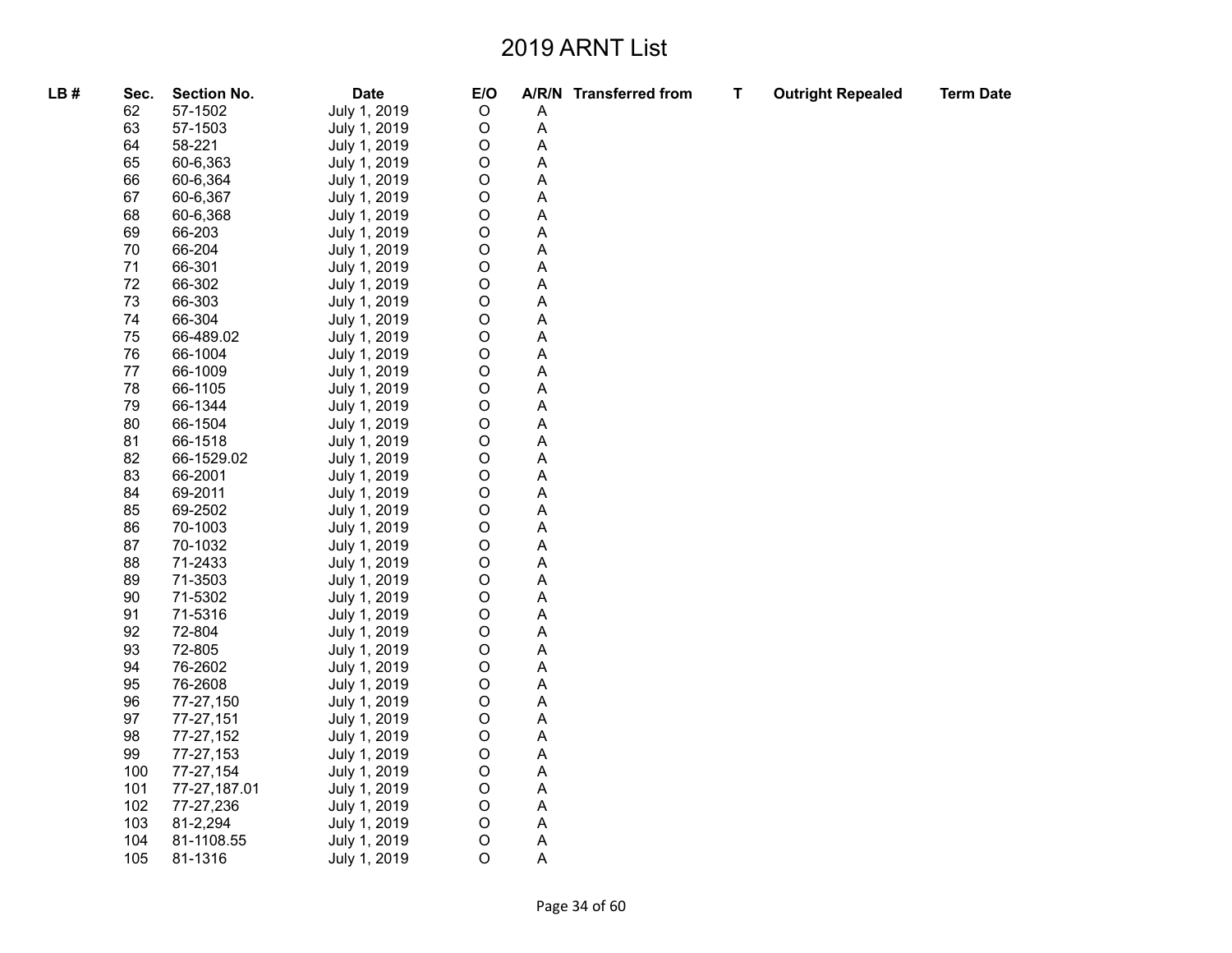# 2019 ARNT List

| LB # | Sec. | Section No. | Date | E/O | A/R/N | Transferred from | T | Outright Repealed | Term Date |
|---|---|---|---|---|---|---|---|---|---|
| | 62 | 57-1502 | July 1, 2019 | O | A | | | | |
| | 63 | 57-1503 | July 1, 2019 | O | A | | | | |
| | 64 | 58-221 | July 1, 2019 | O | A | | | | |
| | 65 | 60-6,363 | July 1, 2019 | O | A | | | | |
| | 66 | 60-6,364 | July 1, 2019 | O | A | | | | |
| | 67 | 60-6,367 | July 1, 2019 | O | A | | | | |
| | 68 | 60-6,368 | July 1, 2019 | O | A | | | | |
| | 69 | 66-203 | July 1, 2019 | O | A | | | | |
| | 70 | 66-204 | July 1, 2019 | O | A | | | | |
| | 71 | 66-301 | July 1, 2019 | O | A | | | | |
| | 72 | 66-302 | July 1, 2019 | O | A | | | | |
| | 73 | 66-303 | July 1, 2019 | O | A | | | | |
| | 74 | 66-304 | July 1, 2019 | O | A | | | | |
| | 75 | 66-489.02 | July 1, 2019 | O | A | | | | |
| | 76 | 66-1004 | July 1, 2019 | O | A | | | | |
| | 77 | 66-1009 | July 1, 2019 | O | A | | | | |
| | 78 | 66-1105 | July 1, 2019 | O | A | | | | |
| | 79 | 66-1344 | July 1, 2019 | O | A | | | | |
| | 80 | 66-1504 | July 1, 2019 | O | A | | | | |
| | 81 | 66-1518 | July 1, 2019 | O | A | | | | |
| | 82 | 66-1529.02 | July 1, 2019 | O | A | | | | |
| | 83 | 66-2001 | July 1, 2019 | O | A | | | | |
| | 84 | 69-2011 | July 1, 2019 | O | A | | | | |
| | 85 | 69-2502 | July 1, 2019 | O | A | | | | |
| | 86 | 70-1003 | July 1, 2019 | O | A | | | | |
| | 87 | 70-1032 | July 1, 2019 | O | A | | | | |
| | 88 | 71-2433 | July 1, 2019 | O | A | | | | |
| | 89 | 71-3503 | July 1, 2019 | O | A | | | | |
| | 90 | 71-5302 | July 1, 2019 | O | A | | | | |
| | 91 | 71-5316 | July 1, 2019 | O | A | | | | |
| | 92 | 72-804 | July 1, 2019 | O | A | | | | |
| | 93 | 72-805 | July 1, 2019 | O | A | | | | |
| | 94 | 76-2602 | July 1, 2019 | O | A | | | | |
| | 95 | 76-2608 | July 1, 2019 | O | A | | | | |
| | 96 | 77-27,150 | July 1, 2019 | O | A | | | | |
| | 97 | 77-27,151 | July 1, 2019 | O | A | | | | |
| | 98 | 77-27,152 | July 1, 2019 | O | A | | | | |
| | 99 | 77-27,153 | July 1, 2019 | O | A | | | | |
| | 100 | 77-27,154 | July 1, 2019 | O | A | | | | |
| | 101 | 77-27,187.01 | July 1, 2019 | O | A | | | | |
| | 102 | 77-27,236 | July 1, 2019 | O | A | | | | |
| | 103 | 81-2,294 | July 1, 2019 | O | A | | | | |
| | 104 | 81-1108.55 | July 1, 2019 | O | A | | | | |
| | 105 | 81-1316 | July 1, 2019 | O | A | | | | |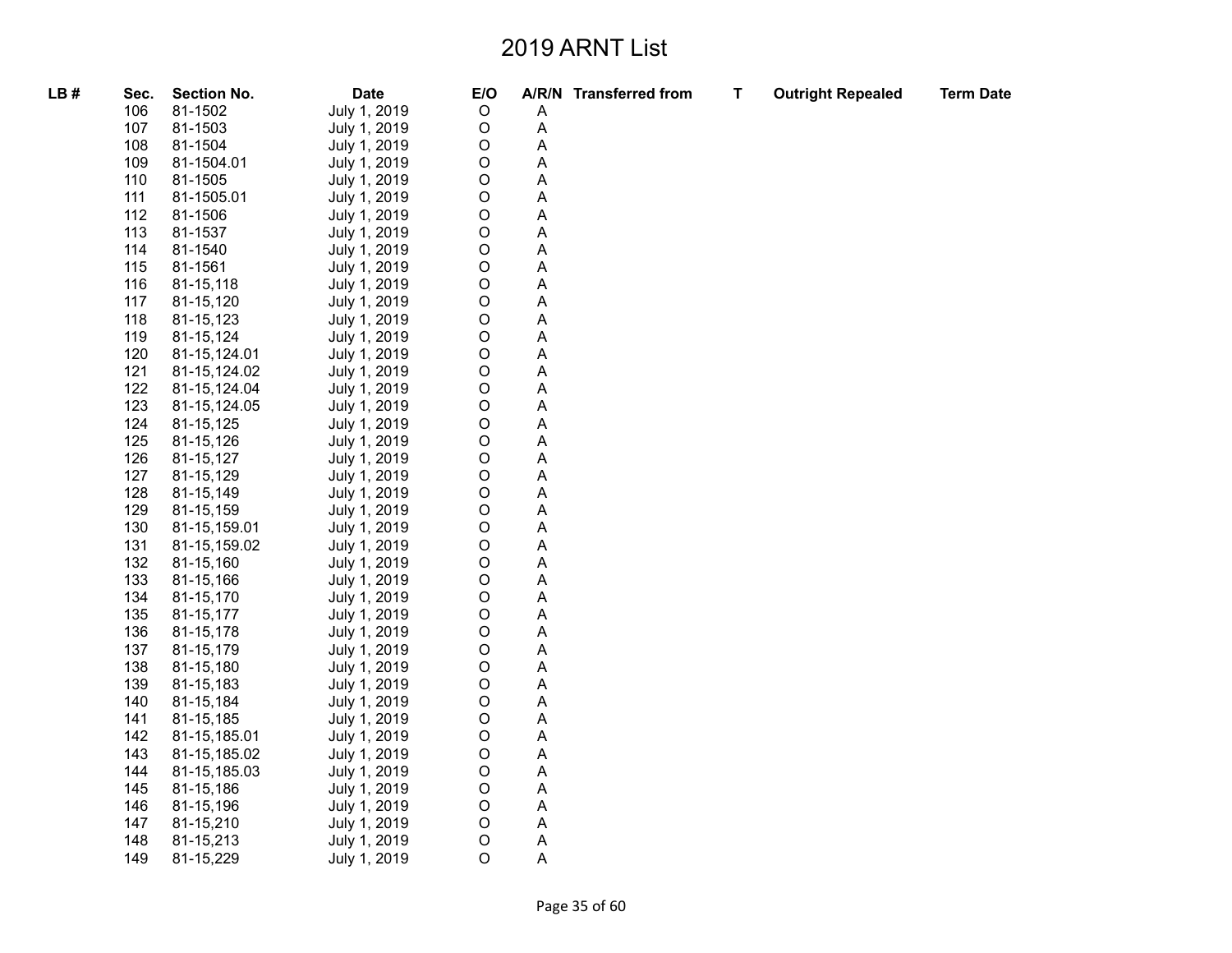# 2019 ARNT List

| LB # | Sec. | Section No. | Date | E/O | A/R/N | Transferred from | T | Outright Repealed | Term Date |
|---|---|---|---|---|---|---|---|---|---|
| | 106 | 81-1502 | July 1, 2019 | O | A | | | | |
| | 107 | 81-1503 | July 1, 2019 | O | A | | | | |
| | 108 | 81-1504 | July 1, 2019 | O | A | | | | |
| | 109 | 81-1504.01 | July 1, 2019 | O | A | | | | |
| | 110 | 81-1505 | July 1, 2019 | O | A | | | | |
| | 111 | 81-1505.01 | July 1, 2019 | O | A | | | | |
| | 112 | 81-1506 | July 1, 2019 | O | A | | | | |
| | 113 | 81-1537 | July 1, 2019 | O | A | | | | |
| | 114 | 81-1540 | July 1, 2019 | O | A | | | | |
| | 115 | 81-1561 | July 1, 2019 | O | A | | | | |
| | 116 | 81-15,118 | July 1, 2019 | O | A | | | | |
| | 117 | 81-15,120 | July 1, 2019 | O | A | | | | |
| | 118 | 81-15,123 | July 1, 2019 | O | A | | | | |
| | 119 | 81-15,124 | July 1, 2019 | O | A | | | | |
| | 120 | 81-15,124.01 | July 1, 2019 | O | A | | | | |
| | 121 | 81-15,124.02 | July 1, 2019 | O | A | | | | |
| | 122 | 81-15,124.04 | July 1, 2019 | O | A | | | | |
| | 123 | 81-15,124.05 | July 1, 2019 | O | A | | | | |
| | 124 | 81-15,125 | July 1, 2019 | O | A | | | | |
| | 125 | 81-15,126 | July 1, 2019 | O | A | | | | |
| | 126 | 81-15,127 | July 1, 2019 | O | A | | | | |
| | 127 | 81-15,129 | July 1, 2019 | O | A | | | | |
| | 128 | 81-15,149 | July 1, 2019 | O | A | | | | |
| | 129 | 81-15,159 | July 1, 2019 | O | A | | | | |
| | 130 | 81-15,159.01 | July 1, 2019 | O | A | | | | |
| | 131 | 81-15,159.02 | July 1, 2019 | O | A | | | | |
| | 132 | 81-15,160 | July 1, 2019 | O | A | | | | |
| | 133 | 81-15,166 | July 1, 2019 | O | A | | | | |
| | 134 | 81-15,170 | July 1, 2019 | O | A | | | | |
| | 135 | 81-15,177 | July 1, 2019 | O | A | | | | |
| | 136 | 81-15,178 | July 1, 2019 | O | A | | | | |
| | 137 | 81-15,179 | July 1, 2019 | O | A | | | | |
| | 138 | 81-15,180 | July 1, 2019 | O | A | | | | |
| | 139 | 81-15,183 | July 1, 2019 | O | A | | | | |
| | 140 | 81-15,184 | July 1, 2019 | O | A | | | | |
| | 141 | 81-15,185 | July 1, 2019 | O | A | | | | |
| | 142 | 81-15,185.01 | July 1, 2019 | O | A | | | | |
| | 143 | 81-15,185.02 | July 1, 2019 | O | A | | | | |
| | 144 | 81-15,185.03 | July 1, 2019 | O | A | | | | |
| | 145 | 81-15,186 | July 1, 2019 | O | A | | | | |
| | 146 | 81-15,196 | July 1, 2019 | O | A | | | | |
| | 147 | 81-15,210 | July 1, 2019 | O | A | | | | |
| | 148 | 81-15,213 | July 1, 2019 | O | A | | | | |
| | 149 | 81-15,229 | July 1, 2019 | O | A | | | | |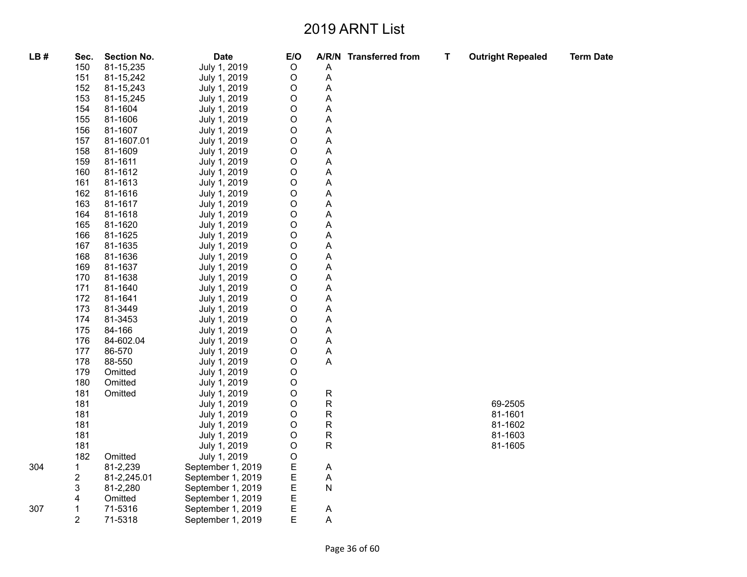# 2019 ARNT List

| LB # | Sec. | Section No. | Date | E/O | A/R/N | Transferred from | T | Outright Repealed | Term Date |
|---|---|---|---|---|---|---|---|---|---|
| | 150 | 81-15,235 | July 1, 2019 | O | A | | | | |
| | 151 | 81-15,242 | July 1, 2019 | O | A | | | | |
| | 152 | 81-15,243 | July 1, 2019 | O | A | | | | |
| | 153 | 81-15,245 | July 1, 2019 | O | A | | | | |
| | 154 | 81-1604 | July 1, 2019 | O | A | | | | |
| | 155 | 81-1606 | July 1, 2019 | O | A | | | | |
| | 156 | 81-1607 | July 1, 2019 | O | A | | | | |
| | 157 | 81-1607.01 | July 1, 2019 | O | A | | | | |
| | 158 | 81-1609 | July 1, 2019 | O | A | | | | |
| | 159 | 81-1611 | July 1, 2019 | O | A | | | | |
| | 160 | 81-1612 | July 1, 2019 | O | A | | | | |
| | 161 | 81-1613 | July 1, 2019 | O | A | | | | |
| | 162 | 81-1616 | July 1, 2019 | O | A | | | | |
| | 163 | 81-1617 | July 1, 2019 | O | A | | | | |
| | 164 | 81-1618 | July 1, 2019 | O | A | | | | |
| | 165 | 81-1620 | July 1, 2019 | O | A | | | | |
| | 166 | 81-1625 | July 1, 2019 | O | A | | | | |
| | 167 | 81-1635 | July 1, 2019 | O | A | | | | |
| | 168 | 81-1636 | July 1, 2019 | O | A | | | | |
| | 169 | 81-1637 | July 1, 2019 | O | A | | | | |
| | 170 | 81-1638 | July 1, 2019 | O | A | | | | |
| | 171 | 81-1640 | July 1, 2019 | O | A | | | | |
| | 172 | 81-1641 | July 1, 2019 | O | A | | | | |
| | 173 | 81-3449 | July 1, 2019 | O | A | | | | |
| | 174 | 81-3453 | July 1, 2019 | O | A | | | | |
| | 175 | 84-166 | July 1, 2019 | O | A | | | | |
| | 176 | 84-602.04 | July 1, 2019 | O | A | | | | |
| | 177 | 86-570 | July 1, 2019 | O | A | | | | |
| | 178 | 88-550 | July 1, 2019 | O | A | | | | |
| | 179 | Omitted | July 1, 2019 | O | | | | | |
| | 180 | Omitted | July 1, 2019 | O | | | | | |
| | 181 | Omitted | July 1, 2019 | O | R | | | | |
| | 181 | | July 1, 2019 | O | R | | | 69-2505 | |
| | 181 | | July 1, 2019 | O | R | | | 81-1601 | |
| | 181 | | July 1, 2019 | O | R | | | 81-1602 | |
| | 181 | | July 1, 2019 | O | R | | | 81-1603 | |
| | 181 | | July 1, 2019 | O | R | | | 81-1605 | |
| | 182 | Omitted | July 1, 2019 | O | | | | | |
| 304 | 1 | 81-2,239 | September 1, 2019 | E | A | | | | |
| | 2 | 81-2,245.01 | September 1, 2019 | E | A | | | | |
| | 3 | 81-2,280 | September 1, 2019 | E | N | | | | |
| | 4 | Omitted | September 1, 2019 | E | | | | | |
| 307 | 1 | 71-5316 | September 1, 2019 | E | A | | | | |
| | 2 | 71-5318 | September 1, 2019 | E | A | | | | |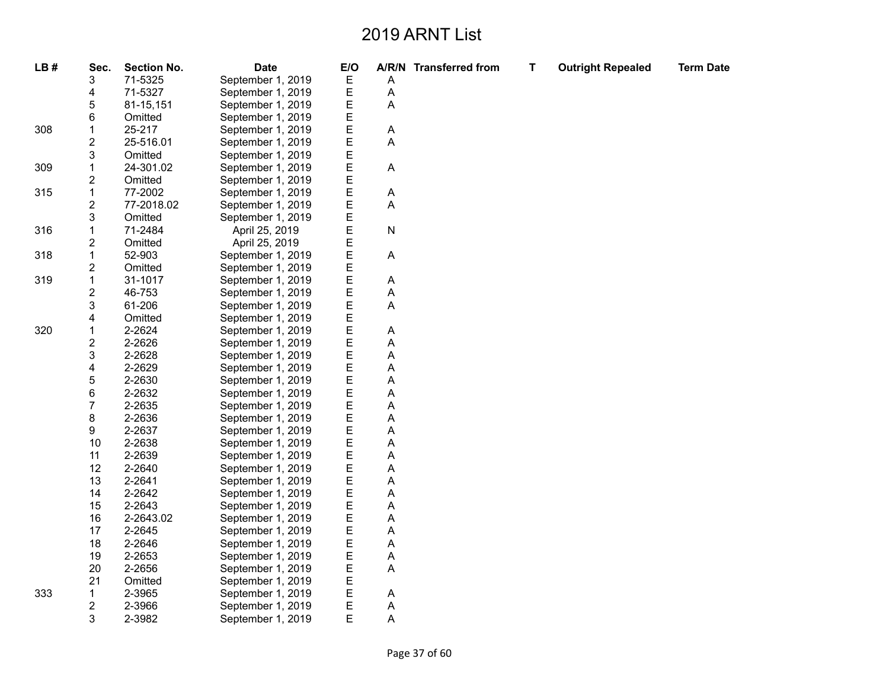# 2019 ARNT List

| LB # | Sec. | Section No. | Date | E/O | A/R/N | Transferred from | T | Outright Repealed | Term Date |
|---|---|---|---|---|---|---|---|---|---|
| | 3 | 71-5325 | September 1, 2019 | E | A | | | | |
| | 4 | 71-5327 | September 1, 2019 | E | A | | | | |
| | 5 | 81-15,151 | September 1, 2019 | E | A | | | | |
| | 6 | Omitted | September 1, 2019 | E | | | | | |
| 308 | 1 | 25-217 | September 1, 2019 | E | A | | | | |
| | 2 | 25-516.01 | September 1, 2019 | E | A | | | | |
| | 3 | Omitted | September 1, 2019 | E | | | | | |
| 309 | 1 | 24-301.02 | September 1, 2019 | E | A | | | | |
| | 2 | Omitted | September 1, 2019 | E | | | | | |
| 315 | 1 | 77-2002 | September 1, 2019 | E | A | | | | |
| | 2 | 77-2018.02 | September 1, 2019 | E | A | | | | |
| | 3 | Omitted | September 1, 2019 | E | | | | | |
| 316 | 1 | 71-2484 | April 25, 2019 | E | N | | | | |
| | 2 | Omitted | April 25, 2019 | E | | | | | |
| 318 | 1 | 52-903 | September 1, 2019 | E | A | | | | |
| | 2 | Omitted | September 1, 2019 | E | | | | | |
| 319 | 1 | 31-1017 | September 1, 2019 | E | A | | | | |
| | 2 | 46-753 | September 1, 2019 | E | A | | | | |
| | 3 | 61-206 | September 1, 2019 | E | A | | | | |
| | 4 | Omitted | September 1, 2019 | E | | | | | |
| 320 | 1 | 2-2624 | September 1, 2019 | E | A | | | | |
| | 2 | 2-2626 | September 1, 2019 | E | A | | | | |
| | 3 | 2-2628 | September 1, 2019 | E | A | | | | |
| | 4 | 2-2629 | September 1, 2019 | E | A | | | | |
| | 5 | 2-2630 | September 1, 2019 | E | A | | | | |
| | 6 | 2-2632 | September 1, 2019 | E | A | | | | |
| | 7 | 2-2635 | September 1, 2019 | E | A | | | | |
| | 8 | 2-2636 | September 1, 2019 | E | A | | | | |
| | 9 | 2-2637 | September 1, 2019 | E | A | | | | |
| | 10 | 2-2638 | September 1, 2019 | E | A | | | | |
| | 11 | 2-2639 | September 1, 2019 | E | A | | | | |
| | 12 | 2-2640 | September 1, 2019 | E | A | | | | |
| | 13 | 2-2641 | September 1, 2019 | E | A | | | | |
| | 14 | 2-2642 | September 1, 2019 | E | A | | | | |
| | 15 | 2-2643 | September 1, 2019 | E | A | | | | |
| | 16 | 2-2643.02 | September 1, 2019 | E | A | | | | |
| | 17 | 2-2645 | September 1, 2019 | E | A | | | | |
| | 18 | 2-2646 | September 1, 2019 | E | A | | | | |
| | 19 | 2-2653 | September 1, 2019 | E | A | | | | |
| | 20 | 2-2656 | September 1, 2019 | E | A | | | | |
| | 21 | Omitted | September 1, 2019 | E | | | | | |
| 333 | 1 | 2-3965 | September 1, 2019 | E | A | | | | |
| | 2 | 2-3966 | September 1, 2019 | E | A | | | | |
| | 3 | 2-3982 | September 1, 2019 | E | A | | | | |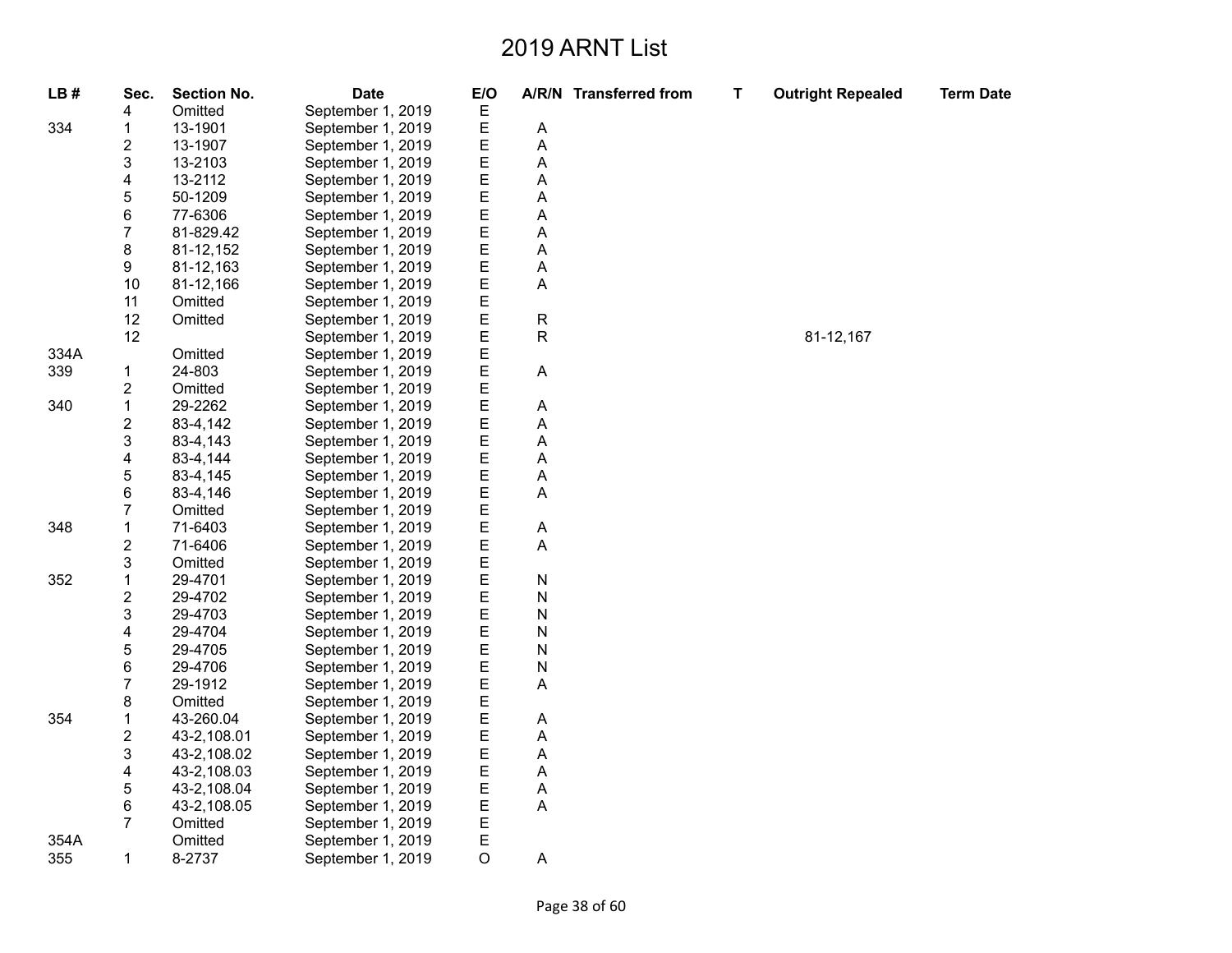# 2019 ARNT List

| LB # | Sec. | Section No. | Date | E/O | A/R/N | Transferred from | T | Outright Repealed | Term Date |
|---|---|---|---|---|---|---|---|---|---|
| | 4 | Omitted | September 1, 2019 | E | | | | | |
| 334 | 1 | 13-1901 | September 1, 2019 | E | A | | | | |
| | 2 | 13-1907 | September 1, 2019 | E | A | | | | |
| | 3 | 13-2103 | September 1, 2019 | E | A | | | | |
| | 4 | 13-2112 | September 1, 2019 | E | A | | | | |
| | 5 | 50-1209 | September 1, 2019 | E | A | | | | |
| | 6 | 77-6306 | September 1, 2019 | E | A | | | | |
| | 7 | 81-829.42 | September 1, 2019 | E | A | | | | |
| | 8 | 81-12,152 | September 1, 2019 | E | A | | | | |
| | 9 | 81-12,163 | September 1, 2019 | E | A | | | | |
| | 10 | 81-12,166 | September 1, 2019 | E | A | | | | |
| | 11 | Omitted | September 1, 2019 | E | | | | | |
| | 12 | Omitted | September 1, 2019 | E | R | | | | |
| | 12 | | September 1, 2019 | E | R | | | 81-12,167 | |
| 334A | | Omitted | September 1, 2019 | E | | | | | |
| 339 | 1 | 24-803 | September 1, 2019 | E | A | | | | |
| | 2 | Omitted | September 1, 2019 | E | | | | | |
| 340 | 1 | 29-2262 | September 1, 2019 | E | A | | | | |
| | 2 | 83-4,142 | September 1, 2019 | E | A | | | | |
| | 3 | 83-4,143 | September 1, 2019 | E | A | | | | |
| | 4 | 83-4,144 | September 1, 2019 | E | A | | | | |
| | 5 | 83-4,145 | September 1, 2019 | E | A | | | | |
| | 6 | 83-4,146 | September 1, 2019 | E | A | | | | |
| | 7 | Omitted | September 1, 2019 | E | | | | | |
| 348 | 1 | 71-6403 | September 1, 2019 | E | A | | | | |
| | 2 | 71-6406 | September 1, 2019 | E | A | | | | |
| | 3 | Omitted | September 1, 2019 | E | | | | | |
| 352 | 1 | 29-4701 | September 1, 2019 | E | N | | | | |
| | 2 | 29-4702 | September 1, 2019 | E | N | | | | |
| | 3 | 29-4703 | September 1, 2019 | E | N | | | | |
| | 4 | 29-4704 | September 1, 2019 | E | N | | | | |
| | 5 | 29-4705 | September 1, 2019 | E | N | | | | |
| | 6 | 29-4706 | September 1, 2019 | E | N | | | | |
| | 7 | 29-1912 | September 1, 2019 | E | A | | | | |
| | 8 | Omitted | September 1, 2019 | E | | | | | |
| 354 | 1 | 43-260.04 | September 1, 2019 | E | A | | | | |
| | 2 | 43-2,108.01 | September 1, 2019 | E | A | | | | |
| | 3 | 43-2,108.02 | September 1, 2019 | E | A | | | | |
| | 4 | 43-2,108.03 | September 1, 2019 | E | A | | | | |
| | 5 | 43-2,108.04 | September 1, 2019 | E | A | | | | |
| | 6 | 43-2,108.05 | September 1, 2019 | E | A | | | | |
| | 7 | Omitted | September 1, 2019 | E | | | | | |
| 354A | | Omitted | September 1, 2019 | E | | | | | |
| 355 | 1 | 8-2737 | September 1, 2019 | O | A | | | | |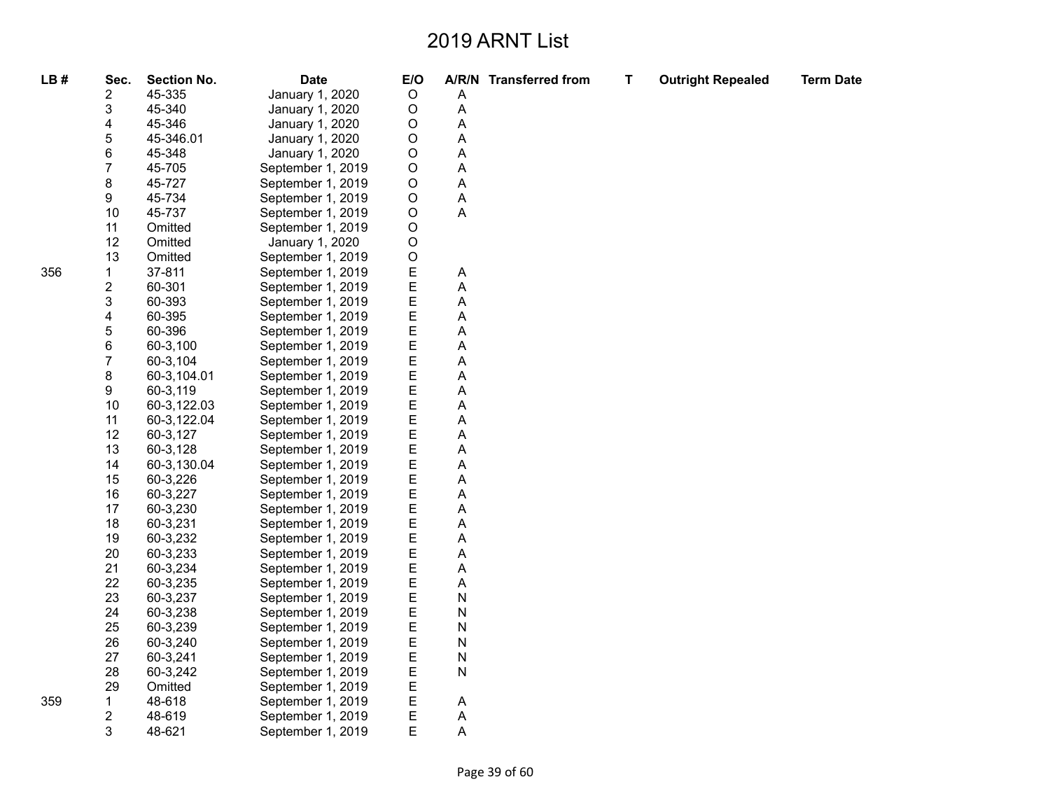# 2019 ARNT List

| LB # | Sec. | Section No. | Date | E/O | A/R/N | Transferred from | T | Outright Repealed | Term Date |
|---|---|---|---|---|---|---|---|---|---|
| | 2 | 45-335 | January 1, 2020 | O | A | | | | |
| | 3 | 45-340 | January 1, 2020 | O | A | | | | |
| | 4 | 45-346 | January 1, 2020 | O | A | | | | |
| | 5 | 45-346.01 | January 1, 2020 | O | A | | | | |
| | 6 | 45-348 | January 1, 2020 | O | A | | | | |
| | 7 | 45-705 | September 1, 2019 | O | A | | | | |
| | 8 | 45-727 | September 1, 2019 | O | A | | | | |
| | 9 | 45-734 | September 1, 2019 | O | A | | | | |
| | 10 | 45-737 | September 1, 2019 | O | A | | | | |
| | 11 | Omitted | September 1, 2019 | O | | | | | |
| | 12 | Omitted | January 1, 2020 | O | | | | | |
| | 13 | Omitted | September 1, 2019 | O | | | | | |
| 356 | 1 | 37-811 | September 1, 2019 | E | A | | | | |
| | 2 | 60-301 | September 1, 2019 | E | A | | | | |
| | 3 | 60-393 | September 1, 2019 | E | A | | | | |
| | 4 | 60-395 | September 1, 2019 | E | A | | | | |
| | 5 | 60-396 | September 1, 2019 | E | A | | | | |
| | 6 | 60-3,100 | September 1, 2019 | E | A | | | | |
| | 7 | 60-3,104 | September 1, 2019 | E | A | | | | |
| | 8 | 60-3,104.01 | September 1, 2019 | E | A | | | | |
| | 9 | 60-3,119 | September 1, 2019 | E | A | | | | |
| | 10 | 60-3,122.03 | September 1, 2019 | E | A | | | | |
| | 11 | 60-3,122.04 | September 1, 2019 | E | A | | | | |
| | 12 | 60-3,127 | September 1, 2019 | E | A | | | | |
| | 13 | 60-3,128 | September 1, 2019 | E | A | | | | |
| | 14 | 60-3,130.04 | September 1, 2019 | E | A | | | | |
| | 15 | 60-3,226 | September 1, 2019 | E | A | | | | |
| | 16 | 60-3,227 | September 1, 2019 | E | A | | | | |
| | 17 | 60-3,230 | September 1, 2019 | E | A | | | | |
| | 18 | 60-3,231 | September 1, 2019 | E | A | | | | |
| | 19 | 60-3,232 | September 1, 2019 | E | A | | | | |
| | 20 | 60-3,233 | September 1, 2019 | E | A | | | | |
| | 21 | 60-3,234 | September 1, 2019 | E | A | | | | |
| | 22 | 60-3,235 | September 1, 2019 | E | A | | | | |
| | 23 | 60-3,237 | September 1, 2019 | E | N | | | | |
| | 24 | 60-3,238 | September 1, 2019 | E | N | | | | |
| | 25 | 60-3,239 | September 1, 2019 | E | N | | | | |
| | 26 | 60-3,240 | September 1, 2019 | E | N | | | | |
| | 27 | 60-3,241 | September 1, 2019 | E | N | | | | |
| | 28 | 60-3,242 | September 1, 2019 | E | N | | | | |
| | 29 | Omitted | September 1, 2019 | E | | | | | |
| 359 | 1 | 48-618 | September 1, 2019 | E | A | | | | |
| | 2 | 48-619 | September 1, 2019 | E | A | | | | |
| | 3 | 48-621 | September 1, 2019 | E | A | | | | |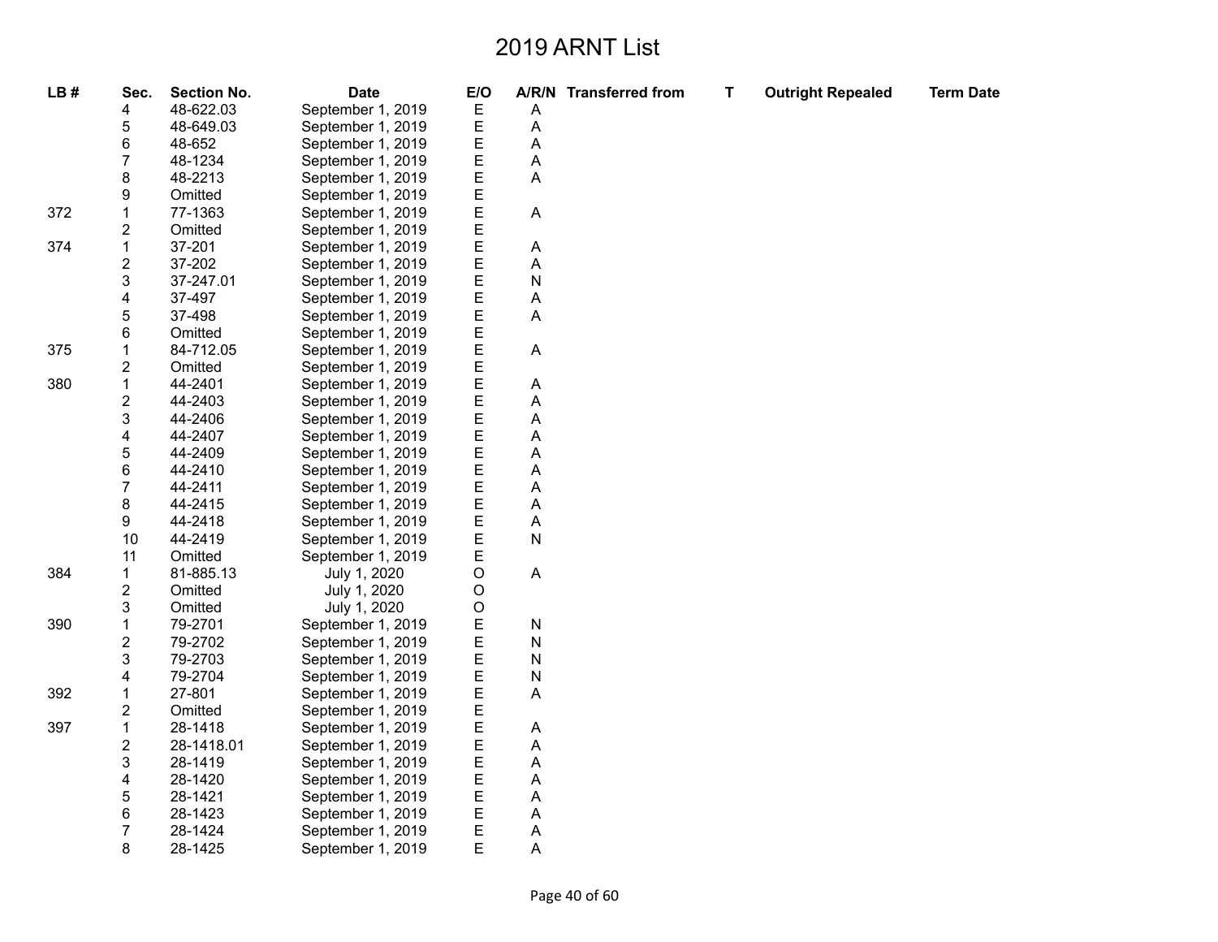# 2019 ARNT List

| LB # | Sec. | Section No. | Date | E/O | A/R/N | Transferred from | T | Outright Repealed | Term Date |
|---|---|---|---|---|---|---|---|---|---|
| | 4 | 48-622.03 | September 1, 2019 | E | A | | | | |
| | 5 | 48-649.03 | September 1, 2019 | E | A | | | | |
| | 6 | 48-652 | September 1, 2019 | E | A | | | | |
| | 7 | 48-1234 | September 1, 2019 | E | A | | | | |
| | 8 | 48-2213 | September 1, 2019 | E | A | | | | |
| | 9 | Omitted | September 1, 2019 | E | | | | | |
| 372 | 1 | 77-1363 | September 1, 2019 | E | A | | | | |
| | 2 | Omitted | September 1, 2019 | E | | | | | |
| 374 | 1 | 37-201 | September 1, 2019 | E | A | | | | |
| | 2 | 37-202 | September 1, 2019 | E | A | | | | |
| | 3 | 37-247.01 | September 1, 2019 | E | N | | | | |
| | 4 | 37-497 | September 1, 2019 | E | A | | | | |
| | 5 | 37-498 | September 1, 2019 | E | A | | | | |
| | 6 | Omitted | September 1, 2019 | E | | | | | |
| 375 | 1 | 84-712.05 | September 1, 2019 | E | A | | | | |
| | 2 | Omitted | September 1, 2019 | E | | | | | |
| 380 | 1 | 44-2401 | September 1, 2019 | E | A | | | | |
| | 2 | 44-2403 | September 1, 2019 | E | A | | | | |
| | 3 | 44-2406 | September 1, 2019 | E | A | | | | |
| | 4 | 44-2407 | September 1, 2019 | E | A | | | | |
| | 5 | 44-2409 | September 1, 2019 | E | A | | | | |
| | 6 | 44-2410 | September 1, 2019 | E | A | | | | |
| | 7 | 44-2411 | September 1, 2019 | E | A | | | | |
| | 8 | 44-2415 | September 1, 2019 | E | A | | | | |
| | 9 | 44-2418 | September 1, 2019 | E | A | | | | |
| | 10 | 44-2419 | September 1, 2019 | E | N | | | | |
| | 11 | Omitted | September 1, 2019 | E | | | | | |
| 384 | 1 | 81-885.13 | July 1, 2020 | O | A | | | | |
| | 2 | Omitted | July 1, 2020 | O | | | | | |
| | 3 | Omitted | July 1, 2020 | O | | | | | |
| 390 | 1 | 79-2701 | September 1, 2019 | E | N | | | | |
| | 2 | 79-2702 | September 1, 2019 | E | N | | | | |
| | 3 | 79-2703 | September 1, 2019 | E | N | | | | |
| | 4 | 79-2704 | September 1, 2019 | E | N | | | | |
| 392 | 1 | 27-801 | September 1, 2019 | E | A | | | | |
| | 2 | Omitted | September 1, 2019 | E | | | | | |
| 397 | 1 | 28-1418 | September 1, 2019 | E | A | | | | |
| | 2 | 28-1418.01 | September 1, 2019 | E | A | | | | |
| | 3 | 28-1419 | September 1, 2019 | E | A | | | | |
| | 4 | 28-1420 | September 1, 2019 | E | A | | | | |
| | 5 | 28-1421 | September 1, 2019 | E | A | | | | |
| | 6 | 28-1423 | September 1, 2019 | E | A | | | | |
| | 7 | 28-1424 | September 1, 2019 | E | A | | | | |
| | 8 | 28-1425 | September 1, 2019 | E | A | | | | |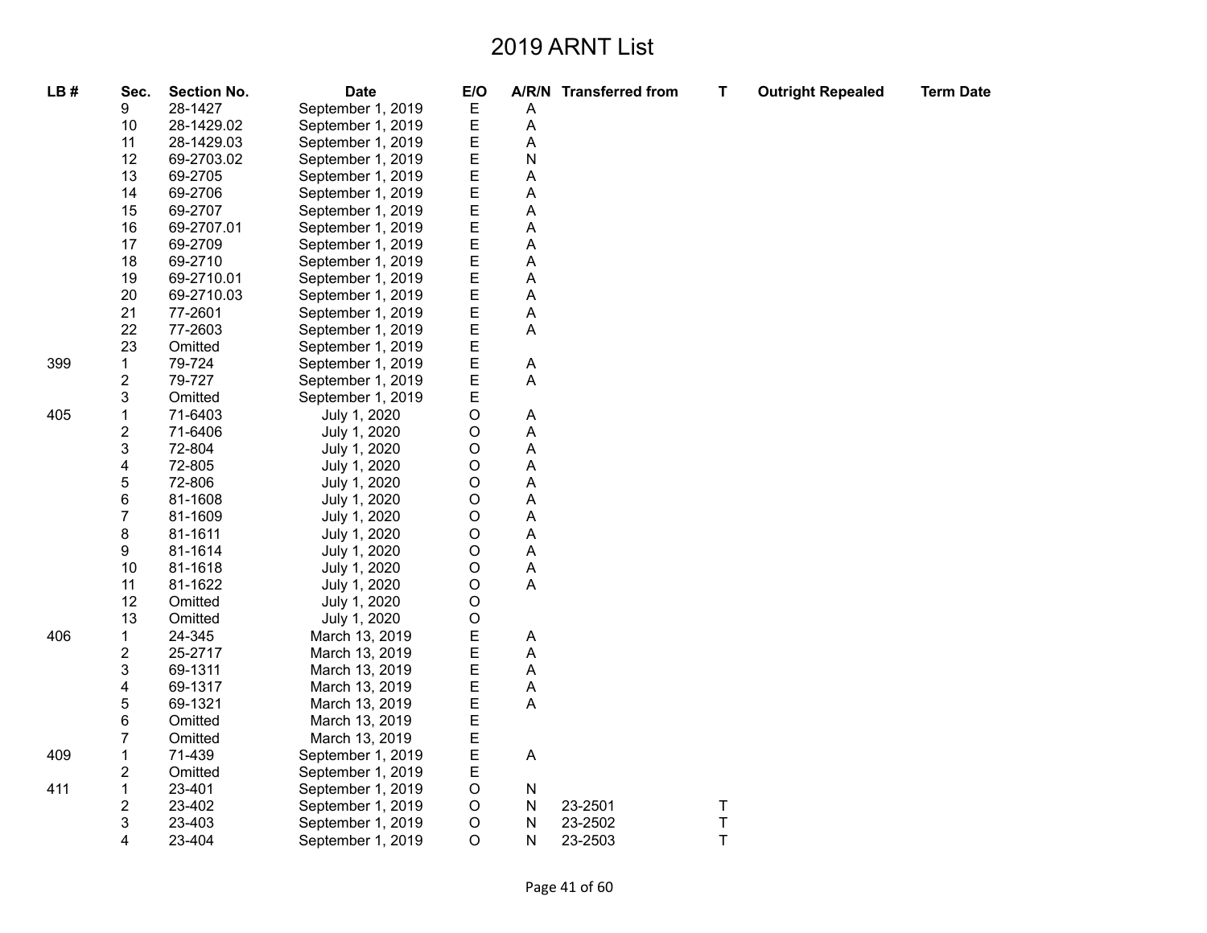# 2019 ARNT List

| LB # | Sec. | Section No. | Date | E/O | A/R/N | Transferred from | T | Outright Repealed | Term Date |
|---|---|---|---|---|---|---|---|---|---|
| | 9 | 28-1427 | September 1, 2019 | E | A | | | | |
| | 10 | 28-1429.02 | September 1, 2019 | E | A | | | | |
| | 11 | 28-1429.03 | September 1, 2019 | E | A | | | | |
| | 12 | 69-2703.02 | September 1, 2019 | E | N | | | | |
| | 13 | 69-2705 | September 1, 2019 | E | A | | | | |
| | 14 | 69-2706 | September 1, 2019 | E | A | | | | |
| | 15 | 69-2707 | September 1, 2019 | E | A | | | | |
| | 16 | 69-2707.01 | September 1, 2019 | E | A | | | | |
| | 17 | 69-2709 | September 1, 2019 | E | A | | | | |
| | 18 | 69-2710 | September 1, 2019 | E | A | | | | |
| | 19 | 69-2710.01 | September 1, 2019 | E | A | | | | |
| | 20 | 69-2710.03 | September 1, 2019 | E | A | | | | |
| | 21 | 77-2601 | September 1, 2019 | E | A | | | | |
| | 22 | 77-2603 | September 1, 2019 | E | A | | | | |
| | 23 | Omitted | September 1, 2019 | E | | | | | |
| 399 | 1 | 79-724 | September 1, 2019 | E | A | | | | |
| | 2 | 79-727 | September 1, 2019 | E | A | | | | |
| | 3 | Omitted | September 1, 2019 | E | | | | | |
| 405 | 1 | 71-6403 | July 1, 2020 | O | A | | | | |
| | 2 | 71-6406 | July 1, 2020 | O | A | | | | |
| | 3 | 72-804 | July 1, 2020 | O | A | | | | |
| | 4 | 72-805 | July 1, 2020 | O | A | | | | |
| | 5 | 72-806 | July 1, 2020 | O | A | | | | |
| | 6 | 81-1608 | July 1, 2020 | O | A | | | | |
| | 7 | 81-1609 | July 1, 2020 | O | A | | | | |
| | 8 | 81-1611 | July 1, 2020 | O | A | | | | |
| | 9 | 81-1614 | July 1, 2020 | O | A | | | | |
| | 10 | 81-1618 | July 1, 2020 | O | A | | | | |
| | 11 | 81-1622 | July 1, 2020 | O | A | | | | |
| | 12 | Omitted | July 1, 2020 | O | | | | | |
| | 13 | Omitted | July 1, 2020 | O | | | | | |
| 406 | 1 | 24-345 | March 13, 2019 | E | A | | | | |
| | 2 | 25-2717 | March 13, 2019 | E | A | | | | |
| | 3 | 69-1311 | March 13, 2019 | E | A | | | | |
| | 4 | 69-1317 | March 13, 2019 | E | A | | | | |
| | 5 | 69-1321 | March 13, 2019 | E | A | | | | |
| | 6 | Omitted | March 13, 2019 | E | | | | | |
| | 7 | Omitted | March 13, 2019 | E | | | | | |
| 409 | 1 | 71-439 | September 1, 2019 | E | A | | | | |
| | 2 | Omitted | September 1, 2019 | E | | | | | |
| 411 | 1 | 23-401 | September 1, 2019 | O | N | | | | |
| | 2 | 23-402 | September 1, 2019 | O | N | 23-2501 | T | | |
| | 3 | 23-403 | September 1, 2019 | O | N | 23-2502 | T | | |
| | 4 | 23-404 | September 1, 2019 | O | N | 23-2503 | T | | |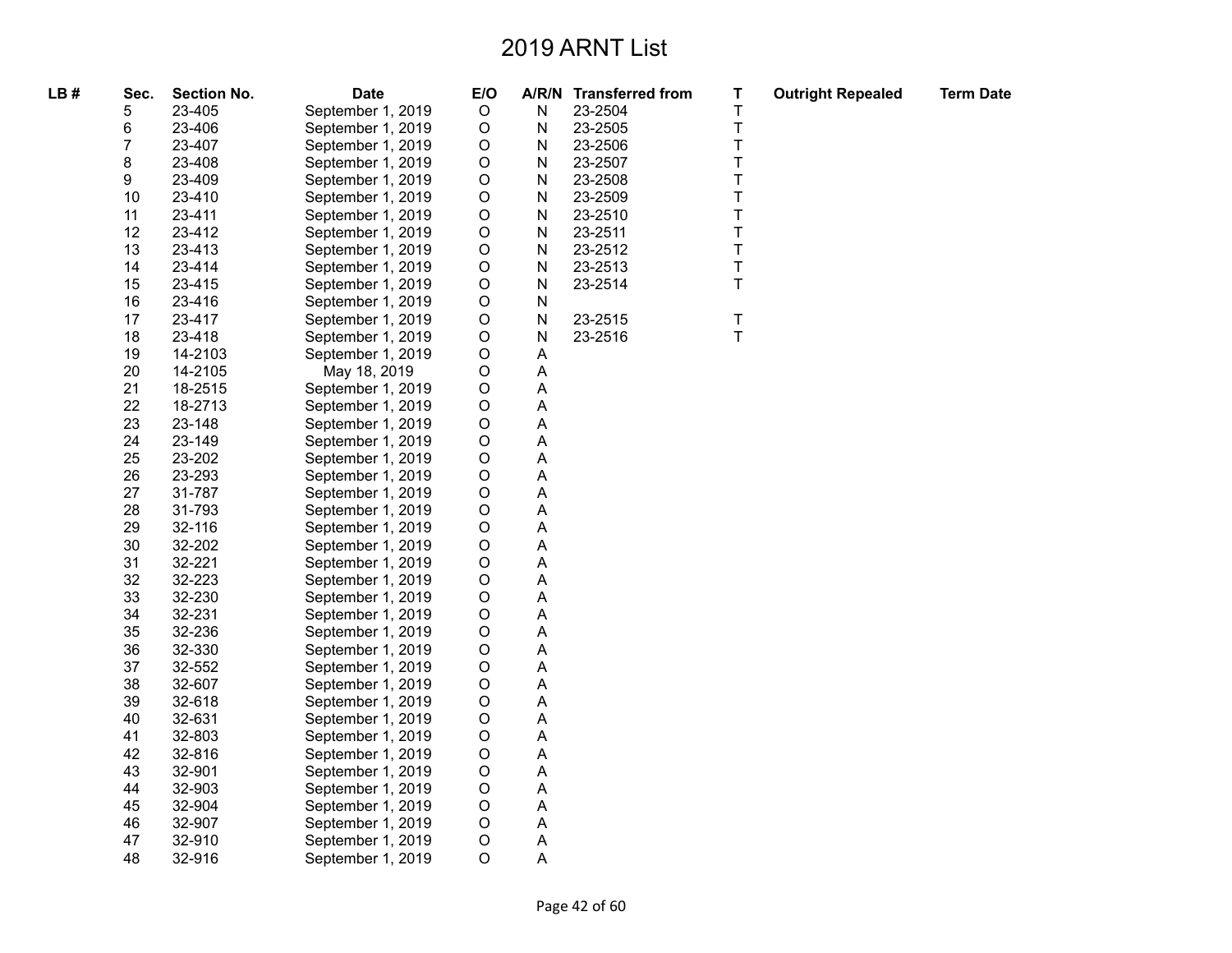# 2019 ARNT List

| LB # | Sec. | Section No. | Date | E/O | A/R/N | Transferred from | T | Outright Repealed | Term Date |
|---|---|---|---|---|---|---|---|---|---|
| | 5 | 23-405 | September 1, 2019 | O | N | 23-2504 | T | | |
| | 6 | 23-406 | September 1, 2019 | O | N | 23-2505 | T | | |
| | 7 | 23-407 | September 1, 2019 | O | N | 23-2506 | T | | |
| | 8 | 23-408 | September 1, 2019 | O | N | 23-2507 | T | | |
| | 9 | 23-409 | September 1, 2019 | O | N | 23-2508 | T | | |
| | 10 | 23-410 | September 1, 2019 | O | N | 23-2509 | T | | |
| | 11 | 23-411 | September 1, 2019 | O | N | 23-2510 | T | | |
| | 12 | 23-412 | September 1, 2019 | O | N | 23-2511 | T | | |
| | 13 | 23-413 | September 1, 2019 | O | N | 23-2512 | T | | |
| | 14 | 23-414 | September 1, 2019 | O | N | 23-2513 | T | | |
| | 15 | 23-415 | September 1, 2019 | O | N | 23-2514 | T | | |
| | 16 | 23-416 | September 1, 2019 | O | N | | | | |
| | 17 | 23-417 | September 1, 2019 | O | N | 23-2515 | T | | |
| | 18 | 23-418 | September 1, 2019 | O | N | 23-2516 | T | | |
| | 19 | 14-2103 | September 1, 2019 | O | A | | | | |
| | 20 | 14-2105 | May 18, 2019 | O | A | | | | |
| | 21 | 18-2515 | September 1, 2019 | O | A | | | | |
| | 22 | 18-2713 | September 1, 2019 | O | A | | | | |
| | 23 | 23-148 | September 1, 2019 | O | A | | | | |
| | 24 | 23-149 | September 1, 2019 | O | A | | | | |
| | 25 | 23-202 | September 1, 2019 | O | A | | | | |
| | 26 | 23-293 | September 1, 2019 | O | A | | | | |
| | 27 | 31-787 | September 1, 2019 | O | A | | | | |
| | 28 | 31-793 | September 1, 2019 | O | A | | | | |
| | 29 | 32-116 | September 1, 2019 | O | A | | | | |
| | 30 | 32-202 | September 1, 2019 | O | A | | | | |
| | 31 | 32-221 | September 1, 2019 | O | A | | | | |
| | 32 | 32-223 | September 1, 2019 | O | A | | | | |
| | 33 | 32-230 | September 1, 2019 | O | A | | | | |
| | 34 | 32-231 | September 1, 2019 | O | A | | | | |
| | 35 | 32-236 | September 1, 2019 | O | A | | | | |
| | 36 | 32-330 | September 1, 2019 | O | A | | | | |
| | 37 | 32-552 | September 1, 2019 | O | A | | | | |
| | 38 | 32-607 | September 1, 2019 | O | A | | | | |
| | 39 | 32-618 | September 1, 2019 | O | A | | | | |
| | 40 | 32-631 | September 1, 2019 | O | A | | | | |
| | 41 | 32-803 | September 1, 2019 | O | A | | | | |
| | 42 | 32-816 | September 1, 2019 | O | A | | | | |
| | 43 | 32-901 | September 1, 2019 | O | A | | | | |
| | 44 | 32-903 | September 1, 2019 | O | A | | | | |
| | 45 | 32-904 | September 1, 2019 | O | A | | | | |
| | 46 | 32-907 | September 1, 2019 | O | A | | | | |
| | 47 | 32-910 | September 1, 2019 | O | A | | | | |
| | 48 | 32-916 | September 1, 2019 | O | A | | | | |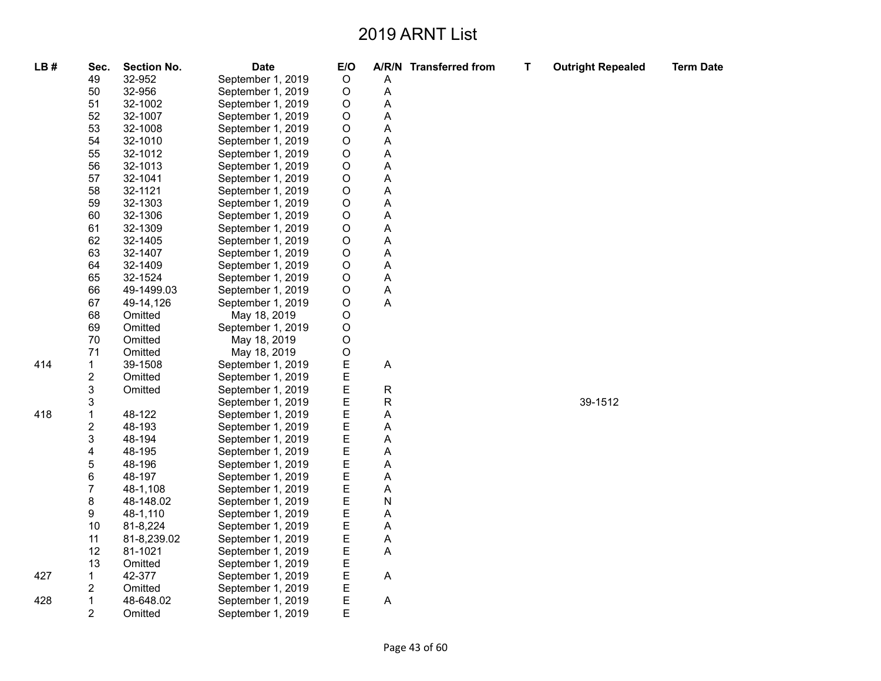# 2019 ARNT List

| LB # | Sec. | Section No. | Date | E/O | A/R/N | Transferred from | T | Outright Repealed | Term Date |
|---|---|---|---|---|---|---|---|---|---|
| | 49 | 32-952 | September 1, 2019 | O | A | | | | |
| | 50 | 32-956 | September 1, 2019 | O | A | | | | |
| | 51 | 32-1002 | September 1, 2019 | O | A | | | | |
| | 52 | 32-1007 | September 1, 2019 | O | A | | | | |
| | 53 | 32-1008 | September 1, 2019 | O | A | | | | |
| | 54 | 32-1010 | September 1, 2019 | O | A | | | | |
| | 55 | 32-1012 | September 1, 2019 | O | A | | | | |
| | 56 | 32-1013 | September 1, 2019 | O | A | | | | |
| | 57 | 32-1041 | September 1, 2019 | O | A | | | | |
| | 58 | 32-1121 | September 1, 2019 | O | A | | | | |
| | 59 | 32-1303 | September 1, 2019 | O | A | | | | |
| | 60 | 32-1306 | September 1, 2019 | O | A | | | | |
| | 61 | 32-1309 | September 1, 2019 | O | A | | | | |
| | 62 | 32-1405 | September 1, 2019 | O | A | | | | |
| | 63 | 32-1407 | September 1, 2019 | O | A | | | | |
| | 64 | 32-1409 | September 1, 2019 | O | A | | | | |
| | 65 | 32-1524 | September 1, 2019 | O | A | | | | |
| | 66 | 49-1499.03 | September 1, 2019 | O | A | | | | |
| | 67 | 49-14,126 | September 1, 2019 | O | A | | | | |
| | 68 | Omitted | May 18, 2019 | O | | | | | |
| | 69 | Omitted | September 1, 2019 | O | | | | | |
| | 70 | Omitted | May 18, 2019 | O | | | | | |
| | 71 | Omitted | May 18, 2019 | O | | | | | |
| 414 | 1 | 39-1508 | September 1, 2019 | E | A | | | | |
| | 2 | Omitted | September 1, 2019 | E | | | | | |
| | 3 | Omitted | September 1, 2019 | E | R | | | | |
| | 3 | | September 1, 2019 | E | R | | | 39-1512 | |
| 418 | 1 | 48-122 | September 1, 2019 | E | A | | | | |
| | 2 | 48-193 | September 1, 2019 | E | A | | | | |
| | 3 | 48-194 | September 1, 2019 | E | A | | | | |
| | 4 | 48-195 | September 1, 2019 | E | A | | | | |
| | 5 | 48-196 | September 1, 2019 | E | A | | | | |
| | 6 | 48-197 | September 1, 2019 | E | A | | | | |
| | 7 | 48-1,108 | September 1, 2019 | E | A | | | | |
| | 8 | 48-148.02 | September 1, 2019 | E | N | | | | |
| | 9 | 48-1,110 | September 1, 2019 | E | A | | | | |
| | 10 | 81-8,224 | September 1, 2019 | E | A | | | | |
| | 11 | 81-8,239.02 | September 1, 2019 | E | A | | | | |
| | 12 | 81-1021 | September 1, 2019 | E | A | | | | |
| | 13 | Omitted | September 1, 2019 | E | | | | | |
| 427 | 1 | 42-377 | September 1, 2019 | E | A | | | | |
| | 2 | Omitted | September 1, 2019 | E | | | | | |
| 428 | 1 | 48-648.02 | September 1, 2019 | E | A | | | | |
| | 2 | Omitted | September 1, 2019 | E | | | | | |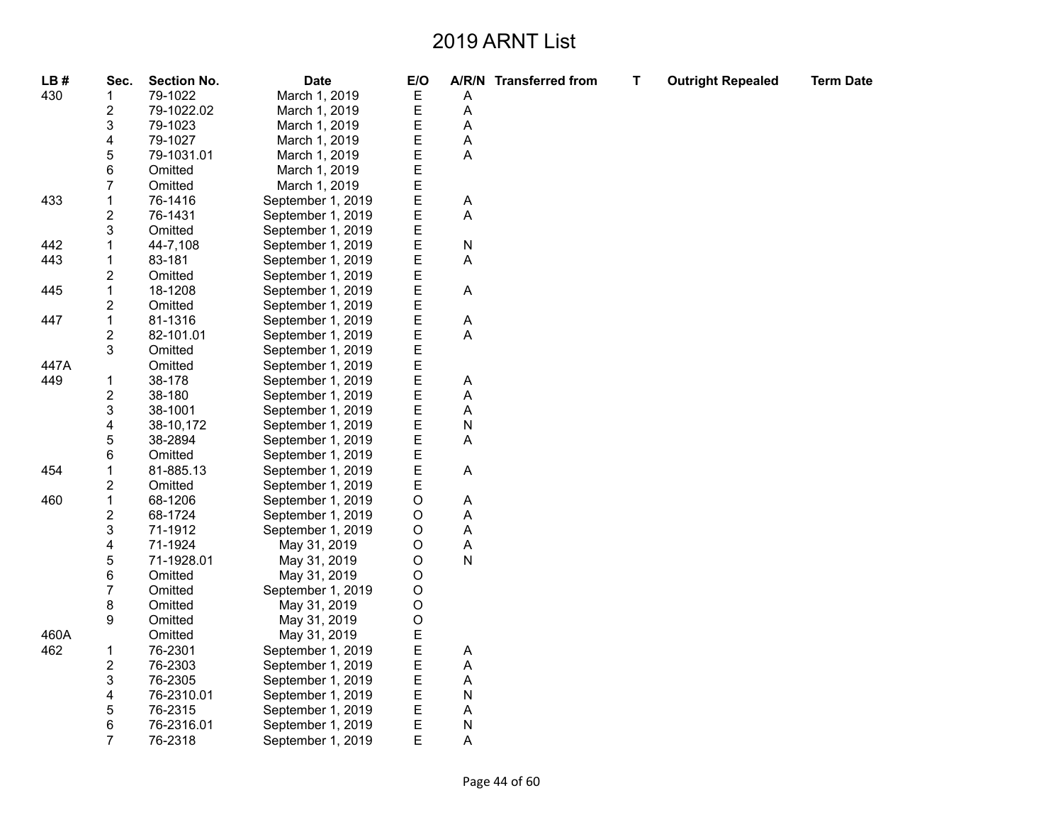# 2019 ARNT List

| LB # | Sec. | Section No. | Date | E/O | A/R/N | Transferred from | T | Outright Repealed | Term Date |
|---|---|---|---|---|---|---|---|---|---|
| 430 | 1 | 79-1022 | March 1, 2019 | E | A | | | | |
| | 2 | 79-1022.02 | March 1, 2019 | E | A | | | | |
| | 3 | 79-1023 | March 1, 2019 | E | A | | | | |
| | 4 | 79-1027 | March 1, 2019 | E | A | | | | |
| | 5 | 79-1031.01 | March 1, 2019 | E | A | | | | |
| | 6 | Omitted | March 1, 2019 | E | | | | | |
| | 7 | Omitted | March 1, 2019 | E | | | | | |
| 433 | 1 | 76-1416 | September 1, 2019 | E | A | | | | |
| | 2 | 76-1431 | September 1, 2019 | E | A | | | | |
| | 3 | Omitted | September 1, 2019 | E | | | | | |
| 442 | 1 | 44-7,108 | September 1, 2019 | E | N | | | | |
| 443 | 1 | 83-181 | September 1, 2019 | E | A | | | | |
| | 2 | Omitted | September 1, 2019 | E | | | | | |
| 445 | 1 | 18-1208 | September 1, 2019 | E | A | | | | |
| | 2 | Omitted | September 1, 2019 | E | | | | | |
| 447 | 1 | 81-1316 | September 1, 2019 | E | A | | | | |
| | 2 | 82-101.01 | September 1, 2019 | E | A | | | | |
| | 3 | Omitted | September 1, 2019 | E | | | | | |
| 447A | | Omitted | September 1, 2019 | E | | | | | |
| 449 | 1 | 38-178 | September 1, 2019 | E | A | | | | |
| | 2 | 38-180 | September 1, 2019 | E | A | | | | |
| | 3 | 38-1001 | September 1, 2019 | E | A | | | | |
| | 4 | 38-10,172 | September 1, 2019 | E | N | | | | |
| | 5 | 38-2894 | September 1, 2019 | E | A | | | | |
| | 6 | Omitted | September 1, 2019 | E | | | | | |
| 454 | 1 | 81-885.13 | September 1, 2019 | E | A | | | | |
| | 2 | Omitted | September 1, 2019 | E | | | | | |
| 460 | 1 | 68-1206 | September 1, 2019 | O | A | | | | |
| | 2 | 68-1724 | September 1, 2019 | O | A | | | | |
| | 3 | 71-1912 | September 1, 2019 | O | A | | | | |
| | 4 | 71-1924 | May 31, 2019 | O | A | | | | |
| | 5 | 71-1928.01 | May 31, 2019 | O | N | | | | |
| | 6 | Omitted | May 31, 2019 | O | | | | | |
| | 7 | Omitted | September 1, 2019 | O | | | | | |
| | 8 | Omitted | May 31, 2019 | O | | | | | |
| | 9 | Omitted | May 31, 2019 | O | | | | | |
| 460A | | Omitted | May 31, 2019 | E | | | | | |
| 462 | 1 | 76-2301 | September 1, 2019 | E | A | | | | |
| | 2 | 76-2303 | September 1, 2019 | E | A | | | | |
| | 3 | 76-2305 | September 1, 2019 | E | A | | | | |
| | 4 | 76-2310.01 | September 1, 2019 | E | N | | | | |
| | 5 | 76-2315 | September 1, 2019 | E | A | | | | |
| | 6 | 76-2316.01 | September 1, 2019 | E | N | | | | |
| | 7 | 76-2318 | September 1, 2019 | E | A | | | | |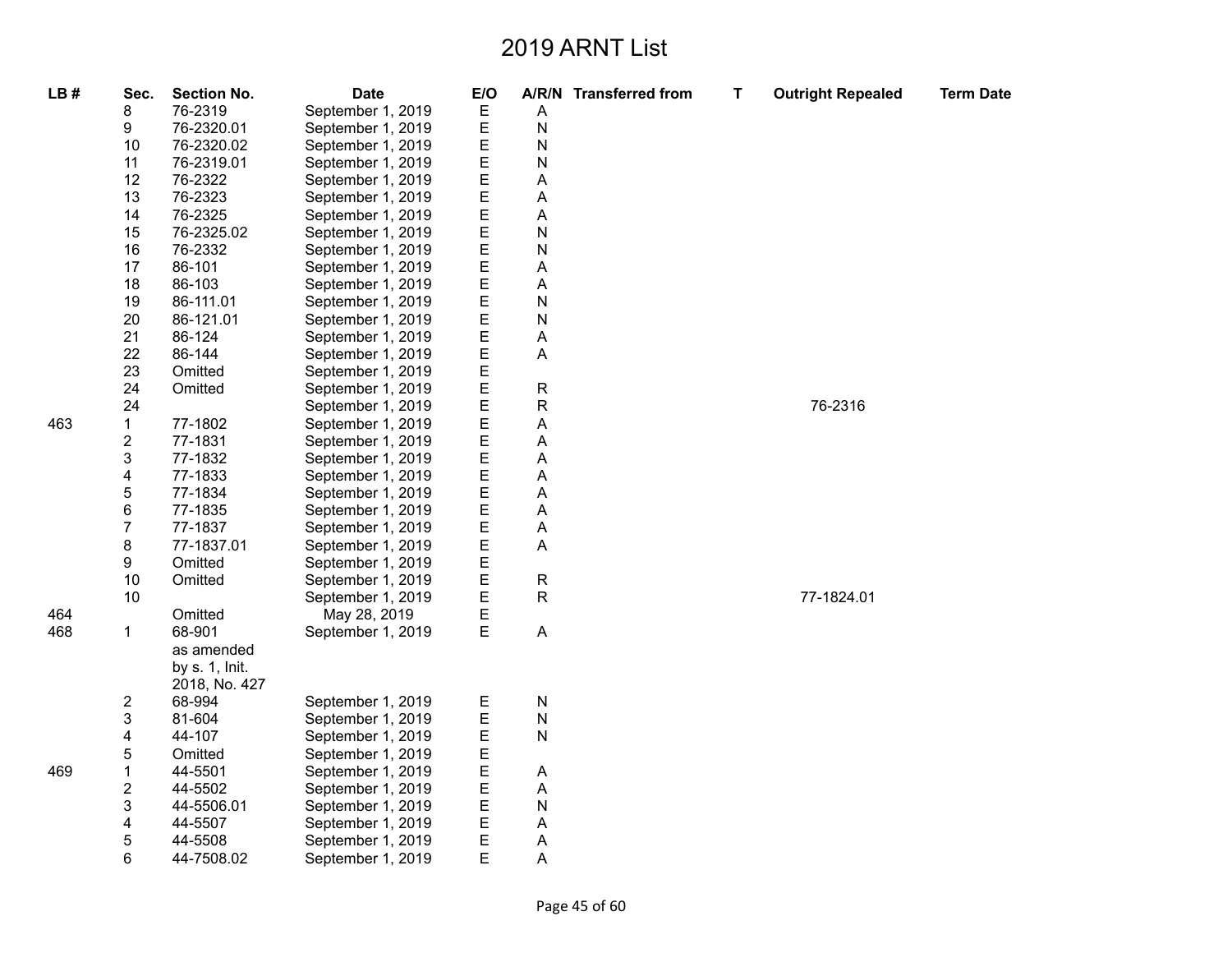# 2019 ARNT List

| LB # | Sec. | Section No. | Date | E/O | A/R/N | Transferred from | T | Outright Repealed | Term Date |
|---|---|---|---|---|---|---|---|---|---|
| | 8 | 76-2319 | September 1, 2019 | E | A | | | | |
| | 9 | 76-2320.01 | September 1, 2019 | E | N | | | | |
| | 10 | 76-2320.02 | September 1, 2019 | E | N | | | | |
| | 11 | 76-2319.01 | September 1, 2019 | E | N | | | | |
| | 12 | 76-2322 | September 1, 2019 | E | A | | | | |
| | 13 | 76-2323 | September 1, 2019 | E | A | | | | |
| | 14 | 76-2325 | September 1, 2019 | E | A | | | | |
| | 15 | 76-2325.02 | September 1, 2019 | E | N | | | | |
| | 16 | 76-2332 | September 1, 2019 | E | N | | | | |
| | 17 | 86-101 | September 1, 2019 | E | A | | | | |
| | 18 | 86-103 | September 1, 2019 | E | A | | | | |
| | 19 | 86-111.01 | September 1, 2019 | E | N | | | | |
| | 20 | 86-121.01 | September 1, 2019 | E | N | | | | |
| | 21 | 86-124 | September 1, 2019 | E | A | | | | |
| | 22 | 86-144 | September 1, 2019 | E | A | | | | |
| | 23 | Omitted | September 1, 2019 | E | | | | | |
| | 24 | Omitted | September 1, 2019 | E | R | | | | |
| | 24 | | September 1, 2019 | E | R | | | 76-2316 | |
| 463 | 1 | 77-1802 | September 1, 2019 | E | A | | | | |
| | 2 | 77-1831 | September 1, 2019 | E | A | | | | |
| | 3 | 77-1832 | September 1, 2019 | E | A | | | | |
| | 4 | 77-1833 | September 1, 2019 | E | A | | | | |
| | 5 | 77-1834 | September 1, 2019 | E | A | | | | |
| | 6 | 77-1835 | September 1, 2019 | E | A | | | | |
| | 7 | 77-1837 | September 1, 2019 | E | A | | | | |
| | 8 | 77-1837.01 | September 1, 2019 | E | A | | | | |
| | 9 | Omitted | September 1, 2019 | E | | | | | |
| | 10 | Omitted | September 1, 2019 | E | R | | | | |
| | 10 | | September 1, 2019 | E | R | | | 77-1824.01 | |
| 464 | | Omitted | May 28, 2019 | E | | | | | |
| 468 | 1 | 68-901 as amended by s. 1, Init. 2018, No. 427 | September 1, 2019 | E | A | | | | |
| | 2 | 68-994 | September 1, 2019 | E | N | | | | |
| | 3 | 81-604 | September 1, 2019 | E | N | | | | |
| | 4 | 44-107 | September 1, 2019 | E | N | | | | |
| | 5 | Omitted | September 1, 2019 | E | | | | | |
| 469 | 1 | 44-5501 | September 1, 2019 | E | A | | | | |
| | 2 | 44-5502 | September 1, 2019 | E | A | | | | |
| | 3 | 44-5506.01 | September 1, 2019 | E | N | | | | |
| | 4 | 44-5507 | September 1, 2019 | E | A | | | | |
| | 5 | 44-5508 | September 1, 2019 | E | A | | | | |
| | 6 | 44-7508.02 | September 1, 2019 | E | A | | | | |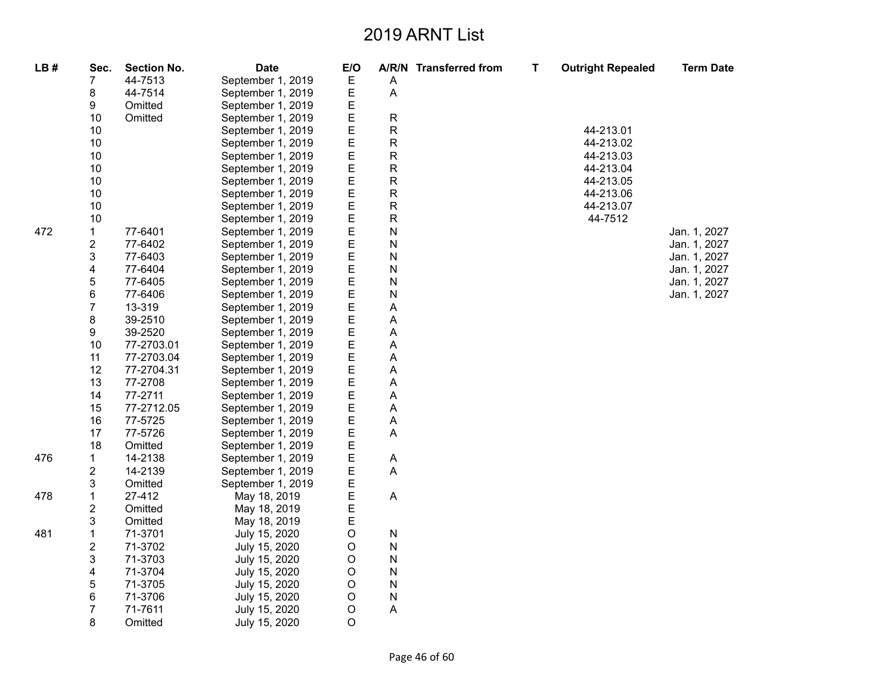# 2019 ARNT List

| LB # | Sec. | Section No. | Date | E/O | A/R/N | Transferred from | T | Outright Repealed | Term Date |
|---|---|---|---|---|---|---|---|---|---|
| | 7 | 44-7513 | September 1, 2019 | E | A | | | | |
| | 8 | 44-7514 | September 1, 2019 | E | A | | | | |
| | 9 | Omitted | September 1, 2019 | E | | | | | |
| | 10 | Omitted | September 1, 2019 | E | R | | | | |
| | 10 | | September 1, 2019 | E | R | | | 44-213.01 | |
| | 10 | | September 1, 2019 | E | R | | | 44-213.02 | |
| | 10 | | September 1, 2019 | E | R | | | 44-213.03 | |
| | 10 | | September 1, 2019 | E | R | | | 44-213.04 | |
| | 10 | | September 1, 2019 | E | R | | | 44-213.05 | |
| | 10 | | September 1, 2019 | E | R | | | 44-213.06 | |
| | 10 | | September 1, 2019 | E | R | | | 44-213.07 | |
| | 10 | | September 1, 2019 | E | R | | | 44-7512 | |
| 472 | 1 | 77-6401 | September 1, 2019 | E | N | | | | Jan. 1, 2027 |
| | 2 | 77-6402 | September 1, 2019 | E | N | | | | Jan. 1, 2027 |
| | 3 | 77-6403 | September 1, 2019 | E | N | | | | Jan. 1, 2027 |
| | 4 | 77-6404 | September 1, 2019 | E | N | | | | Jan. 1, 2027 |
| | 5 | 77-6405 | September 1, 2019 | E | N | | | | Jan. 1, 2027 |
| | 6 | 77-6406 | September 1, 2019 | E | N | | | | Jan. 1, 2027 |
| | 7 | 13-319 | September 1, 2019 | E | A | | | | |
| | 8 | 39-2510 | September 1, 2019 | E | A | | | | |
| | 9 | 39-2520 | September 1, 2019 | E | A | | | | |
| | 10 | 77-2703.01 | September 1, 2019 | E | A | | | | |
| | 11 | 77-2703.04 | September 1, 2019 | E | A | | | | |
| | 12 | 77-2704.31 | September 1, 2019 | E | A | | | | |
| | 13 | 77-2708 | September 1, 2019 | E | A | | | | |
| | 14 | 77-2711 | September 1, 2019 | E | A | | | | |
| | 15 | 77-2712.05 | September 1, 2019 | E | A | | | | |
| | 16 | 77-5725 | September 1, 2019 | E | A | | | | |
| | 17 | 77-5726 | September 1, 2019 | E | A | | | | |
| | 18 | Omitted | September 1, 2019 | E | | | | | |
| 476 | 1 | 14-2138 | September 1, 2019 | E | A | | | | |
| | 2 | 14-2139 | September 1, 2019 | E | A | | | | |
| | 3 | Omitted | September 1, 2019 | E | | | | | |
| 478 | 1 | 27-412 | May 18, 2019 | E | A | | | | |
| | 2 | Omitted | May 18, 2019 | E | | | | | |
| | 3 | Omitted | May 18, 2019 | E | | | | | |
| 481 | 1 | 71-3701 | July 15, 2020 | O | N | | | | |
| | 2 | 71-3702 | July 15, 2020 | O | N | | | | |
| | 3 | 71-3703 | July 15, 2020 | O | N | | | | |
| | 4 | 71-3704 | July 15, 2020 | O | N | | | | |
| | 5 | 71-3705 | July 15, 2020 | O | N | | | | |
| | 6 | 71-3706 | July 15, 2020 | O | N | | | | |
| | 7 | 71-7611 | July 15, 2020 | O | A | | | | |
| | 8 | Omitted | July 15, 2020 | O | | | | | |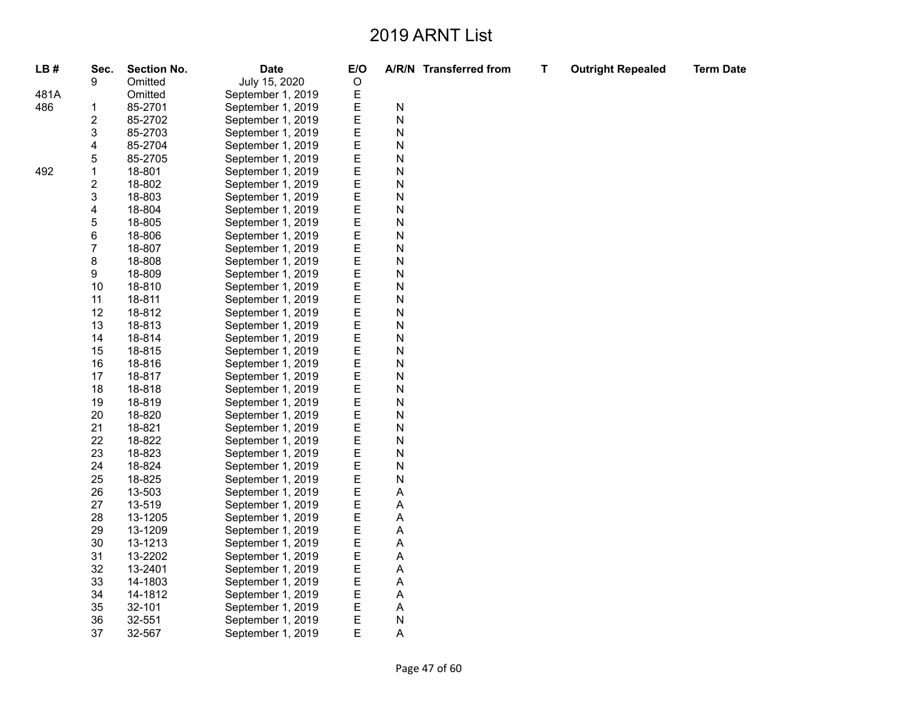# 2019 ARNT List

| LB # | Sec. | Section No. | Date | E/O | A/R/N | Transferred from | T | Outright Repealed | Term Date |
|---|---|---|---|---|---|---|---|---|---|
| | 9 | Omitted | July 15, 2020 | O | | | | | |
| 481A | | Omitted | September 1, 2019 | E | | | | | |
| 486 | 1 | 85-2701 | September 1, 2019 | E | N | | | | |
| | 2 | 85-2702 | September 1, 2019 | E | N | | | | |
| | 3 | 85-2703 | September 1, 2019 | E | N | | | | |
| | 4 | 85-2704 | September 1, 2019 | E | N | | | | |
| | 5 | 85-2705 | September 1, 2019 | E | N | | | | |
| 492 | 1 | 18-801 | September 1, 2019 | E | N | | | | |
| | 2 | 18-802 | September 1, 2019 | E | N | | | | |
| | 3 | 18-803 | September 1, 2019 | E | N | | | | |
| | 4 | 18-804 | September 1, 2019 | E | N | | | | |
| | 5 | 18-805 | September 1, 2019 | E | N | | | | |
| | 6 | 18-806 | September 1, 2019 | E | N | | | | |
| | 7 | 18-807 | September 1, 2019 | E | N | | | | |
| | 8 | 18-808 | September 1, 2019 | E | N | | | | |
| | 9 | 18-809 | September 1, 2019 | E | N | | | | |
| | 10 | 18-810 | September 1, 2019 | E | N | | | | |
| | 11 | 18-811 | September 1, 2019 | E | N | | | | |
| | 12 | 18-812 | September 1, 2019 | E | N | | | | |
| | 13 | 18-813 | September 1, 2019 | E | N | | | | |
| | 14 | 18-814 | September 1, 2019 | E | N | | | | |
| | 15 | 18-815 | September 1, 2019 | E | N | | | | |
| | 16 | 18-816 | September 1, 2019 | E | N | | | | |
| | 17 | 18-817 | September 1, 2019 | E | N | | | | |
| | 18 | 18-818 | September 1, 2019 | E | N | | | | |
| | 19 | 18-819 | September 1, 2019 | E | N | | | | |
| | 20 | 18-820 | September 1, 2019 | E | N | | | | |
| | 21 | 18-821 | September 1, 2019 | E | N | | | | |
| | 22 | 18-822 | September 1, 2019 | E | N | | | | |
| | 23 | 18-823 | September 1, 2019 | E | N | | | | |
| | 24 | 18-824 | September 1, 2019 | E | N | | | | |
| | 25 | 18-825 | September 1, 2019 | E | N | | | | |
| | 26 | 13-503 | September 1, 2019 | E | A | | | | |
| | 27 | 13-519 | September 1, 2019 | E | A | | | | |
| | 28 | 13-1205 | September 1, 2019 | E | A | | | | |
| | 29 | 13-1209 | September 1, 2019 | E | A | | | | |
| | 30 | 13-1213 | September 1, 2019 | E | A | | | | |
| | 31 | 13-2202 | September 1, 2019 | E | A | | | | |
| | 32 | 13-2401 | September 1, 2019 | E | A | | | | |
| | 33 | 14-1803 | September 1, 2019 | E | A | | | | |
| | 34 | 14-1812 | September 1, 2019 | E | A | | | | |
| | 35 | 32-101 | September 1, 2019 | E | A | | | | |
| | 36 | 32-551 | September 1, 2019 | E | N | | | | |
| | 37 | 32-567 | September 1, 2019 | E | A | | | | |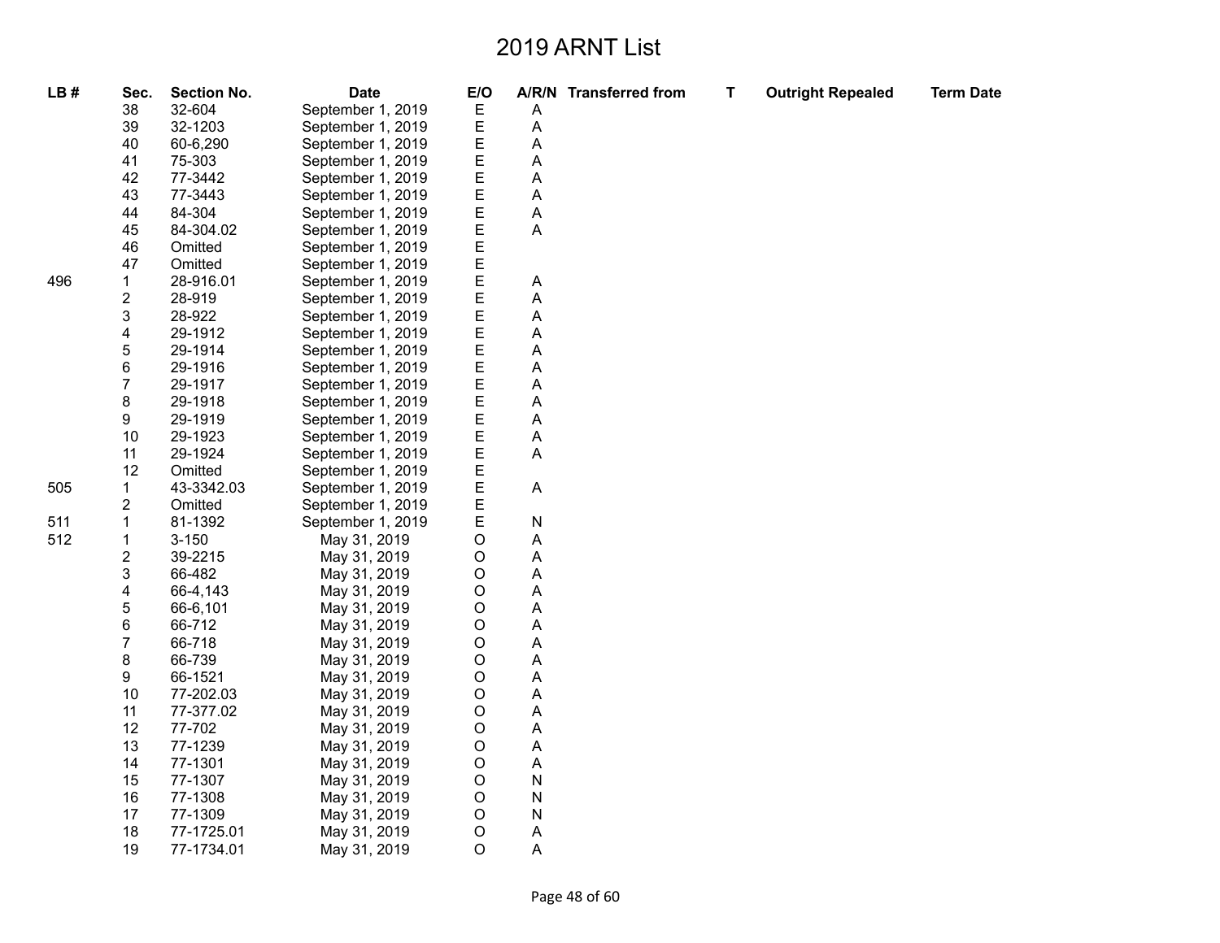# 2019 ARNT List

| LB # | Sec. | Section No. | Date | E/O | A/R/N | Transferred from | T | Outright Repealed | Term Date |
|---|---|---|---|---|---|---|---|---|---|
| | 38 | 32-604 | September 1, 2019 | E | A | | | | |
| | 39 | 32-1203 | September 1, 2019 | E | A | | | | |
| | 40 | 60-6,290 | September 1, 2019 | E | A | | | | |
| | 41 | 75-303 | September 1, 2019 | E | A | | | | |
| | 42 | 77-3442 | September 1, 2019 | E | A | | | | |
| | 43 | 77-3443 | September 1, 2019 | E | A | | | | |
| | 44 | 84-304 | September 1, 2019 | E | A | | | | |
| | 45 | 84-304.02 | September 1, 2019 | E | A | | | | |
| | 46 | Omitted | September 1, 2019 | E | | | | | |
| | 47 | Omitted | September 1, 2019 | E | | | | | |
| 496 | 1 | 28-916.01 | September 1, 2019 | E | A | | | | |
| | 2 | 28-919 | September 1, 2019 | E | A | | | | |
| | 3 | 28-922 | September 1, 2019 | E | A | | | | |
| | 4 | 29-1912 | September 1, 2019 | E | A | | | | |
| | 5 | 29-1914 | September 1, 2019 | E | A | | | | |
| | 6 | 29-1916 | September 1, 2019 | E | A | | | | |
| | 7 | 29-1917 | September 1, 2019 | E | A | | | | |
| | 8 | 29-1918 | September 1, 2019 | E | A | | | | |
| | 9 | 29-1919 | September 1, 2019 | E | A | | | | |
| | 10 | 29-1923 | September 1, 2019 | E | A | | | | |
| | 11 | 29-1924 | September 1, 2019 | E | A | | | | |
| | 12 | Omitted | September 1, 2019 | E | | | | | |
| 505 | 1 | 43-3342.03 | September 1, 2019 | E | A | | | | |
| | 2 | Omitted | September 1, 2019 | E | | | | | |
| 511 | 1 | 81-1392 | September 1, 2019 | E | N | | | | |
| 512 | 1 | 3-150 | May 31, 2019 | O | A | | | | |
| | 2 | 39-2215 | May 31, 2019 | O | A | | | | |
| | 3 | 66-482 | May 31, 2019 | O | A | | | | |
| | 4 | 66-4,143 | May 31, 2019 | O | A | | | | |
| | 5 | 66-6,101 | May 31, 2019 | O | A | | | | |
| | 6 | 66-712 | May 31, 2019 | O | A | | | | |
| | 7 | 66-718 | May 31, 2019 | O | A | | | | |
| | 8 | 66-739 | May 31, 2019 | O | A | | | | |
| | 9 | 66-1521 | May 31, 2019 | O | A | | | | |
| | 10 | 77-202.03 | May 31, 2019 | O | A | | | | |
| | 11 | 77-377.02 | May 31, 2019 | O | A | | | | |
| | 12 | 77-702 | May 31, 2019 | O | A | | | | |
| | 13 | 77-1239 | May 31, 2019 | O | A | | | | |
| | 14 | 77-1301 | May 31, 2019 | O | A | | | | |
| | 15 | 77-1307 | May 31, 2019 | O | N | | | | |
| | 16 | 77-1308 | May 31, 2019 | O | N | | | | |
| | 17 | 77-1309 | May 31, 2019 | O | N | | | | |
| | 18 | 77-1725.01 | May 31, 2019 | O | A | | | | |
| | 19 | 77-1734.01 | May 31, 2019 | O | A | | | | |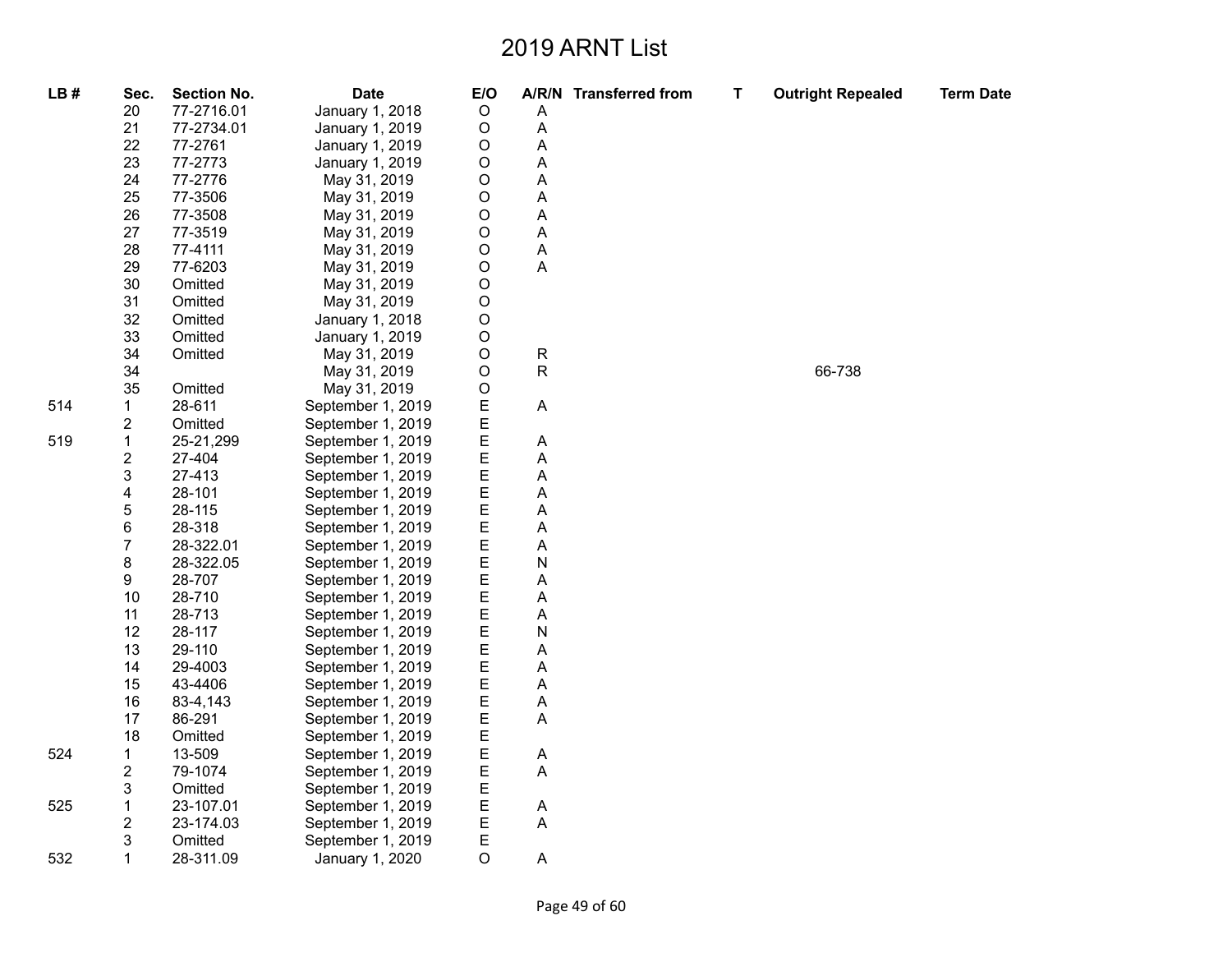# 2019 ARNT List

| LB # | Sec. | Section No. | Date | E/O | A/R/N | Transferred from | T | Outright Repealed | Term Date |
|---|---|---|---|---|---|---|---|---|---|
| | 20 | 77-2716.01 | January 1, 2018 | O | A | | | | |
| | 21 | 77-2734.01 | January 1, 2019 | O | A | | | | |
| | 22 | 77-2761 | January 1, 2019 | O | A | | | | |
| | 23 | 77-2773 | January 1, 2019 | O | A | | | | |
| | 24 | 77-2776 | May 31, 2019 | O | A | | | | |
| | 25 | 77-3506 | May 31, 2019 | O | A | | | | |
| | 26 | 77-3508 | May 31, 2019 | O | A | | | | |
| | 27 | 77-3519 | May 31, 2019 | O | A | | | | |
| | 28 | 77-4111 | May 31, 2019 | O | A | | | | |
| | 29 | 77-6203 | May 31, 2019 | O | A | | | | |
| | 30 | Omitted | May 31, 2019 | O | | | | | |
| | 31 | Omitted | May 31, 2019 | O | | | | | |
| | 32 | Omitted | January 1, 2018 | O | | | | | |
| | 33 | Omitted | January 1, 2019 | O | | | | | |
| | 34 | Omitted | May 31, 2019 | O | R | | | | |
| | 34 | | May 31, 2019 | O | R | | | 66-738 | |
| | 35 | Omitted | May 31, 2019 | O | | | | | |
| 514 | 1 | 28-611 | September 1, 2019 | E | A | | | | |
| | 2 | Omitted | September 1, 2019 | E | | | | | |
| 519 | 1 | 25-21,299 | September 1, 2019 | E | A | | | | |
| | 2 | 27-404 | September 1, 2019 | E | A | | | | |
| | 3 | 27-413 | September 1, 2019 | E | A | | | | |
| | 4 | 28-101 | September 1, 2019 | E | A | | | | |
| | 5 | 28-115 | September 1, 2019 | E | A | | | | |
| | 6 | 28-318 | September 1, 2019 | E | A | | | | |
| | 7 | 28-322.01 | September 1, 2019 | E | A | | | | |
| | 8 | 28-322.05 | September 1, 2019 | E | N | | | | |
| | 9 | 28-707 | September 1, 2019 | E | A | | | | |
| | 10 | 28-710 | September 1, 2019 | E | A | | | | |
| | 11 | 28-713 | September 1, 2019 | E | A | | | | |
| | 12 | 28-117 | September 1, 2019 | E | N | | | | |
| | 13 | 29-110 | September 1, 2019 | E | A | | | | |
| | 14 | 29-4003 | September 1, 2019 | E | A | | | | |
| | 15 | 43-4406 | September 1, 2019 | E | A | | | | |
| | 16 | 83-4,143 | September 1, 2019 | E | A | | | | |
| | 17 | 86-291 | September 1, 2019 | E | A | | | | |
| | 18 | Omitted | September 1, 2019 | E | | | | | |
| 524 | 1 | 13-509 | September 1, 2019 | E | A | | | | |
| | 2 | 79-1074 | September 1, 2019 | E | A | | | | |
| | 3 | Omitted | September 1, 2019 | E | | | | | |
| 525 | 1 | 23-107.01 | September 1, 2019 | E | A | | | | |
| | 2 | 23-174.03 | September 1, 2019 | E | A | | | | |
| | 3 | Omitted | September 1, 2019 | E | | | | | |
| 532 | 1 | 28-311.09 | January 1, 2020 | O | A | | | | |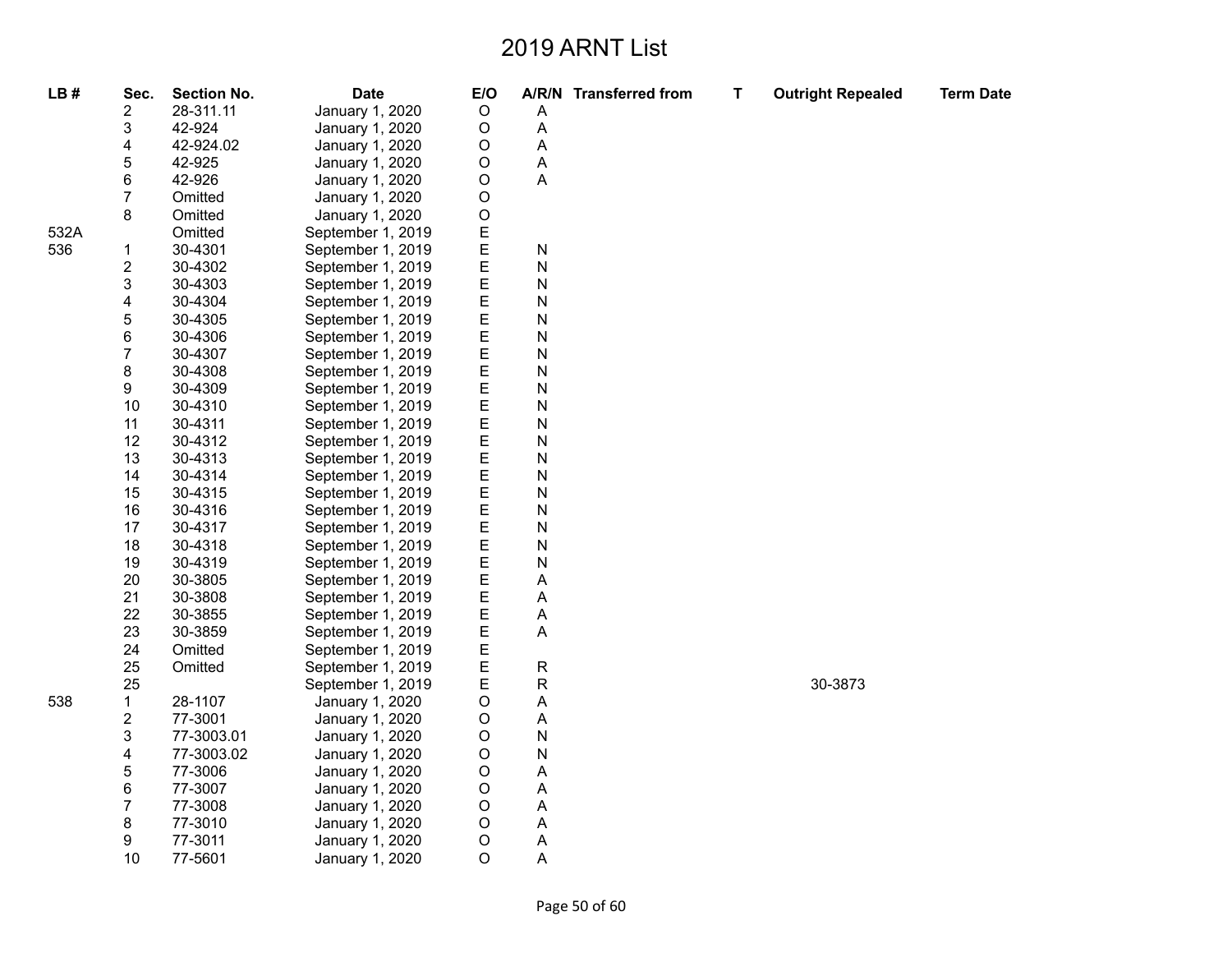# 2019 ARNT List

| LB # | Sec. | Section No. | Date | E/O | A/R/N | Transferred from | T | Outright Repealed | Term Date |
|---|---|---|---|---|---|---|---|---|---|
| | 2 | 28-311.11 | January 1, 2020 | O | A | | | | |
| | 3 | 42-924 | January 1, 2020 | O | A | | | | |
| | 4 | 42-924.02 | January 1, 2020 | O | A | | | | |
| | 5 | 42-925 | January 1, 2020 | O | A | | | | |
| | 6 | 42-926 | January 1, 2020 | O | A | | | | |
| | 7 | Omitted | January 1, 2020 | O | | | | | |
| | 8 | Omitted | January 1, 2020 | O | | | | | |
| 532A | | Omitted | September 1, 2019 | E | | | | | |
| 536 | 1 | 30-4301 | September 1, 2019 | E | N | | | | |
| | 2 | 30-4302 | September 1, 2019 | E | N | | | | |
| | 3 | 30-4303 | September 1, 2019 | E | N | | | | |
| | 4 | 30-4304 | September 1, 2019 | E | N | | | | |
| | 5 | 30-4305 | September 1, 2019 | E | N | | | | |
| | 6 | 30-4306 | September 1, 2019 | E | N | | | | |
| | 7 | 30-4307 | September 1, 2019 | E | N | | | | |
| | 8 | 30-4308 | September 1, 2019 | E | N | | | | |
| | 9 | 30-4309 | September 1, 2019 | E | N | | | | |
| | 10 | 30-4310 | September 1, 2019 | E | N | | | | |
| | 11 | 30-4311 | September 1, 2019 | E | N | | | | |
| | 12 | 30-4312 | September 1, 2019 | E | N | | | | |
| | 13 | 30-4313 | September 1, 2019 | E | N | | | | |
| | 14 | 30-4314 | September 1, 2019 | E | N | | | | |
| | 15 | 30-4315 | September 1, 2019 | E | N | | | | |
| | 16 | 30-4316 | September 1, 2019 | E | N | | | | |
| | 17 | 30-4317 | September 1, 2019 | E | N | | | | |
| | 18 | 30-4318 | September 1, 2019 | E | N | | | | |
| | 19 | 30-4319 | September 1, 2019 | E | N | | | | |
| | 20 | 30-3805 | September 1, 2019 | E | A | | | | |
| | 21 | 30-3808 | September 1, 2019 | E | A | | | | |
| | 22 | 30-3855 | September 1, 2019 | E | A | | | | |
| | 23 | 30-3859 | September 1, 2019 | E | A | | | | |
| | 24 | Omitted | September 1, 2019 | E | | | | | |
| | 25 | Omitted | September 1, 2019 | E | R | | | | |
| | 25 | | September 1, 2019 | E | R | | | 30-3873 | |
| 538 | 1 | 28-1107 | January 1, 2020 | O | A | | | | |
| | 2 | 77-3001 | January 1, 2020 | O | A | | | | |
| | 3 | 77-3003.01 | January 1, 2020 | O | N | | | | |
| | 4 | 77-3003.02 | January 1, 2020 | O | N | | | | |
| | 5 | 77-3006 | January 1, 2020 | O | A | | | | |
| | 6 | 77-3007 | January 1, 2020 | O | A | | | | |
| | 7 | 77-3008 | January 1, 2020 | O | A | | | | |
| | 8 | 77-3010 | January 1, 2020 | O | A | | | | |
| | 9 | 77-3011 | January 1, 2020 | O | A | | | | |
| | 10 | 77-5601 | January 1, 2020 | O | A | | | | |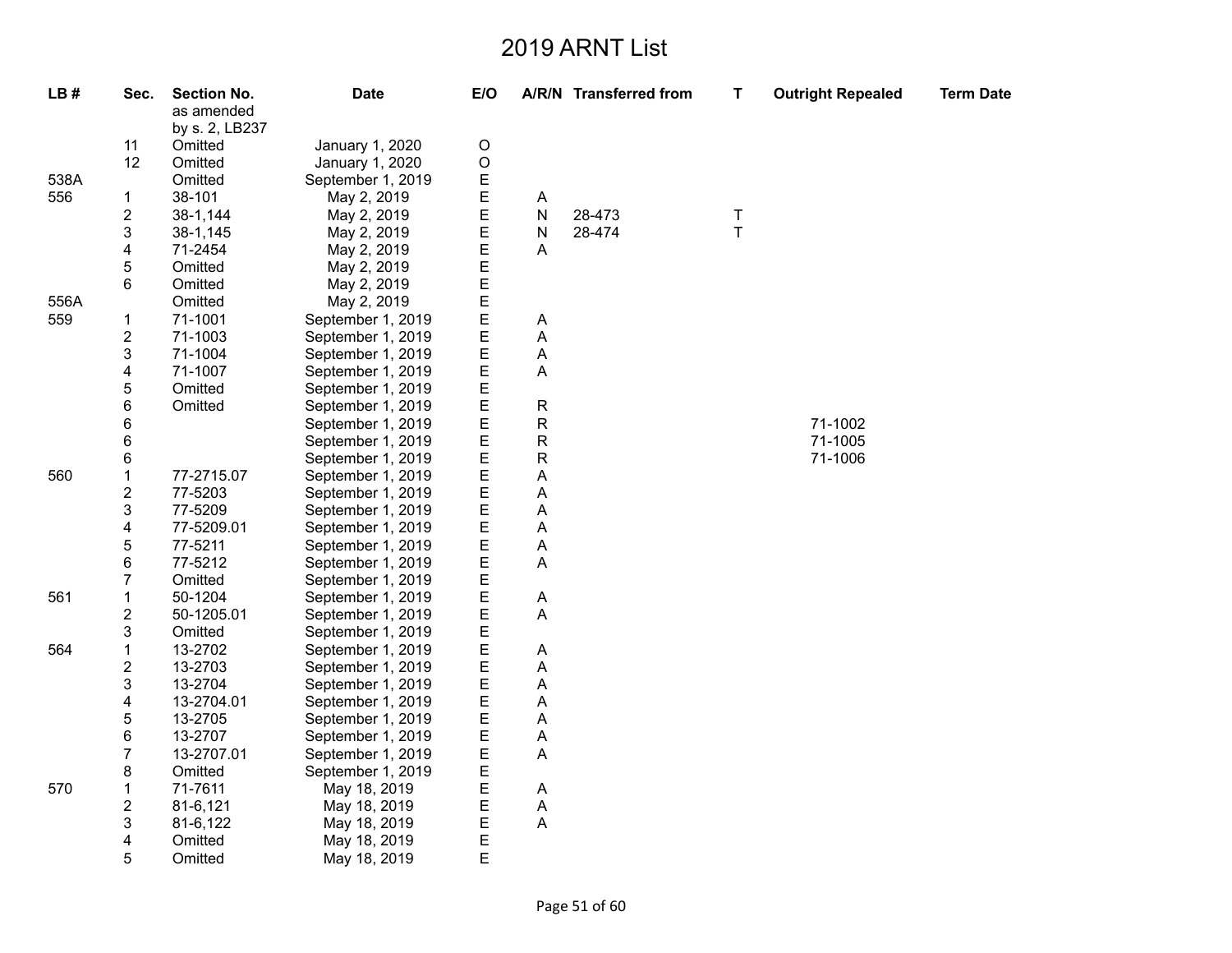# 2019 ARNT List

| LB # | Sec. | Section No. | Date | E/O | A/R/N | Transferred from | T | Outright Repealed | Term Date |
|---|---|---|---|---|---|---|---|---|---|
| | | as amended by s. 2, LB237 | | | | | | | |
| | 11 | Omitted | January 1, 2020 | O | | | | | |
| | 12 | Omitted | January 1, 2020 | O | | | | | |
| 538A | | Omitted | September 1, 2019 | E | | | | | |
| 556 | 1 | 38-101 | May 2, 2019 | E | A | | | | |
| | 2 | 38-1,144 | May 2, 2019 | E | N | 28-473 | T | | |
| | 3 | 38-1,145 | May 2, 2019 | E | N | 28-474 | T | | |
| | 4 | 71-2454 | May 2, 2019 | E | A | | | | |
| | 5 | Omitted | May 2, 2019 | E | | | | | |
| | 6 | Omitted | May 2, 2019 | E | | | | | |
| 556A | | Omitted | May 2, 2019 | E | | | | | |
| 559 | 1 | 71-1001 | September 1, 2019 | E | A | | | | |
| | 2 | 71-1003 | September 1, 2019 | E | A | | | | |
| | 3 | 71-1004 | September 1, 2019 | E | A | | | | |
| | 4 | 71-1007 | September 1, 2019 | E | A | | | | |
| | 5 | Omitted | September 1, 2019 | E | | | | | |
| | 6 | Omitted | September 1, 2019 | E | R | | | | |
| | 6 | | September 1, 2019 | E | R | | | 71-1002 | |
| | 6 | | September 1, 2019 | E | R | | | 71-1005 | |
| | 6 | | September 1, 2019 | E | R | | | 71-1006 | |
| 560 | 1 | 77-2715.07 | September 1, 2019 | E | A | | | | |
| | 2 | 77-5203 | September 1, 2019 | E | A | | | | |
| | 3 | 77-5209 | September 1, 2019 | E | A | | | | |
| | 4 | 77-5209.01 | September 1, 2019 | E | A | | | | |
| | 5 | 77-5211 | September 1, 2019 | E | A | | | | |
| | 6 | 77-5212 | September 1, 2019 | E | A | | | | |
| | 7 | Omitted | September 1, 2019 | E | | | | | |
| 561 | 1 | 50-1204 | September 1, 2019 | E | A | | | | |
| | 2 | 50-1205.01 | September 1, 2019 | E | A | | | | |
| | 3 | Omitted | September 1, 2019 | E | | | | | |
| 564 | 1 | 13-2702 | September 1, 2019 | E | A | | | | |
| | 2 | 13-2703 | September 1, 2019 | E | A | | | | |
| | 3 | 13-2704 | September 1, 2019 | E | A | | | | |
| | 4 | 13-2704.01 | September 1, 2019 | E | A | | | | |
| | 5 | 13-2705 | September 1, 2019 | E | A | | | | |
| | 6 | 13-2707 | September 1, 2019 | E | A | | | | |
| | 7 | 13-2707.01 | September 1, 2019 | E | A | | | | |
| | 8 | Omitted | September 1, 2019 | E | | | | | |
| 570 | 1 | 71-7611 | May 18, 2019 | E | A | | | | |
| | 2 | 81-6,121 | May 18, 2019 | E | A | | | | |
| | 3 | 81-6,122 | May 18, 2019 | E | A | | | | |
| | 4 | Omitted | May 18, 2019 | E | | | | | |
| | 5 | Omitted | May 18, 2019 | E | | | | | |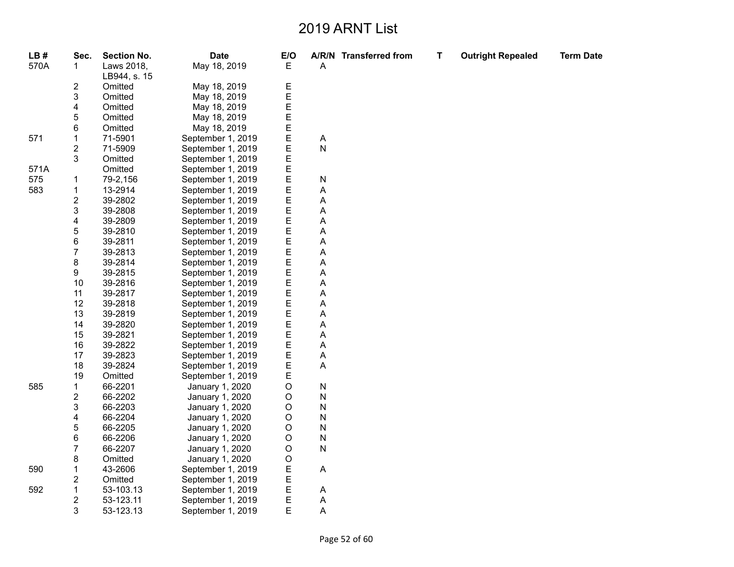# 2019 ARNT List

| LB # | Sec. | Section No. | Date | E/O | A/R/N | Transferred from | T | Outright Repealed | Term Date |
|---|---|---|---|---|---|---|---|---|---|
| 570A | 1 | Laws 2018, LB944, s. 15 | May 18, 2019 | E | A | | | | |
| | 2 | Omitted | May 18, 2019 | E | | | | | |
| | 3 | Omitted | May 18, 2019 | E | | | | | |
| | 4 | Omitted | May 18, 2019 | E | | | | | |
| | 5 | Omitted | May 18, 2019 | E | | | | | |
| | 6 | Omitted | May 18, 2019 | E | | | | | |
| 571 | 1 | 71-5901 | September 1, 2019 | E | A | | | | |
| | 2 | 71-5909 | September 1, 2019 | E | N | | | | |
| | 3 | Omitted | September 1, 2019 | E | | | | | |
| 571A | | Omitted | September 1, 2019 | E | | | | | |
| 575 | 1 | 79-2,156 | September 1, 2019 | E | N | | | | |
| 583 | 1 | 13-2914 | September 1, 2019 | E | A | | | | |
| | 2 | 39-2802 | September 1, 2019 | E | A | | | | |
| | 3 | 39-2808 | September 1, 2019 | E | A | | | | |
| | 4 | 39-2809 | September 1, 2019 | E | A | | | | |
| | 5 | 39-2810 | September 1, 2019 | E | A | | | | |
| | 6 | 39-2811 | September 1, 2019 | E | A | | | | |
| | 7 | 39-2813 | September 1, 2019 | E | A | | | | |
| | 8 | 39-2814 | September 1, 2019 | E | A | | | | |
| | 9 | 39-2815 | September 1, 2019 | E | A | | | | |
| | 10 | 39-2816 | September 1, 2019 | E | A | | | | |
| | 11 | 39-2817 | September 1, 2019 | E | A | | | | |
| | 12 | 39-2818 | September 1, 2019 | E | A | | | | |
| | 13 | 39-2819 | September 1, 2019 | E | A | | | | |
| | 14 | 39-2820 | September 1, 2019 | E | A | | | | |
| | 15 | 39-2821 | September 1, 2019 | E | A | | | | |
| | 16 | 39-2822 | September 1, 2019 | E | A | | | | |
| | 17 | 39-2823 | September 1, 2019 | E | A | | | | |
| | 18 | 39-2824 | September 1, 2019 | E | A | | | | |
| | 19 | Omitted | September 1, 2019 | E | | | | | |
| 585 | 1 | 66-2201 | January 1, 2020 | O | N | | | | |
| | 2 | 66-2202 | January 1, 2020 | O | N | | | | |
| | 3 | 66-2203 | January 1, 2020 | O | N | | | | |
| | 4 | 66-2204 | January 1, 2020 | O | N | | | | |
| | 5 | 66-2205 | January 1, 2020 | O | N | | | | |
| | 6 | 66-2206 | January 1, 2020 | O | N | | | | |
| | 7 | 66-2207 | January 1, 2020 | O | N | | | | |
| | 8 | Omitted | January 1, 2020 | O | | | | | |
| 590 | 1 | 43-2606 | September 1, 2019 | E | A | | | | |
| | 2 | Omitted | September 1, 2019 | E | | | | | |
| 592 | 1 | 53-103.13 | September 1, 2019 | E | A | | | | |
| | 2 | 53-123.11 | September 1, 2019 | E | A | | | | |
| | 3 | 53-123.13 | September 1, 2019 | E | A | | | | |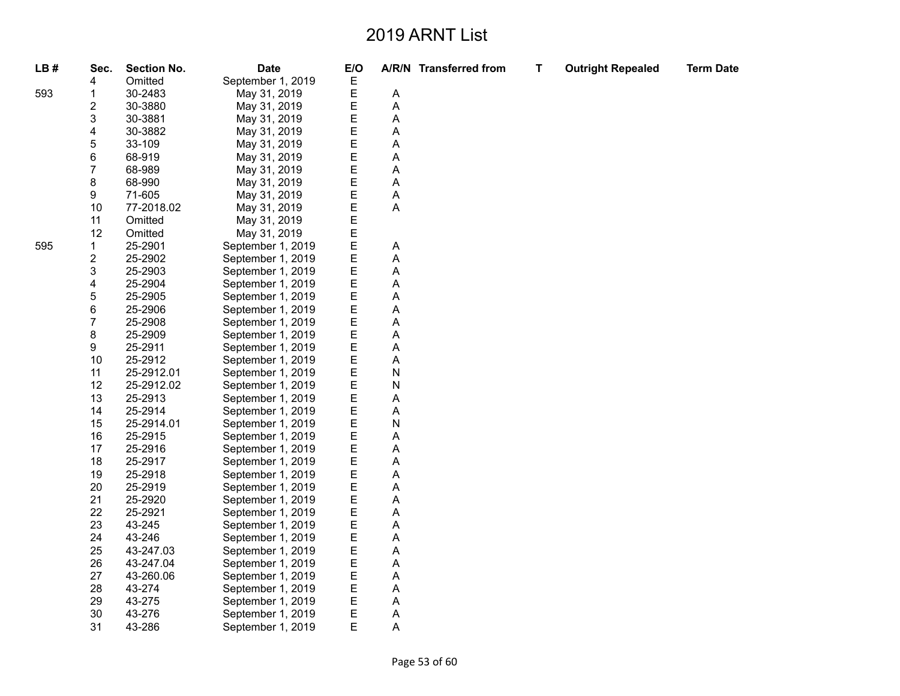# 2019 ARNT List

| LB # | Sec. | Section No. | Date | E/O | A/R/N | Transferred from | T | Outright Repealed | Term Date |
|---|---|---|---|---|---|---|---|---|---|
| | 4 | Omitted | September 1, 2019 | E | | | | | |
| 593 | 1 | 30-2483 | May 31, 2019 | E | A | | | | |
| | 2 | 30-3880 | May 31, 2019 | E | A | | | | |
| | 3 | 30-3881 | May 31, 2019 | E | A | | | | |
| | 4 | 30-3882 | May 31, 2019 | E | A | | | | |
| | 5 | 33-109 | May 31, 2019 | E | A | | | | |
| | 6 | 68-919 | May 31, 2019 | E | A | | | | |
| | 7 | 68-989 | May 31, 2019 | E | A | | | | |
| | 8 | 68-990 | May 31, 2019 | E | A | | | | |
| | 9 | 71-605 | May 31, 2019 | E | A | | | | |
| | 10 | 77-2018.02 | May 31, 2019 | E | A | | | | |
| | 11 | Omitted | May 31, 2019 | E | | | | | |
| | 12 | Omitted | May 31, 2019 | E | | | | | |
| 595 | 1 | 25-2901 | September 1, 2019 | E | A | | | | |
| | 2 | 25-2902 | September 1, 2019 | E | A | | | | |
| | 3 | 25-2903 | September 1, 2019 | E | A | | | | |
| | 4 | 25-2904 | September 1, 2019 | E | A | | | | |
| | 5 | 25-2905 | September 1, 2019 | E | A | | | | |
| | 6 | 25-2906 | September 1, 2019 | E | A | | | | |
| | 7 | 25-2908 | September 1, 2019 | E | A | | | | |
| | 8 | 25-2909 | September 1, 2019 | E | A | | | | |
| | 9 | 25-2911 | September 1, 2019 | E | A | | | | |
| | 10 | 25-2912 | September 1, 2019 | E | A | | | | |
| | 11 | 25-2912.01 | September 1, 2019 | E | N | | | | |
| | 12 | 25-2912.02 | September 1, 2019 | E | N | | | | |
| | 13 | 25-2913 | September 1, 2019 | E | A | | | | |
| | 14 | 25-2914 | September 1, 2019 | E | A | | | | |
| | 15 | 25-2914.01 | September 1, 2019 | E | N | | | | |
| | 16 | 25-2915 | September 1, 2019 | E | A | | | | |
| | 17 | 25-2916 | September 1, 2019 | E | A | | | | |
| | 18 | 25-2917 | September 1, 2019 | E | A | | | | |
| | 19 | 25-2918 | September 1, 2019 | E | A | | | | |
| | 20 | 25-2919 | September 1, 2019 | E | A | | | | |
| | 21 | 25-2920 | September 1, 2019 | E | A | | | | |
| | 22 | 25-2921 | September 1, 2019 | E | A | | | | |
| | 23 | 43-245 | September 1, 2019 | E | A | | | | |
| | 24 | 43-246 | September 1, 2019 | E | A | | | | |
| | 25 | 43-247.03 | September 1, 2019 | E | A | | | | |
| | 26 | 43-247.04 | September 1, 2019 | E | A | | | | |
| | 27 | 43-260.06 | September 1, 2019 | E | A | | | | |
| | 28 | 43-274 | September 1, 2019 | E | A | | | | |
| | 29 | 43-275 | September 1, 2019 | E | A | | | | |
| | 30 | 43-276 | September 1, 2019 | E | A | | | | |
| | 31 | 43-286 | September 1, 2019 | E | A | | | | |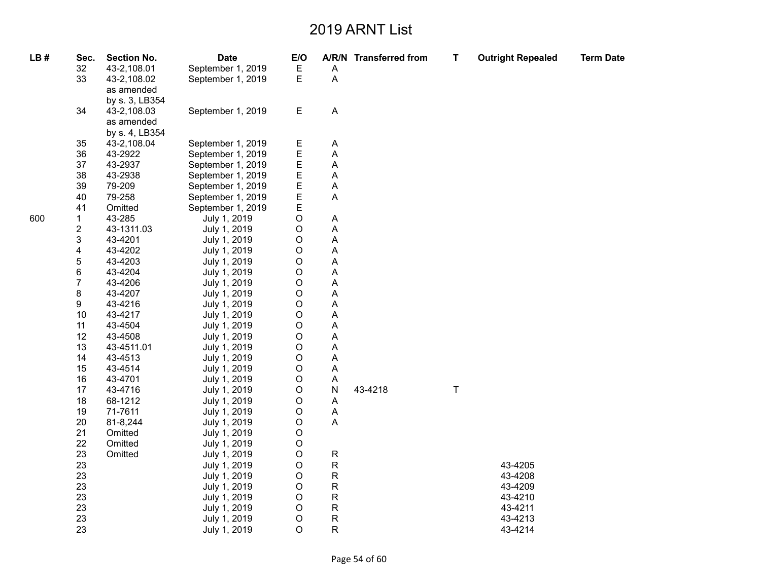# 2019 ARNT List

| LB # | Sec. | Section No. | Date | E/O | A/R/N | Transferred from | T | Outright Repealed | Term Date |
|---|---|---|---|---|---|---|---|---|---|
| | 32 | 43-2,108.01 | September 1, 2019 | E | A | | | | |
| | 33 | 43-2,108.02 as amended by s. 3, LB354 | September 1, 2019 | E | A | | | | |
| | 34 | 43-2,108.03 as amended by s. 4, LB354 | September 1, 2019 | E | A | | | | |
| | 35 | 43-2,108.04 | September 1, 2019 | E | A | | | | |
| | 36 | 43-2922 | September 1, 2019 | E | A | | | | |
| | 37 | 43-2937 | September 1, 2019 | E | A | | | | |
| | 38 | 43-2938 | September 1, 2019 | E | A | | | | |
| | 39 | 79-209 | September 1, 2019 | E | A | | | | |
| | 40 | 79-258 | September 1, 2019 | E | A | | | | |
| | 41 | Omitted | September 1, 2019 | E | | | | | |
| 600 | 1 | 43-285 | July 1, 2019 | O | A | | | | |
| | 2 | 43-1311.03 | July 1, 2019 | O | A | | | | |
| | 3 | 43-4201 | July 1, 2019 | O | A | | | | |
| | 4 | 43-4202 | July 1, 2019 | O | A | | | | |
| | 5 | 43-4203 | July 1, 2019 | O | A | | | | |
| | 6 | 43-4204 | July 1, 2019 | O | A | | | | |
| | 7 | 43-4206 | July 1, 2019 | O | A | | | | |
| | 8 | 43-4207 | July 1, 2019 | O | A | | | | |
| | 9 | 43-4216 | July 1, 2019 | O | A | | | | |
| | 10 | 43-4217 | July 1, 2019 | O | A | | | | |
| | 11 | 43-4504 | July 1, 2019 | O | A | | | | |
| | 12 | 43-4508 | July 1, 2019 | O | A | | | | |
| | 13 | 43-4511.01 | July 1, 2019 | O | A | | | | |
| | 14 | 43-4513 | July 1, 2019 | O | A | | | | |
| | 15 | 43-4514 | July 1, 2019 | O | A | | | | |
| | 16 | 43-4701 | July 1, 2019 | O | A | | | | |
| | 17 | 43-4716 | July 1, 2019 | O | N | 43-4218 | T | | |
| | 18 | 68-1212 | July 1, 2019 | O | A | | | | |
| | 19 | 71-7611 | July 1, 2019 | O | A | | | | |
| | 20 | 81-8,244 | July 1, 2019 | O | A | | | | |
| | 21 | Omitted | July 1, 2019 | O | | | | | |
| | 22 | Omitted | July 1, 2019 | O | | | | | |
| | 23 | Omitted | July 1, 2019 | O | R | | | | |
| | 23 | | July 1, 2019 | O | R | | | 43-4205 | |
| | 23 | | July 1, 2019 | O | R | | | 43-4208 | |
| | 23 | | July 1, 2019 | O | R | | | 43-4209 | |
| | 23 | | July 1, 2019 | O | R | | | 43-4210 | |
| | 23 | | July 1, 2019 | O | R | | | 43-4211 | |
| | 23 | | July 1, 2019 | O | R | | | 43-4213 | |
| | 23 | | July 1, 2019 | O | R | | | 43-4214 | |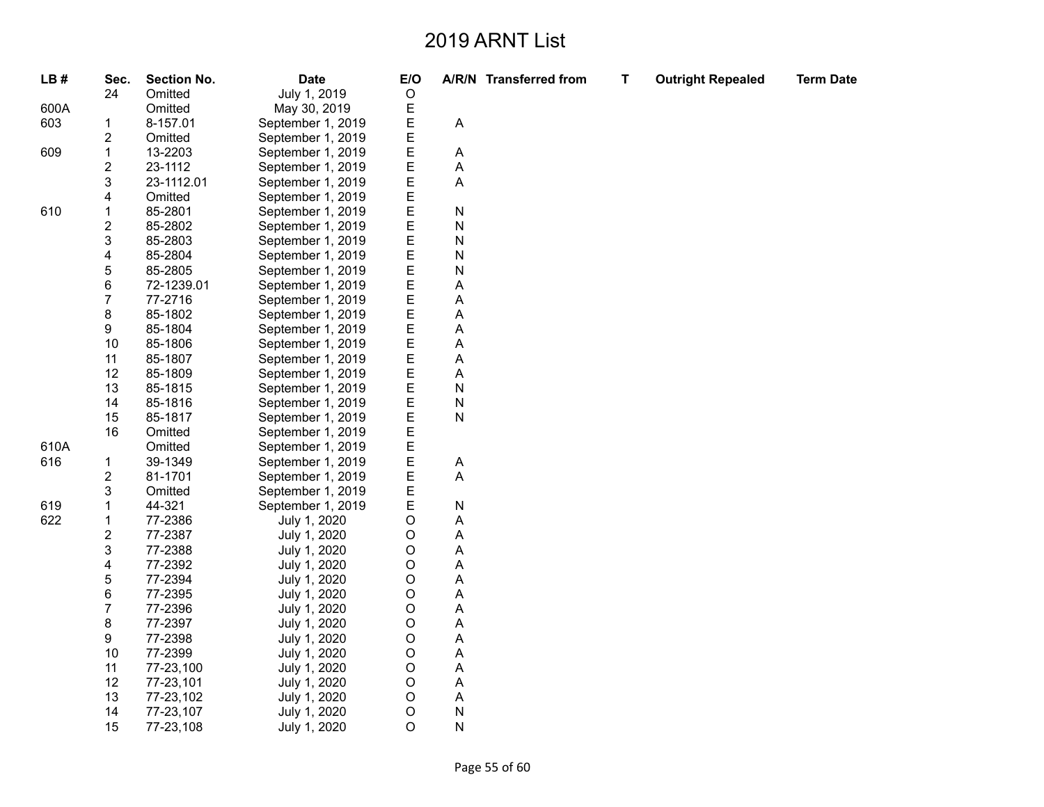# 2019 ARNT List

| LB # | Sec. | Section No. | Date | E/O | A/R/N | Transferred from | T | Outright Repealed | Term Date |
|---|---|---|---|---|---|---|---|---|---|
| | 24 | Omitted | July 1, 2019 | O | | | | | |
| 600A | | Omitted | May 30, 2019 | E | | | | | |
| 603 | 1 | 8-157.01 | September 1, 2019 | E | A | | | | |
| | 2 | Omitted | September 1, 2019 | E | | | | | |
| 609 | 1 | 13-2203 | September 1, 2019 | E | A | | | | |
| | 2 | 23-1112 | September 1, 2019 | E | A | | | | |
| | 3 | 23-1112.01 | September 1, 2019 | E | A | | | | |
| | 4 | Omitted | September 1, 2019 | E | | | | | |
| 610 | 1 | 85-2801 | September 1, 2019 | E | N | | | | |
| | 2 | 85-2802 | September 1, 2019 | E | N | | | | |
| | 3 | 85-2803 | September 1, 2019 | E | N | | | | |
| | 4 | 85-2804 | September 1, 2019 | E | N | | | | |
| | 5 | 85-2805 | September 1, 2019 | E | N | | | | |
| | 6 | 72-1239.01 | September 1, 2019 | E | A | | | | |
| | 7 | 77-2716 | September 1, 2019 | E | A | | | | |
| | 8 | 85-1802 | September 1, 2019 | E | A | | | | |
| | 9 | 85-1804 | September 1, 2019 | E | A | | | | |
| | 10 | 85-1806 | September 1, 2019 | E | A | | | | |
| | 11 | 85-1807 | September 1, 2019 | E | A | | | | |
| | 12 | 85-1809 | September 1, 2019 | E | A | | | | |
| | 13 | 85-1815 | September 1, 2019 | E | N | | | | |
| | 14 | 85-1816 | September 1, 2019 | E | N | | | | |
| | 15 | 85-1817 | September 1, 2019 | E | N | | | | |
| | 16 | Omitted | September 1, 2019 | E | | | | | |
| 610A | | Omitted | September 1, 2019 | E | | | | | |
| 616 | 1 | 39-1349 | September 1, 2019 | E | A | | | | |
| | 2 | 81-1701 | September 1, 2019 | E | A | | | | |
| | 3 | Omitted | September 1, 2019 | E | | | | | |
| 619 | 1 | 44-321 | September 1, 2019 | E | N | | | | |
| 622 | 1 | 77-2386 | July 1, 2020 | O | A | | | | |
| | 2 | 77-2387 | July 1, 2020 | O | A | | | | |
| | 3 | 77-2388 | July 1, 2020 | O | A | | | | |
| | 4 | 77-2392 | July 1, 2020 | O | A | | | | |
| | 5 | 77-2394 | July 1, 2020 | O | A | | | | |
| | 6 | 77-2395 | July 1, 2020 | O | A | | | | |
| | 7 | 77-2396 | July 1, 2020 | O | A | | | | |
| | 8 | 77-2397 | July 1, 2020 | O | A | | | | |
| | 9 | 77-2398 | July 1, 2020 | O | A | | | | |
| | 10 | 77-2399 | July 1, 2020 | O | A | | | | |
| | 11 | 77-23,100 | July 1, 2020 | O | A | | | | |
| | 12 | 77-23,101 | July 1, 2020 | O | A | | | | |
| | 13 | 77-23,102 | July 1, 2020 | O | A | | | | |
| | 14 | 77-23,107 | July 1, 2020 | O | N | | | | |
| | 15 | 77-23,108 | July 1, 2020 | O | N | | | | |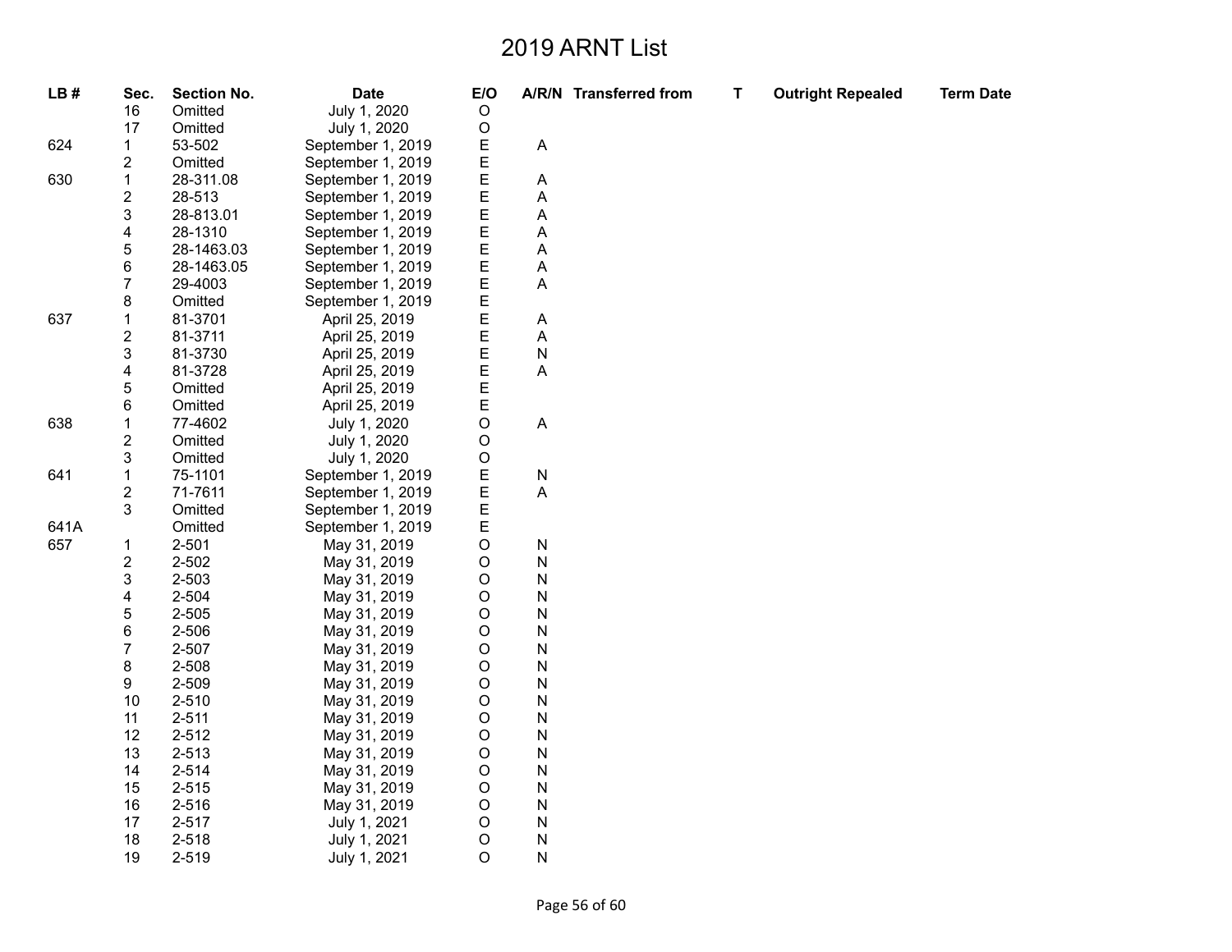# 2019 ARNT List

| LB # | Sec. | Section No. | Date | E/O | A/R/N | Transferred from | T | Outright Repealed | Term Date |
|---|---|---|---|---|---|---|---|---|---|
| | 16 | Omitted | July 1, 2020 | O | | | | | |
| | 17 | Omitted | July 1, 2020 | O | | | | | |
| 624 | 1 | 53-502 | September 1, 2019 | E | A | | | | |
| | 2 | Omitted | September 1, 2019 | E | | | | | |
| 630 | 1 | 28-311.08 | September 1, 2019 | E | A | | | | |
| | 2 | 28-513 | September 1, 2019 | E | A | | | | |
| | 3 | 28-813.01 | September 1, 2019 | E | A | | | | |
| | 4 | 28-1310 | September 1, 2019 | E | A | | | | |
| | 5 | 28-1463.03 | September 1, 2019 | E | A | | | | |
| | 6 | 28-1463.05 | September 1, 2019 | E | A | | | | |
| | 7 | 29-4003 | September 1, 2019 | E | A | | | | |
| | 8 | Omitted | September 1, 2019 | E | | | | | |
| 637 | 1 | 81-3701 | April 25, 2019 | E | A | | | | |
| | 2 | 81-3711 | April 25, 2019 | E | A | | | | |
| | 3 | 81-3730 | April 25, 2019 | E | N | | | | |
| | 4 | 81-3728 | April 25, 2019 | E | A | | | | |
| | 5 | Omitted | April 25, 2019 | E | | | | | |
| | 6 | Omitted | April 25, 2019 | E | | | | | |
| 638 | 1 | 77-4602 | July 1, 2020 | O | A | | | | |
| | 2 | Omitted | July 1, 2020 | O | | | | | |
| | 3 | Omitted | July 1, 2020 | O | | | | | |
| 641 | 1 | 75-1101 | September 1, 2019 | E | N | | | | |
| | 2 | 71-7611 | September 1, 2019 | E | A | | | | |
| | 3 | Omitted | September 1, 2019 | E | | | | | |
| 641A | | Omitted | September 1, 2019 | E | | | | | |
| 657 | 1 | 2-501 | May 31, 2019 | O | N | | | | |
| | 2 | 2-502 | May 31, 2019 | O | N | | | | |
| | 3 | 2-503 | May 31, 2019 | O | N | | | | |
| | 4 | 2-504 | May 31, 2019 | O | N | | | | |
| | 5 | 2-505 | May 31, 2019 | O | N | | | | |
| | 6 | 2-506 | May 31, 2019 | O | N | | | | |
| | 7 | 2-507 | May 31, 2019 | O | N | | | | |
| | 8 | 2-508 | May 31, 2019 | O | N | | | | |
| | 9 | 2-509 | May 31, 2019 | O | N | | | | |
| | 10 | 2-510 | May 31, 2019 | O | N | | | | |
| | 11 | 2-511 | May 31, 2019 | O | N | | | | |
| | 12 | 2-512 | May 31, 2019 | O | N | | | | |
| | 13 | 2-513 | May 31, 2019 | O | N | | | | |
| | 14 | 2-514 | May 31, 2019 | O | N | | | | |
| | 15 | 2-515 | May 31, 2019 | O | N | | | | |
| | 16 | 2-516 | May 31, 2019 | O | N | | | | |
| | 17 | 2-517 | July 1, 2021 | O | N | | | | |
| | 18 | 2-518 | July 1, 2021 | O | N | | | | |
| | 19 | 2-519 | July 1, 2021 | O | N | | | | |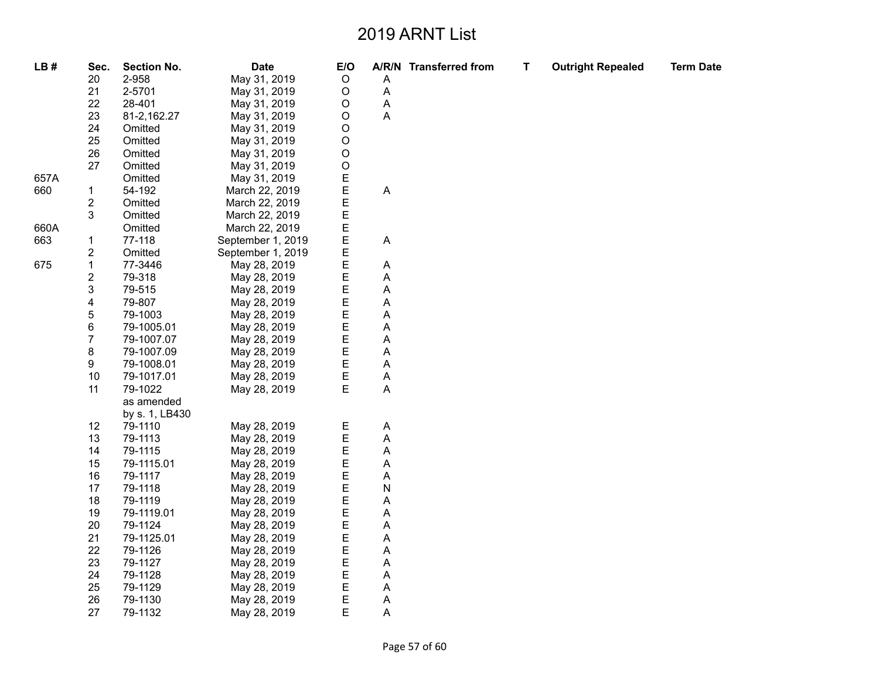# 2019 ARNT List

| LB # | Sec. | Section No. | Date | E/O | A/R/N | Transferred from | T | Outright Repealed | Term Date |
|---|---|---|---|---|---|---|---|---|---|
| | 20 | 2-958 | May 31, 2019 | O | A | | | | |
| | 21 | 2-5701 | May 31, 2019 | O | A | | | | |
| | 22 | 28-401 | May 31, 2019 | O | A | | | | |
| | 23 | 81-2,162.27 | May 31, 2019 | O | A | | | | |
| | 24 | Omitted | May 31, 2019 | O | | | | | |
| | 25 | Omitted | May 31, 2019 | O | | | | | |
| | 26 | Omitted | May 31, 2019 | O | | | | | |
| | 27 | Omitted | May 31, 2019 | O | | | | | |
| 657A | | Omitted | May 31, 2019 | E | | | | | |
| 660 | 1 | 54-192 | March 22, 2019 | E | A | | | | |
| | 2 | Omitted | March 22, 2019 | E | | | | | |
| | 3 | Omitted | March 22, 2019 | E | | | | | |
| 660A | | Omitted | March 22, 2019 | E | | | | | |
| 663 | 1 | 77-118 | September 1, 2019 | E | A | | | | |
| | 2 | Omitted | September 1, 2019 | E | | | | | |
| 675 | 1 | 77-3446 | May 28, 2019 | E | A | | | | |
| | 2 | 79-318 | May 28, 2019 | E | A | | | | |
| | 3 | 79-515 | May 28, 2019 | E | A | | | | |
| | 4 | 79-807 | May 28, 2019 | E | A | | | | |
| | 5 | 79-1003 | May 28, 2019 | E | A | | | | |
| | 6 | 79-1005.01 | May 28, 2019 | E | A | | | | |
| | 7 | 79-1007.07 | May 28, 2019 | E | A | | | | |
| | 8 | 79-1007.09 | May 28, 2019 | E | A | | | | |
| | 9 | 79-1008.01 | May 28, 2019 | E | A | | | | |
| | 10 | 79-1017.01 | May 28, 2019 | E | A | | | | |
| | 11 | 79-1022 as amended by s. 1, LB430 | May 28, 2019 | E | A | | | | |
| | 12 | 79-1110 | May 28, 2019 | E | A | | | | |
| | 13 | 79-1113 | May 28, 2019 | E | A | | | | |
| | 14 | 79-1115 | May 28, 2019 | E | A | | | | |
| | 15 | 79-1115.01 | May 28, 2019 | E | A | | | | |
| | 16 | 79-1117 | May 28, 2019 | E | A | | | | |
| | 17 | 79-1118 | May 28, 2019 | E | N | | | | |
| | 18 | 79-1119 | May 28, 2019 | E | A | | | | |
| | 19 | 79-1119.01 | May 28, 2019 | E | A | | | | |
| | 20 | 79-1124 | May 28, 2019 | E | A | | | | |
| | 21 | 79-1125.01 | May 28, 2019 | E | A | | | | |
| | 22 | 79-1126 | May 28, 2019 | E | A | | | | |
| | 23 | 79-1127 | May 28, 2019 | E | A | | | | |
| | 24 | 79-1128 | May 28, 2019 | E | A | | | | |
| | 25 | 79-1129 | May 28, 2019 | E | A | | | | |
| | 26 | 79-1130 | May 28, 2019 | E | A | | | | |
| | 27 | 79-1132 | May 28, 2019 | E | A | | | | |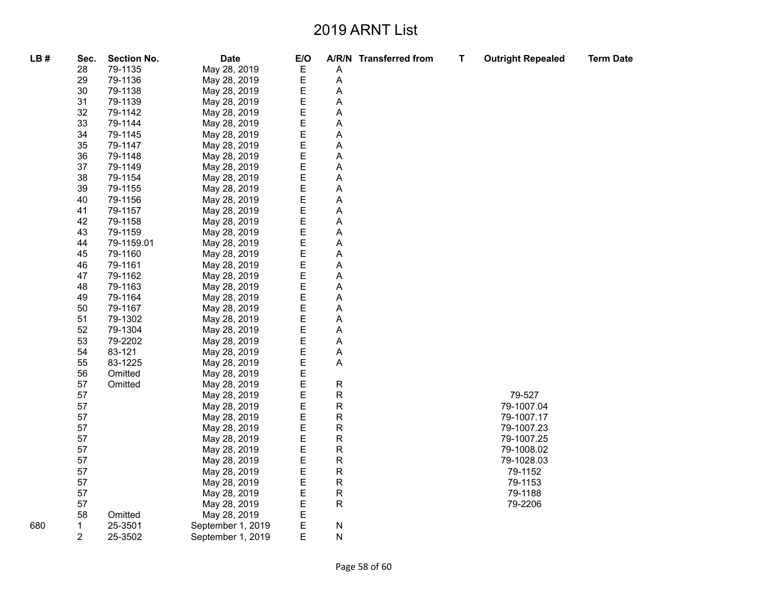# 2019 ARNT List

| LB # | Sec. | Section No. | Date | E/O | A/R/N | Transferred from | T | Outright Repealed | Term Date |
|---|---|---|---|---|---|---|---|---|---|
| | 28 | 79-1135 | May 28, 2019 | E | A | | | | |
| | 29 | 79-1136 | May 28, 2019 | E | A | | | | |
| | 30 | 79-1138 | May 28, 2019 | E | A | | | | |
| | 31 | 79-1139 | May 28, 2019 | E | A | | | | |
| | 32 | 79-1142 | May 28, 2019 | E | A | | | | |
| | 33 | 79-1144 | May 28, 2019 | E | A | | | | |
| | 34 | 79-1145 | May 28, 2019 | E | A | | | | |
| | 35 | 79-1147 | May 28, 2019 | E | A | | | | |
| | 36 | 79-1148 | May 28, 2019 | E | A | | | | |
| | 37 | 79-1149 | May 28, 2019 | E | A | | | | |
| | 38 | 79-1154 | May 28, 2019 | E | A | | | | |
| | 39 | 79-1155 | May 28, 2019 | E | A | | | | |
| | 40 | 79-1156 | May 28, 2019 | E | A | | | | |
| | 41 | 79-1157 | May 28, 2019 | E | A | | | | |
| | 42 | 79-1158 | May 28, 2019 | E | A | | | | |
| | 43 | 79-1159 | May 28, 2019 | E | A | | | | |
| | 44 | 79-1159.01 | May 28, 2019 | E | A | | | | |
| | 45 | 79-1160 | May 28, 2019 | E | A | | | | |
| | 46 | 79-1161 | May 28, 2019 | E | A | | | | |
| | 47 | 79-1162 | May 28, 2019 | E | A | | | | |
| | 48 | 79-1163 | May 28, 2019 | E | A | | | | |
| | 49 | 79-1164 | May 28, 2019 | E | A | | | | |
| | 50 | 79-1167 | May 28, 2019 | E | A | | | | |
| | 51 | 79-1302 | May 28, 2019 | E | A | | | | |
| | 52 | 79-1304 | May 28, 2019 | E | A | | | | |
| | 53 | 79-2202 | May 28, 2019 | E | A | | | | |
| | 54 | 83-121 | May 28, 2019 | E | A | | | | |
| | 55 | 83-1225 | May 28, 2019 | E | A | | | | |
| | 56 | Omitted | May 28, 2019 | E | | | | | |
| | 57 | Omitted | May 28, 2019 | E | R | | | | |
| | 57 | | May 28, 2019 | E | R | | | 79-527 | |
| | 57 | | May 28, 2019 | E | R | | | 79-1007.04 | |
| | 57 | | May 28, 2019 | E | R | | | 79-1007.17 | |
| | 57 | | May 28, 2019 | E | R | | | 79-1007.23 | |
| | 57 | | May 28, 2019 | E | R | | | 79-1007.25 | |
| | 57 | | May 28, 2019 | E | R | | | 79-1008.02 | |
| | 57 | | May 28, 2019 | E | R | | | 79-1028.03 | |
| | 57 | | May 28, 2019 | E | R | | | 79-1152 | |
| | 57 | | May 28, 2019 | E | R | | | 79-1153 | |
| | 57 | | May 28, 2019 | E | R | | | 79-1188 | |
| | 57 | | May 28, 2019 | E | R | | | 79-2206 | |
| | 58 | Omitted | May 28, 2019 | E | | | | | |
| 680 | 1 | 25-3501 | September 1, 2019 | E | N | | | | |
| | 2 | 25-3502 | September 1, 2019 | E | N | | | | |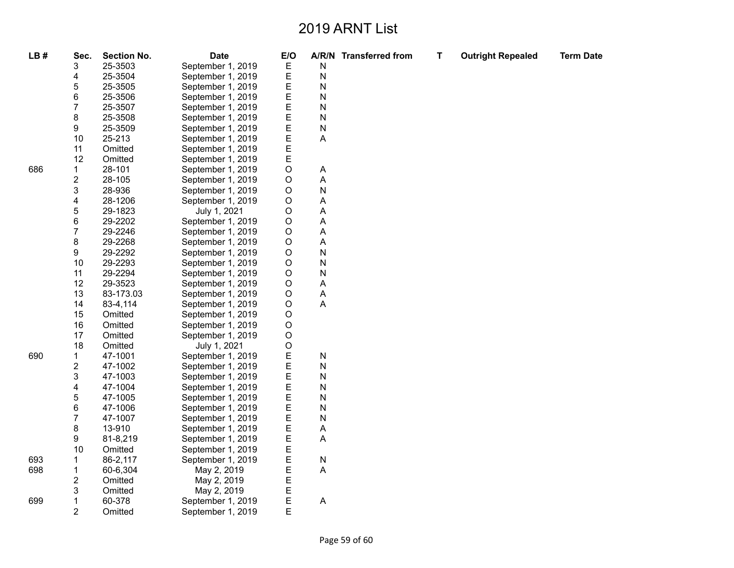# 2019 ARNT List

| LB # | Sec. | Section No. | Date | E/O | A/R/N | Transferred from | T | Outright Repealed | Term Date |
|---|---|---|---|---|---|---|---|---|---|
| | 3 | 25-3503 | September 1, 2019 | E | N | | | | |
| | 4 | 25-3504 | September 1, 2019 | E | N | | | | |
| | 5 | 25-3505 | September 1, 2019 | E | N | | | | |
| | 6 | 25-3506 | September 1, 2019 | E | N | | | | |
| | 7 | 25-3507 | September 1, 2019 | E | N | | | | |
| | 8 | 25-3508 | September 1, 2019 | E | N | | | | |
| | 9 | 25-3509 | September 1, 2019 | E | N | | | | |
| | 10 | 25-213 | September 1, 2019 | E | A | | | | |
| | 11 | Omitted | September 1, 2019 | E | | | | | |
| | 12 | Omitted | September 1, 2019 | E | | | | | |
| 686 | 1 | 28-101 | September 1, 2019 | O | A | | | | |
| | 2 | 28-105 | September 1, 2019 | O | A | | | | |
| | 3 | 28-936 | September 1, 2019 | O | N | | | | |
| | 4 | 28-1206 | September 1, 2019 | O | A | | | | |
| | 5 | 29-1823 | July 1, 2021 | O | A | | | | |
| | 6 | 29-2202 | September 1, 2019 | O | A | | | | |
| | 7 | 29-2246 | September 1, 2019 | O | A | | | | |
| | 8 | 29-2268 | September 1, 2019 | O | A | | | | |
| | 9 | 29-2292 | September 1, 2019 | O | N | | | | |
| | 10 | 29-2293 | September 1, 2019 | O | N | | | | |
| | 11 | 29-2294 | September 1, 2019 | O | N | | | | |
| | 12 | 29-3523 | September 1, 2019 | O | A | | | | |
| | 13 | 83-173.03 | September 1, 2019 | O | A | | | | |
| | 14 | 83-4,114 | September 1, 2019 | O | A | | | | |
| | 15 | Omitted | September 1, 2019 | O | | | | | |
| | 16 | Omitted | September 1, 2019 | O | | | | | |
| | 17 | Omitted | September 1, 2019 | O | | | | | |
| | 18 | Omitted | July 1, 2021 | O | | | | | |
| 690 | 1 | 47-1001 | September 1, 2019 | E | N | | | | |
| | 2 | 47-1002 | September 1, 2019 | E | N | | | | |
| | 3 | 47-1003 | September 1, 2019 | E | N | | | | |
| | 4 | 47-1004 | September 1, 2019 | E | N | | | | |
| | 5 | 47-1005 | September 1, 2019 | E | N | | | | |
| | 6 | 47-1006 | September 1, 2019 | E | N | | | | |
| | 7 | 47-1007 | September 1, 2019 | E | N | | | | |
| | 8 | 13-910 | September 1, 2019 | E | A | | | | |
| | 9 | 81-8,219 | September 1, 2019 | E | A | | | | |
| | 10 | Omitted | September 1, 2019 | E | | | | | |
| 693 | 1 | 86-2,117 | September 1, 2019 | E | N | | | | |
| 698 | 1 | 60-6,304 | May 2, 2019 | E | A | | | | |
| | 2 | Omitted | May 2, 2019 | E | | | | | |
| | 3 | Omitted | May 2, 2019 | E | | | | | |
| 699 | 1 | 60-378 | September 1, 2019 | E | A | | | | |
| | 2 | Omitted | September 1, 2019 | E | | | | | |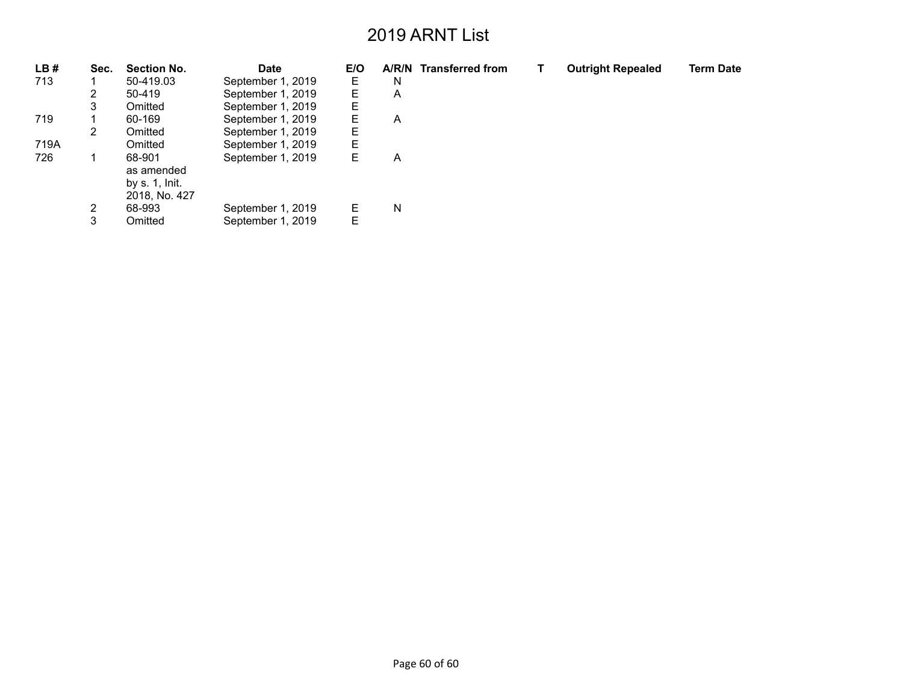# 2019 ARNT List

| LB # | Sec. | Section No. | Date | E/O | A/R/N | Transferred from | T | Outright Repealed | Term Date |
|---|---|---|---|---|---|---|---|---|---|
| 713 | 1 | 50-419.03 | September 1, 2019 | E | N | | | | |
| | 2 | 50-419 | September 1, 2019 | E | A | | | | |
| | 3 | Omitted | September 1, 2019 | E | | | | | |
| 719 | 1 | 60-169 | September 1, 2019 | E | A | | | | |
| | 2 | Omitted | September 1, 2019 | E | | | | | |
| 719A | | Omitted | September 1, 2019 | E | | | | | |
| 726 | 1 | 68-901 as amended by s. 1, Init. 2018, No. 427 | September 1, 2019 | E | A | | | | |
| | 2 | 68-993 | September 1, 2019 | E | N | | | | |
| | 3 | Omitted | September 1, 2019 | E | | | | | |